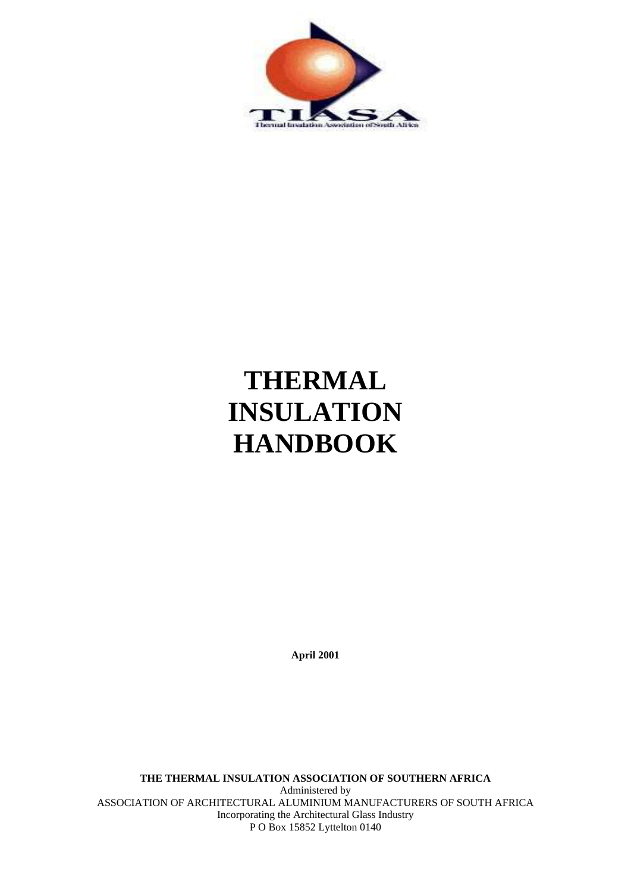TIASA

Thermal Insulation Association of South Africa

# THERMAL INSULATION HANDBOOK

**April 2001**

**THE THERMAL INSULATION ASSOCIATION OF SOUTHERN AFRICA**

Administered by

ASSOCIATION OF ARCHITECTURAL ALUMINIUM MANUFACTURERS OF SOUTH AFRICA

Incorporating the Architectural Glass Industry

P O Box 15852 Lyttelton 0140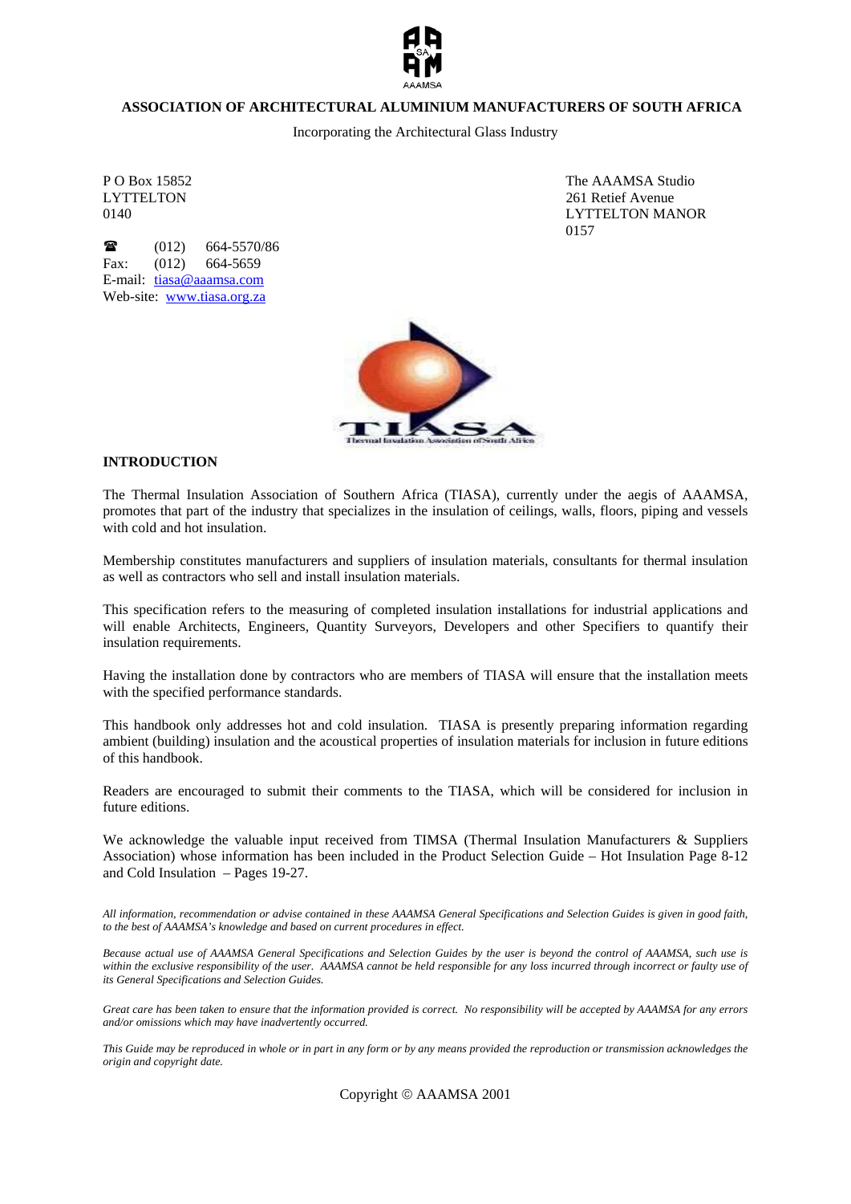**ASSOCIATION OF ARCHITECTURAL ALUMINIUM MANUFACTURERS OF SOUTH AFRICA**

Incorporating the Architectural Glass Industry

P O Box 15852
LYTTELTON
0140

The AAAMSA Studio
261 Retief Avenue
LYTTELTON MANOR
0157

☎ (012) 664-5570/86
Fax: (012) 664-5659
E-mail: tiasa@aaamsa.com
Web-site: www.tiasa.org.za

## INTRODUCTION

The Thermal Insulation Association of Southern Africa (TIASA), currently under the aegis of AAAMSA, promotes that part of the industry that specializes in the insulation of ceilings, walls, floors, piping and vessels with cold and hot insulation.

Membership constitutes manufacturers and suppliers of insulation materials, consultants for thermal insulation as well as contractors who sell and install insulation materials.

This specification refers to the measuring of completed insulation installations for industrial applications and will enable Architects, Engineers, Quantity Surveyors, Developers and other Specifiers to quantify their insulation requirements.

Having the installation done by contractors who are members of TIASA will ensure that the installation meets with the specified performance standards.

This handbook only addresses hot and cold insulation. TIASA is presently preparing information regarding ambient (building) insulation and the acoustical properties of insulation materials for inclusion in future editions of this handbook.

Readers are encouraged to submit their comments to the TIASA, which will be considered for inclusion in future editions.

We acknowledge the valuable input received from TIMSA (Thermal Insulation Manufacturers & Suppliers Association) whose information has been included in the Product Selection Guide – Hot Insulation Page 8-12 and Cold Insulation – Pages 19-27.

*All information, recommendation or advise contained in these AAAMSA General Specifications and Selection Guides is given in good faith, to the best of AAAMSA's knowledge and based on current procedures in effect.*

*Because actual use of AAAMSA General Specifications and Selection Guides by the user is beyond the control of AAAMSA, such use is within the exclusive responsibility of the user. AAAMSA cannot be held responsible for any loss incurred through incorrect or faulty use of its General Specifications and Selection Guides.*

*Great care has been taken to ensure that the information provided is correct. No responsibility will be accepted by AAAMSA for any errors and/or omissions which may have inadvertently occurred.*

*This Guide may be reproduced in whole or in part in any form or by any means provided the reproduction or transmission acknowledges the origin and copyright date.*

Copyright © AAAMSA 2001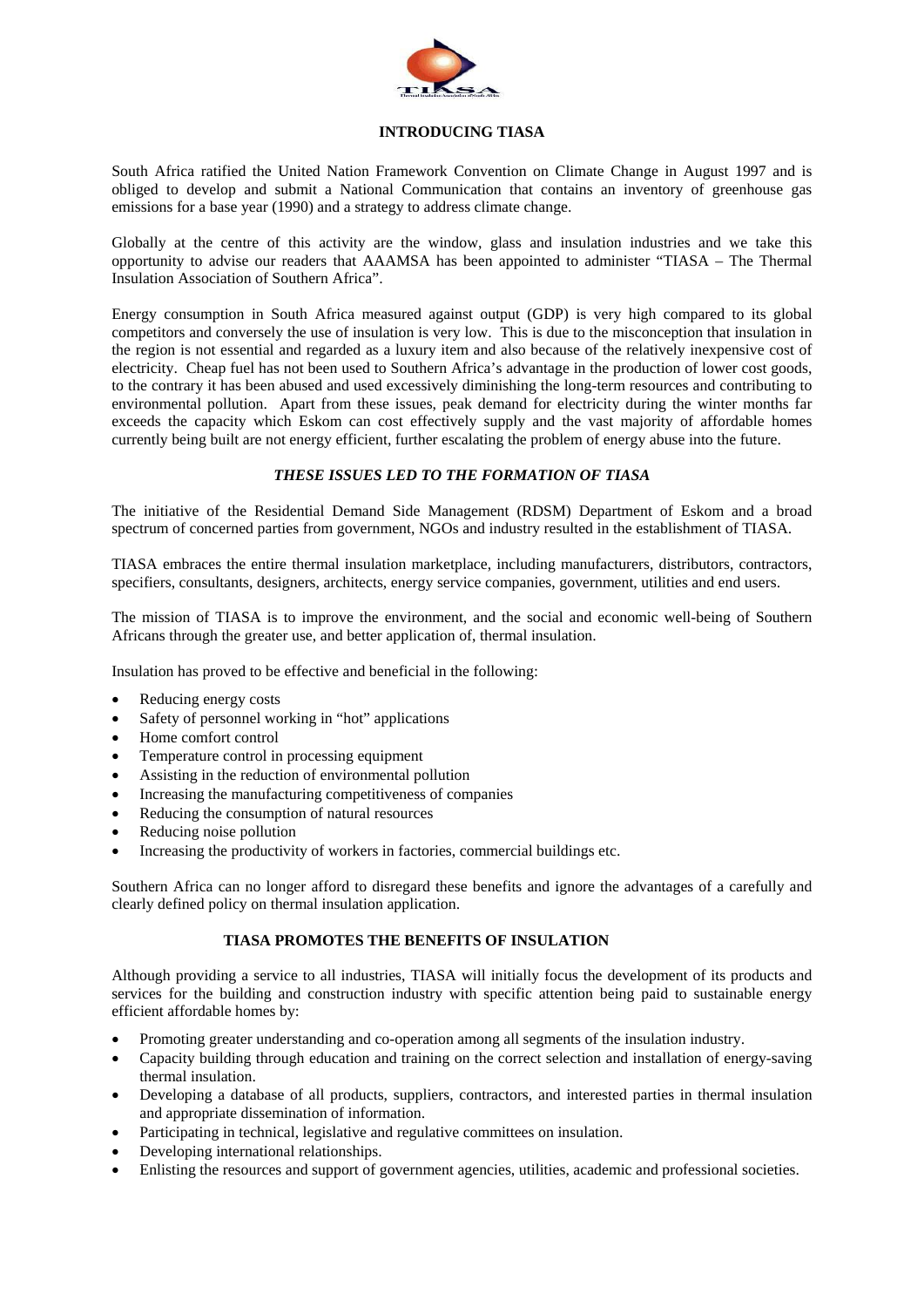## INTRODUCING TIASA

South Africa ratified the United Nation Framework Convention on Climate Change in August 1997 and is obliged to develop and submit a National Communication that contains an inventory of greenhouse gas emissions for a base year (1990) and a strategy to address climate change.

Globally at the centre of this activity are the window, glass and insulation industries and we take this opportunity to advise our readers that AAAMSA has been appointed to administer "TIASA – The Thermal Insulation Association of Southern Africa".

Energy consumption in South Africa measured against output (GDP) is very high compared to its global competitors and conversely the use of insulation is very low. This is due to the misconception that insulation in the region is not essential and regarded as a luxury item and also because of the relatively inexpensive cost of electricity. Cheap fuel has not been used to Southern Africa's advantage in the production of lower cost goods, to the contrary it has been abused and used excessively diminishing the long-term resources and contributing to environmental pollution. Apart from these issues, peak demand for electricity during the winter months far exceeds the capacity which Eskom can cost effectively supply and the vast majority of affordable homes currently being built are not energy efficient, further escalating the problem of energy abuse into the future.

### *THESE ISSUES LED TO THE FORMATION OF TIASA*

The initiative of the Residential Demand Side Management (RDSM) Department of Eskom and a broad spectrum of concerned parties from government, NGOs and industry resulted in the establishment of TIASA.

TIASA embraces the entire thermal insulation marketplace, including manufacturers, distributors, contractors, specifiers, consultants, designers, architects, energy service companies, government, utilities and end users.

The mission of TIASA is to improve the environment, and the social and economic well-being of Southern Africans through the greater use, and better application of, thermal insulation.

Insulation has proved to be effective and beneficial in the following:

- Reducing energy costs
- Safety of personnel working in "hot" applications
- Home comfort control
- Temperature control in processing equipment
- Assisting in the reduction of environmental pollution
- Increasing the manufacturing competitiveness of companies
- Reducing the consumption of natural resources
- Reducing noise pollution
- Increasing the productivity of workers in factories, commercial buildings etc.

Southern Africa can no longer afford to disregard these benefits and ignore the advantages of a carefully and clearly defined policy on thermal insulation application.

### TIASA PROMOTES THE BENEFITS OF INSULATION

Although providing a service to all industries, TIASA will initially focus the development of its products and services for the building and construction industry with specific attention being paid to sustainable energy efficient affordable homes by:

- Promoting greater understanding and co-operation among all segments of the insulation industry.
- Capacity building through education and training on the correct selection and installation of energy-saving thermal insulation.
- Developing a database of all products, suppliers, contractors, and interested parties in thermal insulation and appropriate dissemination of information.
- Participating in technical, legislative and regulative committees on insulation.
- Developing international relationships.
- Enlisting the resources and support of government agencies, utilities, academic and professional societies.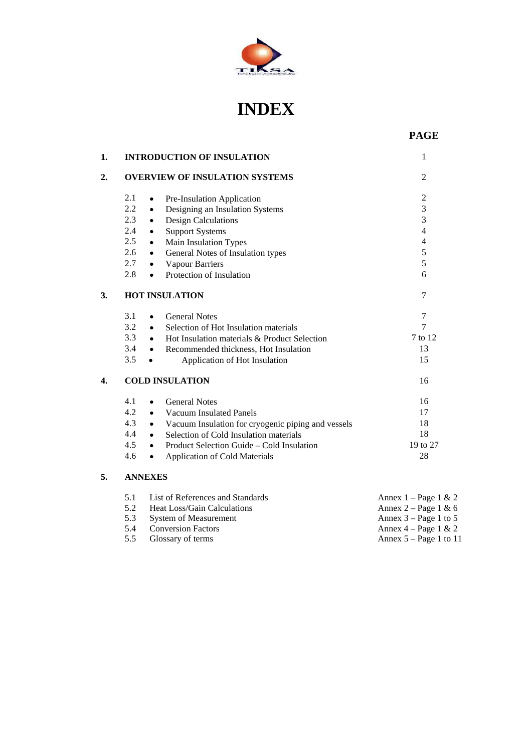# INDEX

| | | PAGE |
|---|---|---|
| **1.** | **INTRODUCTION OF INSULATION** | 1 |
| **2.** | **OVERVIEW OF INSULATION SYSTEMS** | 2 |
| 2.1 | • Pre-Insulation Application | 2 |
| 2.2 | • Designing an Insulation Systems | 3 |
| 2.3 | • Design Calculations | 3 |
| 2.4 | • Support Systems | 4 |
| 2.5 | • Main Insulation Types | 4 |
| 2.6 | • General Notes of Insulation types | 5 |
| 2.7 | • Vapour Barriers | 5 |
| 2.8 | • Protection of Insulation | 6 |
| **3.** | **HOT INSULATION** | 7 |
| 3.1 | • General Notes | 7 |
| 3.2 | • Selection of Hot Insulation materials | 7 |
| 3.3 | • Hot Insulation materials & Product Selection | 7 to 12 |
| 3.4 | • Recommended thickness, Hot Insulation | 13 |
| 3.5 | • Application of Hot Insulation | 15 |
| **4.** | **COLD INSULATION** | 16 |
| 4.1 | • General Notes | 16 |
| 4.2 | • Vacuum Insulated Panels | 17 |
| 4.3 | • Vacuum Insulation for cryogenic piping and vessels | 18 |
| 4.4 | • Selection of Cold Insulation materials | 18 |
| 4.5 | • Product Selection Guide – Cold Insulation | 19 to 27 |
| 4.6 | • Application of Cold Materials | 28 |
| **5.** | **ANNEXES** | |
| 5.1 | List of References and Standards | Annex 1 – Page 1 & 2 |
| 5.2 | Heat Loss/Gain Calculations | Annex 2 – Page 1 & 6 |
| 5.3 | System of Measurement | Annex 3 – Page 1 to 5 |
| 5.4 | Conversion Factors | Annex 4 – Page 1 & 2 |
| 5.5 | Glossary of terms | Annex 5 – Page 1 to 11 |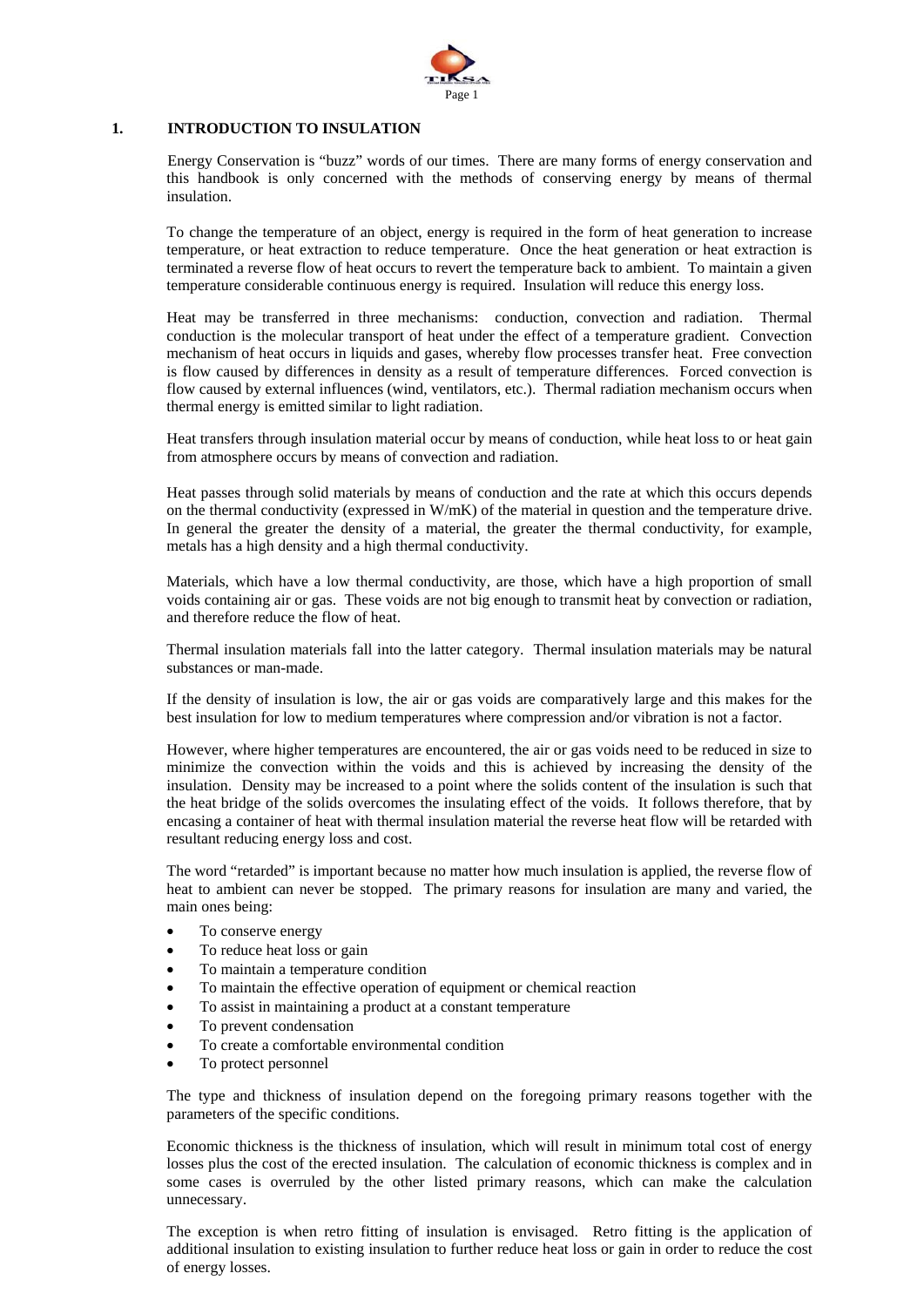# 1. INTRODUCTION TO INSULATION

Energy Conservation is "buzz" words of our times. There are many forms of energy conservation and this handbook is only concerned with the methods of conserving energy by means of thermal insulation.

To change the temperature of an object, energy is required in the form of heat generation to increase temperature, or heat extraction to reduce temperature. Once the heat generation or heat extraction is terminated a reverse flow of heat occurs to revert the temperature back to ambient. To maintain a given temperature considerable continuous energy is required. Insulation will reduce this energy loss.

Heat may be transferred in three mechanisms: conduction, convection and radiation. Thermal conduction is the molecular transport of heat under the effect of a temperature gradient. Convection mechanism of heat occurs in liquids and gases, whereby flow processes transfer heat. Free convection is flow caused by differences in density as a result of temperature differences. Forced convection is flow caused by external influences (wind, ventilators, etc.). Thermal radiation mechanism occurs when thermal energy is emitted similar to light radiation.

Heat transfers through insulation material occur by means of conduction, while heat loss to or heat gain from atmosphere occurs by means of convection and radiation.

Heat passes through solid materials by means of conduction and the rate at which this occurs depends on the thermal conductivity (expressed in W/mK) of the material in question and the temperature drive. In general the greater the density of a material, the greater the thermal conductivity, for example, metals has a high density and a high thermal conductivity.

Materials, which have a low thermal conductivity, are those, which have a high proportion of small voids containing air or gas. These voids are not big enough to transmit heat by convection or radiation, and therefore reduce the flow of heat.

Thermal insulation materials fall into the latter category. Thermal insulation materials may be natural substances or man-made.

If the density of insulation is low, the air or gas voids are comparatively large and this makes for the best insulation for low to medium temperatures where compression and/or vibration is not a factor.

However, where higher temperatures are encountered, the air or gas voids need to be reduced in size to minimize the convection within the voids and this is achieved by increasing the density of the insulation. Density may be increased to a point where the solids content of the insulation is such that the heat bridge of the solids overcomes the insulating effect of the voids. It follows therefore, that by encasing a container of heat with thermal insulation material the reverse heat flow will be retarded with resultant reducing energy loss and cost.

The word "retarded" is important because no matter how much insulation is applied, the reverse flow of heat to ambient can never be stopped. The primary reasons for insulation are many and varied, the main ones being:

- To conserve energy
- To reduce heat loss or gain
- To maintain a temperature condition
- To maintain the effective operation of equipment or chemical reaction
- To assist in maintaining a product at a constant temperature
- To prevent condensation
- To create a comfortable environmental condition
- To protect personnel

The type and thickness of insulation depend on the foregoing primary reasons together with the parameters of the specific conditions.

Economic thickness is the thickness of insulation, which will result in minimum total cost of energy losses plus the cost of the erected insulation. The calculation of economic thickness is complex and in some cases is overruled by the other listed primary reasons, which can make the calculation unnecessary.

The exception is when retro fitting of insulation is envisaged. Retro fitting is the application of additional insulation to existing insulation to further reduce heat loss or gain in order to reduce the cost of energy losses.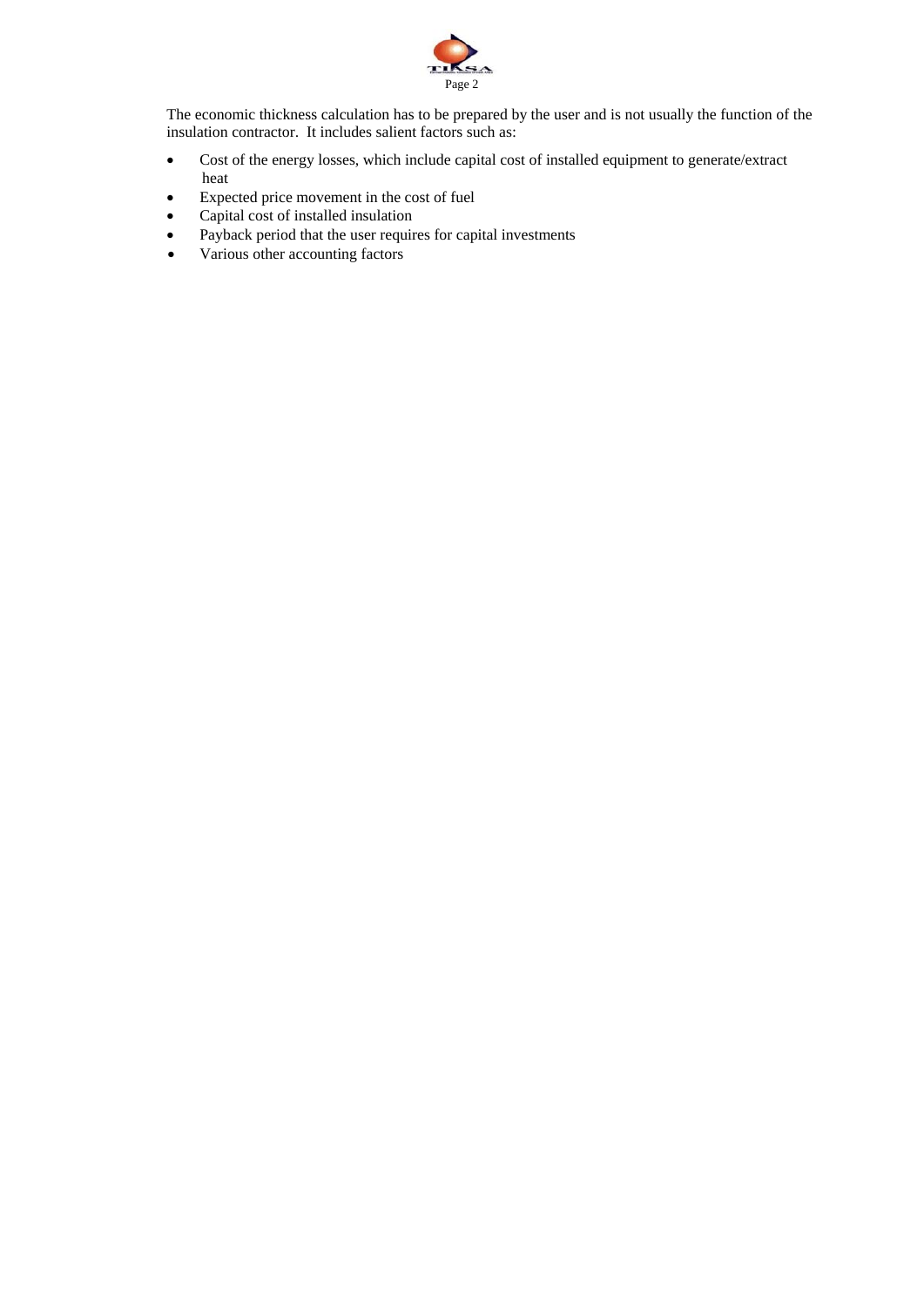The economic thickness calculation has to be prepared by the user and is not usually the function of the insulation contractor. It includes salient factors such as:

- Cost of the energy losses, which include capital cost of installed equipment to generate/extract heat
- Expected price movement in the cost of fuel
- Capital cost of installed insulation
- Payback period that the user requires for capital investments
- Various other accounting factors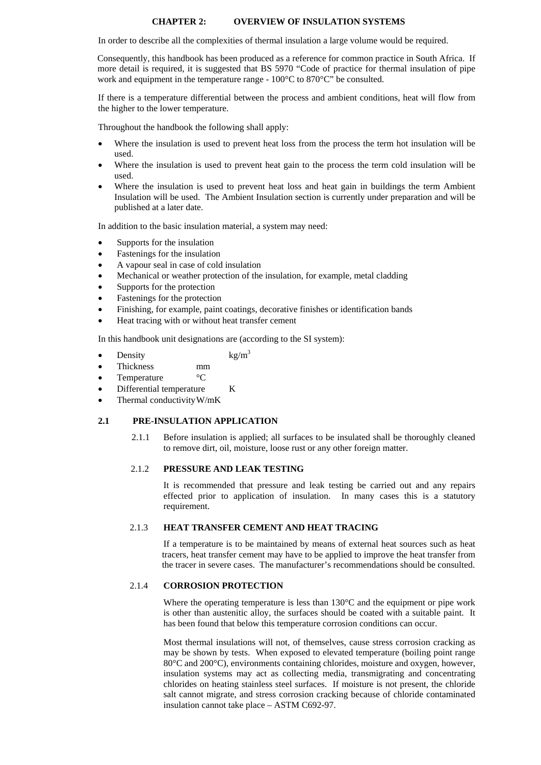# CHAPTER 2: OVERVIEW OF INSULATION SYSTEMS

In order to describe all the complexities of thermal insulation a large volume would be required.

Consequently, this handbook has been produced as a reference for common practice in South Africa. If more detail is required, it is suggested that BS 5970 "Code of practice for thermal insulation of pipe work and equipment in the temperature range - 100°C to 870°C" be consulted.

If there is a temperature differential between the process and ambient conditions, heat will flow from the higher to the lower temperature.

Throughout the handbook the following shall apply:

- Where the insulation is used to prevent heat loss from the process the term hot insulation will be used.
- Where the insulation is used to prevent heat gain to the process the term cold insulation will be used.
- Where the insulation is used to prevent heat loss and heat gain in buildings the term Ambient Insulation will be used. The Ambient Insulation section is currently under preparation and will be published at a later date.

In addition to the basic insulation material, a system may need:

- Supports for the insulation
- Fastenings for the insulation
- A vapour seal in case of cold insulation
- Mechanical or weather protection of the insulation, for example, metal cladding
- Supports for the protection
- Fastenings for the protection
- Finishing, for example, paint coatings, decorative finishes or identification bands
- Heat tracing with or without heat transfer cement

In this handbook unit designations are (according to the SI system):

- Density $kg/m^3$
- Thickness mm
- Temperature °C
- Differential temperature K
- Thermal conductivity W/mK

## 2.1 PRE-INSULATION APPLICATION

2.1.1 Before insulation is applied; all surfaces to be insulated shall be thoroughly cleaned to remove dirt, oil, moisture, loose rust or any other foreign matter.

### 2.1.2 PRESSURE AND LEAK TESTING

It is recommended that pressure and leak testing be carried out and any repairs effected prior to application of insulation. In many cases this is a statutory requirement.

### 2.1.3 HEAT TRANSFER CEMENT AND HEAT TRACING

If a temperature is to be maintained by means of external heat sources such as heat tracers, heat transfer cement may have to be applied to improve the heat transfer from the tracer in severe cases. The manufacturer's recommendations should be consulted.

### 2.1.4 CORROSION PROTECTION

Where the operating temperature is less than 130°C and the equipment or pipe work is other than austenitic alloy, the surfaces should be coated with a suitable paint. It has been found that below this temperature corrosion conditions can occur.

Most thermal insulations will not, of themselves, cause stress corrosion cracking as may be shown by tests. When exposed to elevated temperature (boiling point range 80°C and 200°C), environments containing chlorides, moisture and oxygen, however, insulation systems may act as collecting media, transmigrating and concentrating chlorides on heating stainless steel surfaces. If moisture is not present, the chloride salt cannot migrate, and stress corrosion cracking because of chloride contaminated insulation cannot take place – ASTM C692-97.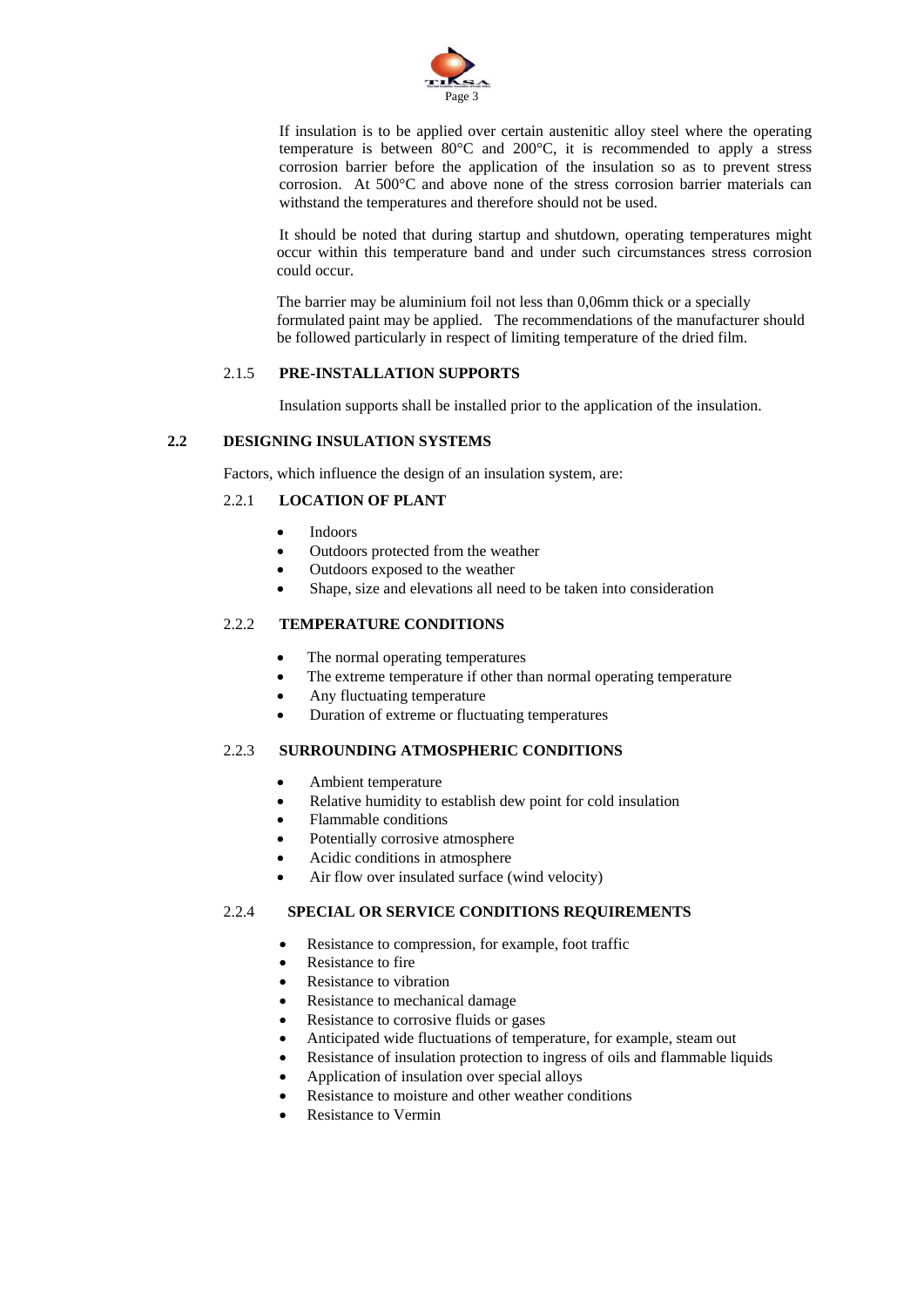If insulation is to be applied over certain austenitic alloy steel where the operating temperature is between 80°C and 200°C, it is recommended to apply a stress corrosion barrier before the application of the insulation so as to prevent stress corrosion. At 500°C and above none of the stress corrosion barrier materials can withstand the temperatures and therefore should not be used.

It should be noted that during startup and shutdown, operating temperatures might occur within this temperature band and under such circumstances stress corrosion could occur.

The barrier may be aluminium foil not less than 0,06mm thick or a specially formulated paint may be applied. The recommendations of the manufacturer should be followed particularly in respect of limiting temperature of the dried film.

#### 2.1.5 PRE-INSTALLATION SUPPORTS

Insulation supports shall be installed prior to the application of the insulation.

### 2.2 DESIGNING INSULATION SYSTEMS

Factors, which influence the design of an insulation system, are:

#### 2.2.1 LOCATION OF PLANT

- Indoors
- Outdoors protected from the weather
- Outdoors exposed to the weather
- Shape, size and elevations all need to be taken into consideration

#### 2.2.2 TEMPERATURE CONDITIONS

- The normal operating temperatures
- The extreme temperature if other than normal operating temperature
- Any fluctuating temperature
- Duration of extreme or fluctuating temperatures

#### 2.2.3 SURROUNDING ATMOSPHERIC CONDITIONS

- Ambient temperature
- Relative humidity to establish dew point for cold insulation
- Flammable conditions
- Potentially corrosive atmosphere
- Acidic conditions in atmosphere
- Air flow over insulated surface (wind velocity)

#### 2.2.4 SPECIAL OR SERVICE CONDITIONS REQUIREMENTS

- Resistance to compression, for example, foot traffic
- Resistance to fire
- Resistance to vibration
- Resistance to mechanical damage
- Resistance to corrosive fluids or gases
- Anticipated wide fluctuations of temperature, for example, steam out
- Resistance of insulation protection to ingress of oils and flammable liquids
- Application of insulation over special alloys
- Resistance to moisture and other weather conditions
- Resistance to Vermin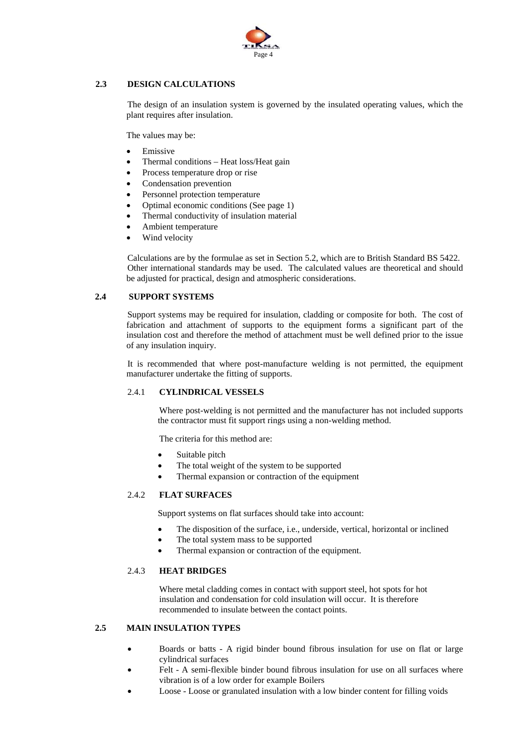## 2.3 DESIGN CALCULATIONS

The design of an insulation system is governed by the insulated operating values, which the plant requires after insulation.

The values may be:

- Emissive
- Thermal conditions – Heat loss/Heat gain
- Process temperature drop or rise
- Condensation prevention
- Personnel protection temperature
- Optimal economic conditions (See page 1)
- Thermal conductivity of insulation material
- Ambient temperature
- Wind velocity

Calculations are by the formulae as set in Section 5.2, which are to British Standard BS 5422. Other international standards may be used. The calculated values are theoretical and should be adjusted for practical, design and atmospheric considerations.

## 2.4 SUPPORT SYSTEMS

Support systems may be required for insulation, cladding or composite for both. The cost of fabrication and attachment of supports to the equipment forms a significant part of the insulation cost and therefore the method of attachment must be well defined prior to the issue of any insulation inquiry.

It is recommended that where post-manufacture welding is not permitted, the equipment manufacturer undertake the fitting of supports.

### 2.4.1 CYLINDRICAL VESSELS

Where post-welding is not permitted and the manufacturer has not included supports the contractor must fit support rings using a non-welding method.

The criteria for this method are:

- Suitable pitch
- The total weight of the system to be supported
- Thermal expansion or contraction of the equipment

### 2.4.2 FLAT SURFACES

Support systems on flat surfaces should take into account:

- The disposition of the surface, i.e., underside, vertical, horizontal or inclined
- The total system mass to be supported
- Thermal expansion or contraction of the equipment.

### 2.4.3 HEAT BRIDGES

Where metal cladding comes in contact with support steel, hot spots for hot insulation and condensation for cold insulation will occur. It is therefore recommended to insulate between the contact points.

## 2.5 MAIN INSULATION TYPES

- Boards or batts - A rigid binder bound fibrous insulation for use on flat or large cylindrical surfaces
- Felt - A semi-flexible binder bound fibrous insulation for use on all surfaces where vibration is of a low order for example Boilers
- Loose - Loose or granulated insulation with a low binder content for filling voids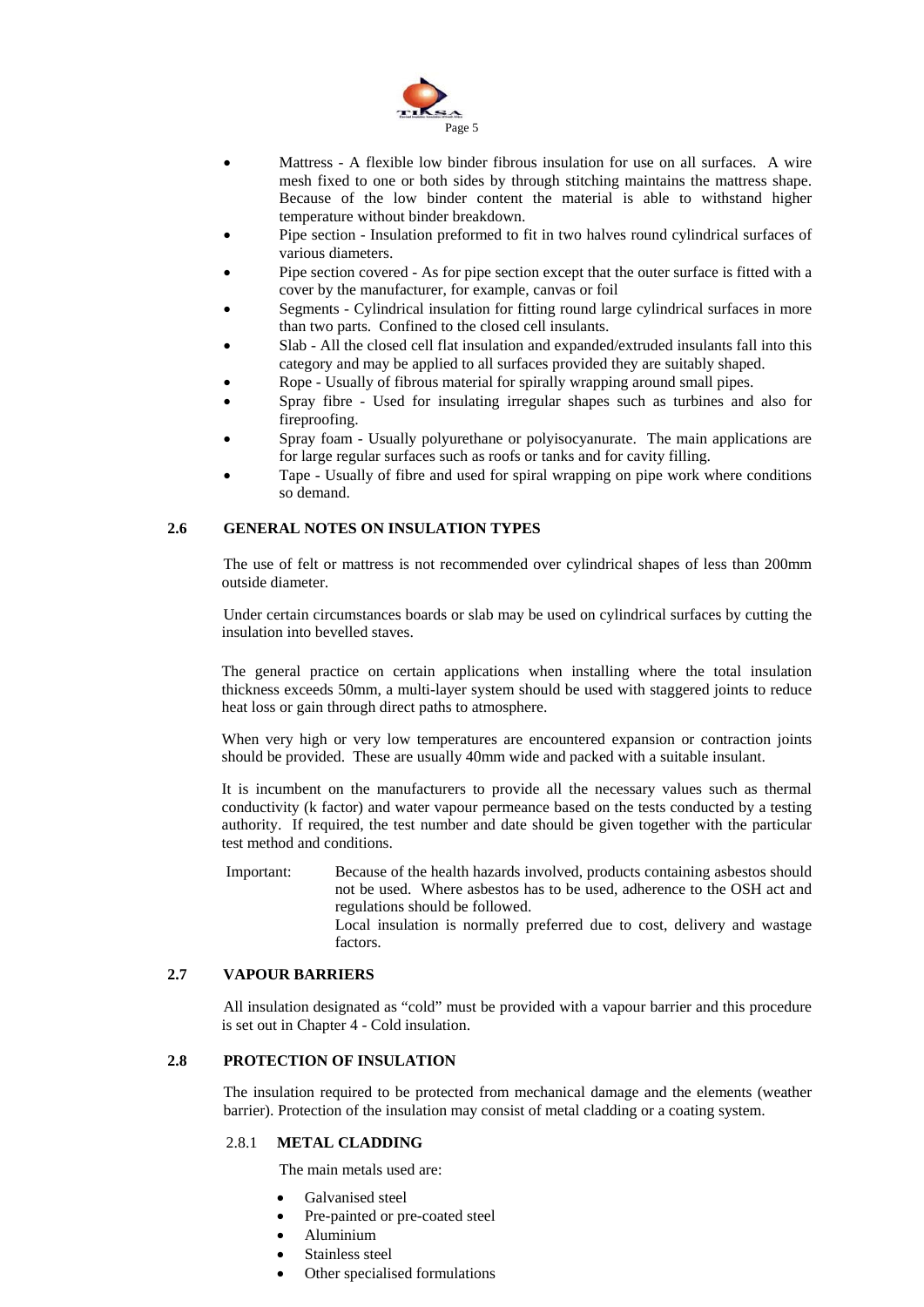- Mattress - A flexible low binder fibrous insulation for use on all surfaces. A wire mesh fixed to one or both sides by through stitching maintains the mattress shape. Because of the low binder content the material is able to withstand higher temperature without binder breakdown.
- Pipe section - Insulation preformed to fit in two halves round cylindrical surfaces of various diameters.
- Pipe section covered - As for pipe section except that the outer surface is fitted with a cover by the manufacturer, for example, canvas or foil
- Segments - Cylindrical insulation for fitting round large cylindrical surfaces in more than two parts. Confined to the closed cell insulants.
- Slab - All the closed cell flat insulation and expanded/extruded insulants fall into this category and may be applied to all surfaces provided they are suitably shaped.
- Rope - Usually of fibrous material for spirally wrapping around small pipes.
- Spray fibre - Used for insulating irregular shapes such as turbines and also for fireproofing.
- Spray foam - Usually polyurethane or polyisocyanurate. The main applications are for large regular surfaces such as roofs or tanks and for cavity filling.
- Tape - Usually of fibre and used for spiral wrapping on pipe work where conditions so demand.

## 2.6 GENERAL NOTES ON INSULATION TYPES

The use of felt or mattress is not recommended over cylindrical shapes of less than 200mm outside diameter.

Under certain circumstances boards or slab may be used on cylindrical surfaces by cutting the insulation into bevelled staves.

The general practice on certain applications when installing where the total insulation thickness exceeds 50mm, a multi-layer system should be used with staggered joints to reduce heat loss or gain through direct paths to atmosphere.

When very high or very low temperatures are encountered expansion or contraction joints should be provided. These are usually 40mm wide and packed with a suitable insulant.

It is incumbent on the manufacturers to provide all the necessary values such as thermal conductivity (k factor) and water vapour permeance based on the tests conducted by a testing authority. If required, the test number and date should be given together with the particular test method and conditions.

Important: Because of the health hazards involved, products containing asbestos should not be used. Where asbestos has to be used, adherence to the OSH act and regulations should be followed.
Local insulation is normally preferred due to cost, delivery and wastage factors.

## 2.7 VAPOUR BARRIERS

All insulation designated as "cold" must be provided with a vapour barrier and this procedure is set out in Chapter 4 - Cold insulation.

## 2.8 PROTECTION OF INSULATION

The insulation required to be protected from mechanical damage and the elements (weather barrier). Protection of the insulation may consist of metal cladding or a coating system.

### 2.8.1 METAL CLADDING

The main metals used are:

- Galvanised steel
- Pre-painted or pre-coated steel
- Aluminium
- Stainless steel
- Other specialised formulations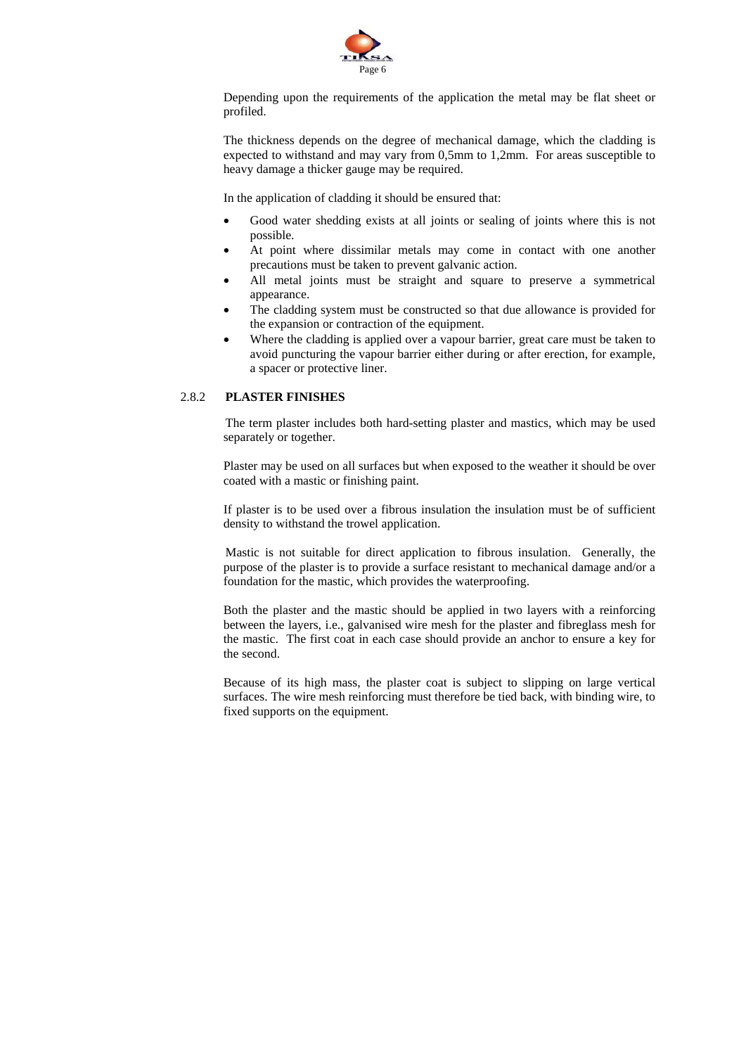Depending upon the requirements of the application the metal may be flat sheet or profiled.

The thickness depends on the degree of mechanical damage, which the cladding is expected to withstand and may vary from 0,5mm to 1,2mm. For areas susceptible to heavy damage a thicker gauge may be required.

In the application of cladding it should be ensured that:

- Good water shedding exists at all joints or sealing of joints where this is not possible.
- At point where dissimilar metals may come in contact with one another precautions must be taken to prevent galvanic action.
- All metal joints must be straight and square to preserve a symmetrical appearance.
- The cladding system must be constructed so that due allowance is provided for the expansion or contraction of the equipment.
- Where the cladding is applied over a vapour barrier, great care must be taken to avoid puncturing the vapour barrier either during or after erection, for example, a spacer or protective liner.

### 2.8.2 PLASTER FINISHES

The term plaster includes both hard-setting plaster and mastics, which may be used separately or together.

Plaster may be used on all surfaces but when exposed to the weather it should be over coated with a mastic or finishing paint.

If plaster is to be used over a fibrous insulation the insulation must be of sufficient density to withstand the trowel application.

Mastic is not suitable for direct application to fibrous insulation. Generally, the purpose of the plaster is to provide a surface resistant to mechanical damage and/or a foundation for the mastic, which provides the waterproofing.

Both the plaster and the mastic should be applied in two layers with a reinforcing between the layers, i.e., galvanised wire mesh for the plaster and fibreglass mesh for the mastic. The first coat in each case should provide an anchor to ensure a key for the second.

Because of its high mass, the plaster coat is subject to slipping on large vertical surfaces. The wire mesh reinforcing must therefore be tied back, with binding wire, to fixed supports on the equipment.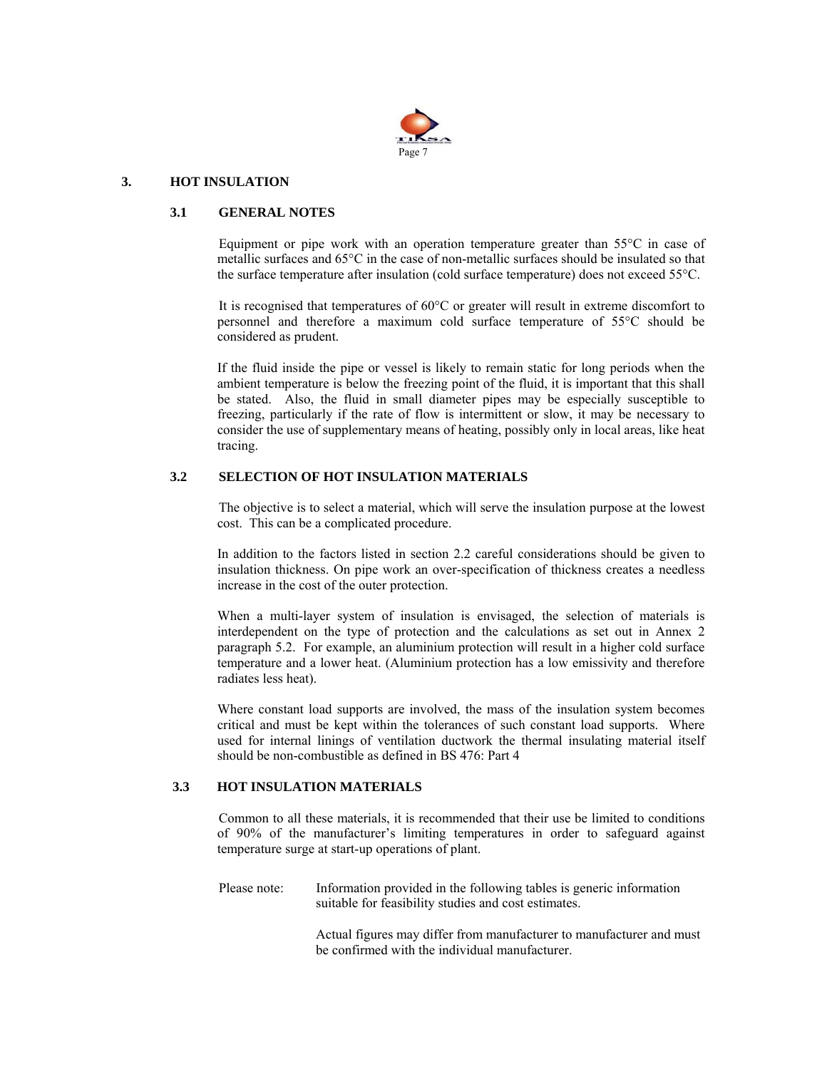## 3. HOT INSULATION

### 3.1 GENERAL NOTES

Equipment or pipe work with an operation temperature greater than 55°C in case of metallic surfaces and 65°C in the case of non-metallic surfaces should be insulated so that the surface temperature after insulation (cold surface temperature) does not exceed 55°C.

It is recognised that temperatures of 60°C or greater will result in extreme discomfort to personnel and therefore a maximum cold surface temperature of 55°C should be considered as prudent.

If the fluid inside the pipe or vessel is likely to remain static for long periods when the ambient temperature is below the freezing point of the fluid, it is important that this shall be stated. Also, the fluid in small diameter pipes may be especially susceptible to freezing, particularly if the rate of flow is intermittent or slow, it may be necessary to consider the use of supplementary means of heating, possibly only in local areas, like heat tracing.

### 3.2 SELECTION OF HOT INSULATION MATERIALS

The objective is to select a material, which will serve the insulation purpose at the lowest cost. This can be a complicated procedure.

In addition to the factors listed in section 2.2 careful considerations should be given to insulation thickness. On pipe work an over-specification of thickness creates a needless increase in the cost of the outer protection.

When a multi-layer system of insulation is envisaged, the selection of materials is interdependent on the type of protection and the calculations as set out in Annex 2 paragraph 5.2. For example, an aluminium protection will result in a higher cold surface temperature and a lower heat. (Aluminium protection has a low emissivity and therefore radiates less heat).

Where constant load supports are involved, the mass of the insulation system becomes critical and must be kept within the tolerances of such constant load supports. Where used for internal linings of ventilation ductwork the thermal insulating material itself should be non-combustible as defined in BS 476: Part 4

### 3.3 HOT INSULATION MATERIALS

Common to all these materials, it is recommended that their use be limited to conditions of 90% of the manufacturer's limiting temperatures in order to safeguard against temperature surge at start-up operations of plant.

Please note: Information provided in the following tables is generic information suitable for feasibility studies and cost estimates.

Actual figures may differ from manufacturer to manufacturer and must be confirmed with the individual manufacturer.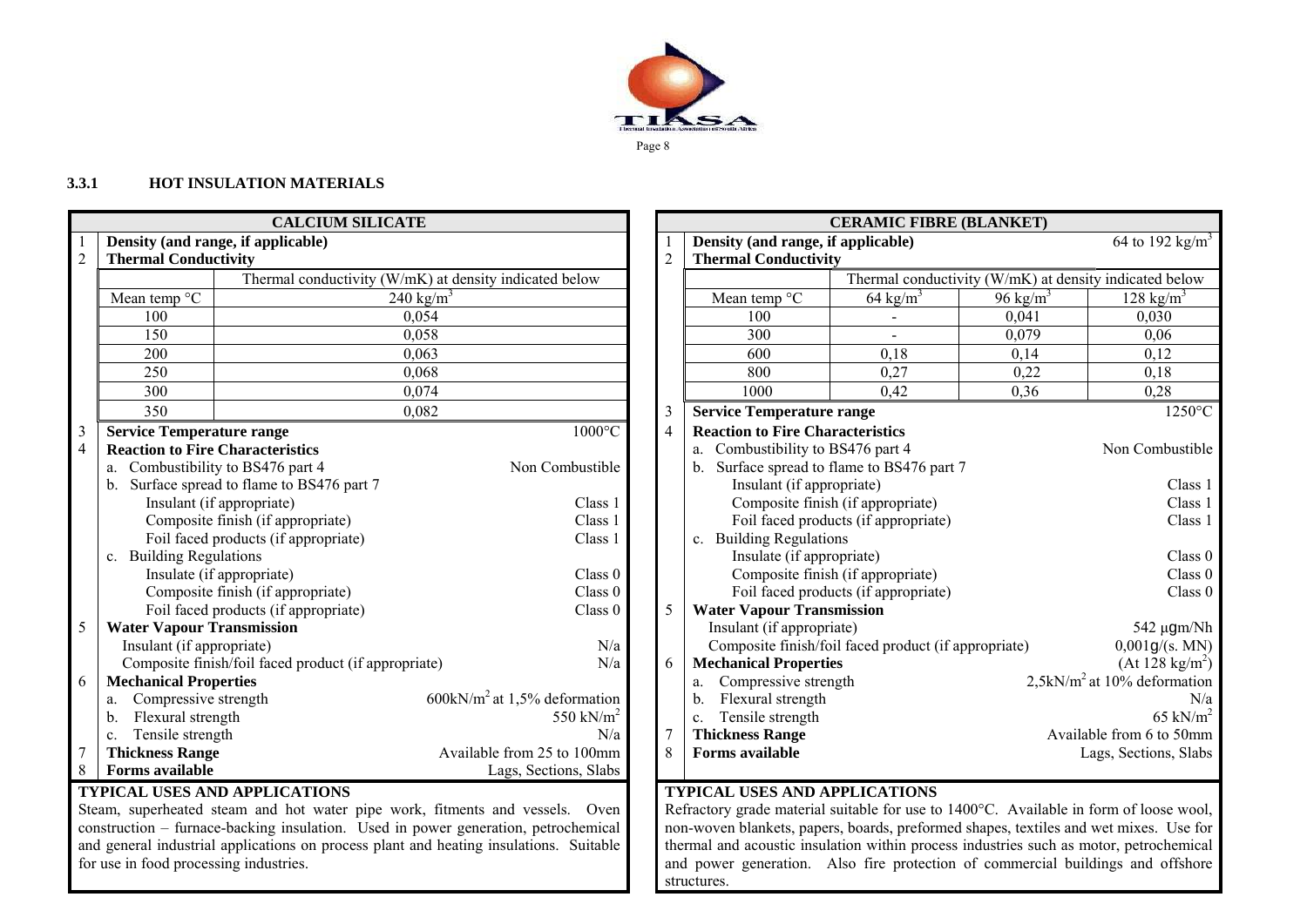### 3.3.1 HOT INSULATION MATERIALS

#### CALCIUM SILICATE

1. **Density (and range, if applicable)**
2. **Thermal Conductivity**

| Mean temp °C | Thermal conductivity (W/mK) at density indicated below: 240 kg/m³ |
|---|---|
| 100 | 0,054 |
| 150 | 0,058 |
| 200 | 0,063 |
| 250 | 0,068 |
| 300 | 0,074 |
| 350 | 0,082 |

3. **Service Temperature range** — 1000°C
4. **Reaction to Fire Characteristics**
   - a. Combustibility to BS476 part 4 — Non Combustible
   - b. Surface spread to flame to BS476 part 7
     - Insulant (if appropriate) — Class 1
     - Composite finish (if appropriate) — Class 1
     - Foil faced products (if appropriate) — Class 1
   - c. Building Regulations
     - Insulate (if appropriate) — Class 0
     - Composite finish (if appropriate) — Class 0
     - Foil faced products (if appropriate) — Class 0
5. **Water Vapour Transmission**
   - Insulant (if appropriate) — N/a
   - Composite finish/foil faced product (if appropriate) — N/a
6. **Mechanical Properties**
   - a. Compressive strength — 600kN/m² at 1,5% deformation
   - b. Flexural strength — 550 kN/m²
   - c. Tensile strength — N/a
7. **Thickness Range** — Available from 25 to 100mm
8. **Forms available** — Lags, Sections, Slabs

**TYPICAL USES AND APPLICATIONS**

Steam, superheated steam and hot water pipe work, fitments and vessels. Oven construction – furnace-backing insulation. Used in power generation, petrochemical and general industrial applications on process plant and heating insulations. Suitable for use in food processing industries.

#### CERAMIC FIBRE (BLANKET)

1. **Density (and range, if applicable)** — 64 to 192 kg/m³
2. **Thermal Conductivity**

| Mean temp °C | Thermal conductivity (W/mK) at density indicated below: 64 kg/m³ | 96 kg/m³ | 128 kg/m³ |
|---|---|---|---|
| 100 | - | 0,041 | 0,030 |
| 300 | - | 0,079 | 0,06 |
| 600 | 0,18 | 0,14 | 0,12 |
| 800 | 0,27 | 0,22 | 0,18 |
| 1000 | 0,42 | 0,36 | 0,28 |

3. **Service Temperature range** — 1250°C
4. **Reaction to Fire Characteristics**
   - a. Combustibility to BS476 part 4 — Non Combustible
   - b. Surface spread to flame to BS476 part 7
     - Insulant (if appropriate) — Class 1
     - Composite finish (if appropriate) — Class 1
     - Foil faced products (if appropriate) — Class 1
   - c. Building Regulations
     - Insulate (if appropriate) — Class 0
     - Composite finish (if appropriate) — Class 0
     - Foil faced products (if appropriate) — Class 0
5. **Water Vapour Transmission**
   - Insulant (if appropriate) — 542 μgm/Nh
   - Composite finish/foil faced product (if appropriate) — 0,001g/(s. MN)
6. **Mechanical Properties** — (At 128 kg/m²)
   - a. Compressive strength — 2,5kN/m² at 10% deformation
   - b. Flexural strength — N/a
   - c. Tensile strength — 65 kN/m²
7. **Thickness Range** — Available from 6 to 50mm
8. **Forms available** — Lags, Sections, Slabs

**TYPICAL USES AND APPLICATIONS**

Refractory grade material suitable for use to 1400°C. Available in form of loose wool, non-woven blankets, papers, boards, preformed shapes, textiles and wet mixes. Use for thermal and acoustic insulation within process industries such as motor, petrochemical and power generation. Also fire protection of commercial buildings and offshore structures.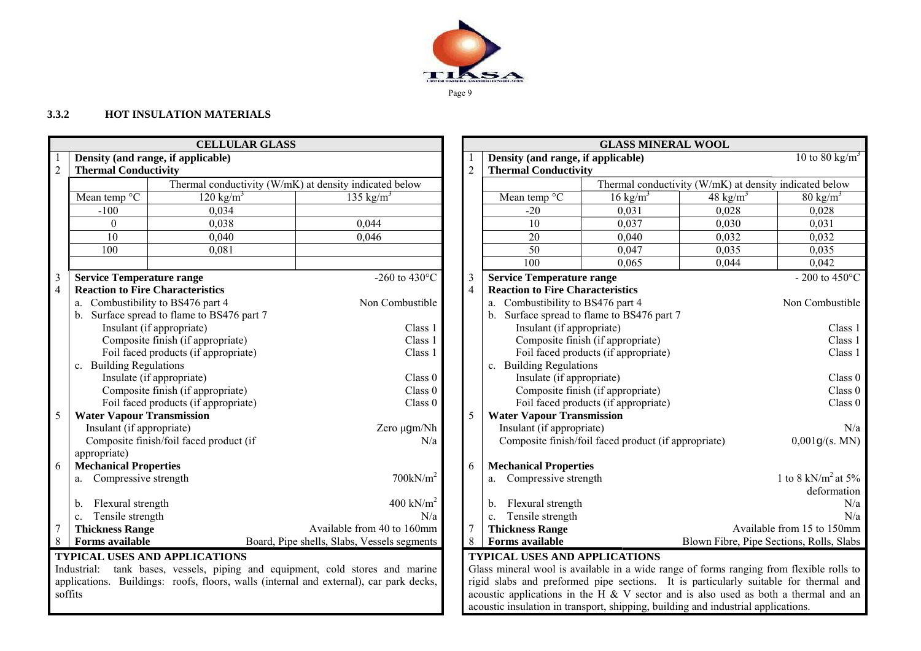### 3.3.2 HOT INSULATION MATERIALS

**CELLULAR GLASS**

| | | | |
|---|---|---|---|
| 1 | **Density (and range, if applicable)** | | |
| 2 | **Thermal Conductivity** | | |

| Mean temp °C | Thermal conductivity (W/mK) at density indicated below: 120 kg/m³ | 135 kg/m³ |
|---|---|---|
| -100 | 0,034 | |
| 0 | 0,038 | 0,044 |
| 10 | 0,040 | 0,046 |
| 100 | 0,081 | |

| | | |
|---|---|---|
| 3 | **Service Temperature range** | -260 to 430°C |
| 4 | **Reaction to Fire Characteristics** | |
| | a. Combustibility to BS476 part 4 | Non Combustible |
| | b. Surface spread to flame to BS476 part 7 | |
| | Insulant (if appropriate) | Class 1 |
| | Composite finish (if appropriate) | Class 1 |
| | Foil faced products (if appropriate) | Class 1 |
| | c. Building Regulations | |
| | Insulate (if appropriate) | Class 0 |
| | Composite finish (if appropriate) | Class 0 |
| | Foil faced products (if appropriate) | Class 0 |
| 5 | **Water Vapour Transmission** | |
| | Insulant (if appropriate) | Zero μgm/Nh |
| | Composite finish/foil faced product (if appropriate) | N/a |
| 6 | **Mechanical Properties** | |
| | a. Compressive strength | 700kN/m² |
| | b. Flexural strength | 400 kN/m² |
| | c. Tensile strength | N/a |
| 7 | **Thickness Range** | Available from 40 to 160mm |
| 8 | **Forms available** | Board, Pipe shells, Slabs, Vessels segments |

**TYPICAL USES AND APPLICATIONS**

Industrial: tank bases, vessels, piping and equipment, cold stores and marine applications. Buildings: roofs, floors, walls (internal and external), car park decks, soffits

**GLASS MINERAL WOOL**

| | | | |
|---|---|---|---|
| 1 | **Density (and range, if applicable)** | 10 to 80 kg/m³ | |
| 2 | **Thermal Conductivity** | | |

| Mean temp °C | Thermal conductivity (W/mK) at density indicated below: 16 kg/m³ | 48 kg/m³ | 80 kg/m³ |
|---|---|---|---|
| -20 | 0,031 | 0,028 | 0,028 |
| 10 | 0,037 | 0,030 | 0,031 |
| 20 | 0,040 | 0,032 | 0,032 |
| 50 | 0,047 | 0,035 | 0,035 |
| 100 | 0,065 | 0,044 | 0,042 |

| | | |
|---|---|---|
| 3 | **Service Temperature range** | - 200 to 450°C |
| 4 | **Reaction to Fire Characteristics** | |
| | a. Combustibility to BS476 part 4 | Non Combustible |
| | b. Surface spread to flame to BS476 part 7 | |
| | Insulant (if appropriate) | Class 1 |
| | Composite finish (if appropriate) | Class 1 |
| | Foil faced products (if appropriate) | Class 1 |
| | c. Building Regulations | |
| | Insulate (if appropriate) | Class 0 |
| | Composite finish (if appropriate) | Class 0 |
| | Foil faced products (if appropriate) | Class 0 |
| 5 | **Water Vapour Transmission** | |
| | Insulant (if appropriate) | N/a |
| | Composite finish/foil faced product (if appropriate) | 0,001g/(s. MN) |
| 6 | **Mechanical Properties** | |
| | a. Compressive strength | 1 to 8 kN/m² at 5% deformation |
| | b. Flexural strength | N/a |
| | c. Tensile strength | N/a |
| 7 | **Thickness Range** | Available from 15 to 150mm |
| 8 | **Forms available** | Blown Fibre, Pipe Sections, Rolls, Slabs |

**TYPICAL USES AND APPLICATIONS**

Glass mineral wool is available in a wide range of forms ranging from flexible rolls to rigid slabs and preformed pipe sections. It is particularly suitable for thermal and acoustic applications in the H & V sector and is also used as both a thermal and an acoustic insulation in transport, shipping, building and industrial applications.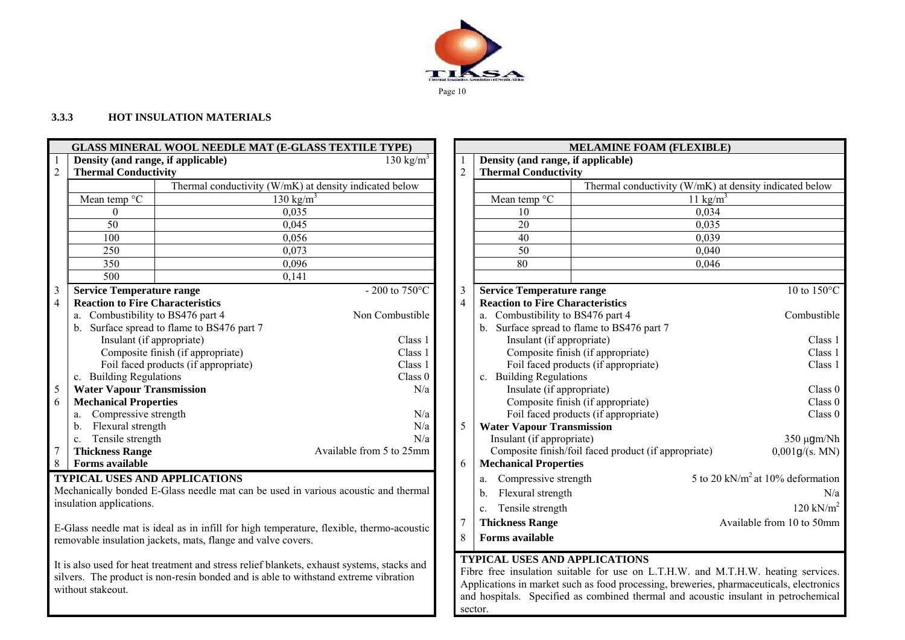### 3.3.3 HOT INSULATION MATERIALS

| | GLASS MINERAL WOOL NEEDLE MAT (E-GLASS TEXTILE TYPE) | |
|---|---|---|
| 1 | **Density (and range, if applicable)** | 130 kg/m$^3$ |
| 2 | **Thermal Conductivity** | |
| | | Thermal conductivity (W/mK) at density indicated below |
| | Mean temp °C | 130 kg/m$^3$ |
| | 0 | 0,035 |
| | 50 | 0,045 |
| | 100 | 0,056 |
| | 250 | 0,073 |
| | 350 | 0,096 |
| | 500 | 0,141 |
| 3 | **Service Temperature range** | - 200 to 750°C |
| 4 | **Reaction to Fire Characteristics** | |
| | a. Combustibility to BS476 part 4 | Non Combustible |
| | b. Surface spread to flame to BS476 part 7 | |
| | Insulant (if appropriate) | Class 1 |
| | Composite finish (if appropriate) | Class 1 |
| | Foil faced products (if appropriate) | Class 1 |
| | c. Building Regulations | Class 0 |
| 5 | **Water Vapour Transmission** | N/a |
| 6 | **Mechanical Properties** | |
| | a. Compressive strength | N/a |
| | b. Flexural strength | N/a |
| | c. Tensile strength | N/a |
| 7 | **Thickness Range** | Available from 5 to 25mm |
| 8 | **Forms available** | |

**TYPICAL USES AND APPLICATIONS**

Mechanically bonded E-Glass needle mat can be used in various acoustic and thermal insulation applications.

E-Glass needle mat is ideal as in infill for high temperature, flexible, thermo-acoustic removable insulation jackets, mats, flange and valve covers.

It is also used for heat treatment and stress relief blankets, exhaust systems, stacks and silvers. The product is non-resin bonded and is able to withstand extreme vibration without stakeout.

| | MELAMINE FOAM (FLEXIBLE) | |
|---|---|---|
| 1 | **Density (and range, if applicable)** | |
| 2 | **Thermal Conductivity** | |
| | | Thermal conductivity (W/mK) at density indicated below |
| | Mean temp °C | 11 kg/m$^3$ |
| | 10 | 0,034 |
| | 20 | 0,035 |
| | 40 | 0,039 |
| | 50 | 0,040 |
| | 80 | 0,046 |
| 3 | **Service Temperature range** | 10 to 150°C |
| 4 | **Reaction to Fire Characteristics** | |
| | a. Combustibility to BS476 part 4 | Combustible |
| | b. Surface spread to flame to BS476 part 7 | |
| | Insulant (if appropriate) | Class 1 |
| | Composite finish (if appropriate) | Class 1 |
| | Foil faced products (if appropriate) | Class 1 |
| | c. Building Regulations | |
| | Insulate (if appropriate) | Class 0 |
| | Composite finish (if appropriate) | Class 0 |
| | Foil faced products (if appropriate) | Class 0 |
| 5 | **Water Vapour Transmission** | |
| | Insulant (if appropriate) | 350 µgm/Nh |
| | Composite finish/foil faced product (if appropriate) | 0,001g/(s. MN) |
| 6 | **Mechanical Properties** | |
| | a. Compressive strength | 5 to 20 kN/m$^2$ at 10% deformation |
| | b. Flexural strength | N/a |
| | c. Tensile strength | 120 kN/m$^2$ |
| 7 | **Thickness Range** | Available from 10 to 50mm |
| 8 | **Forms available** | |

**TYPICAL USES AND APPLICATIONS**

Fibre free insulation suitable for use on L.T.H.W. and M.T.H.W. heating services. Applications in market such as food processing, breweries, pharmaceuticals, electronics and hospitals. Specified as combined thermal and acoustic insulant in petrochemical sector.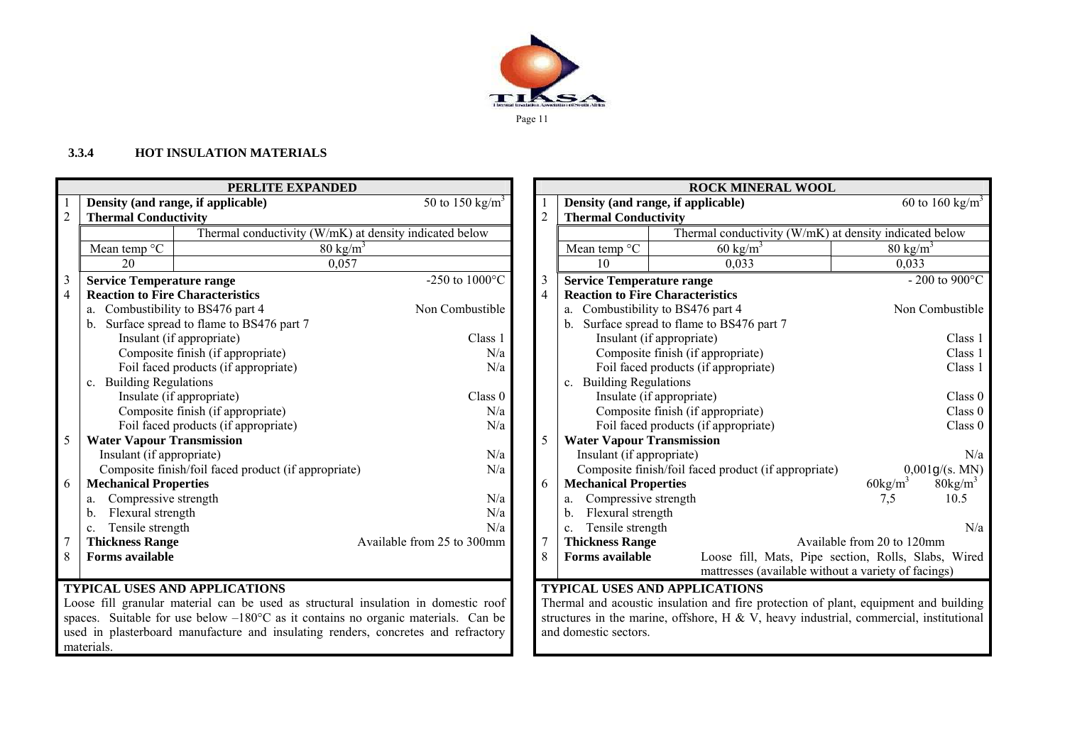### 3.3.4 HOT INSULATION MATERIALS

#### PERLITE EXPANDED

| | | | |
|---|---|---|---|
| 1 | **Density (and range, if applicable)** | | 50 to 150 kg/m³ |
| 2 | **Thermal Conductivity** | | |
| | | Thermal conductivity (W/mK) at density indicated below | |
| | Mean temp °C | 80 kg/m³ | |
| | 20 | 0,057 | |
| 3 | **Service Temperature range** | | -250 to 1000°C |
| 4 | **Reaction to Fire Characteristics** | | |
| | a. Combustibility to BS476 part 4 | | Non Combustible |
| | b. Surface spread to flame to BS476 part 7 | | |
| | Insulant (if appropriate) | | Class 1 |
| | Composite finish (if appropriate) | | N/a |
| | Foil faced products (if appropriate) | | N/a |
| | c. Building Regulations | | |
| | Insulate (if appropriate) | | Class 0 |
| | Composite finish (if appropriate) | | N/a |
| | Foil faced products (if appropriate) | | N/a |
| 5 | **Water Vapour Transmission** | | |
| | Insulant (if appropriate) | | N/a |
| | Composite finish/foil faced product (if appropriate) | | N/a |
| 6 | **Mechanical Properties** | | |
| | a. Compressive strength | | N/a |
| | b. Flexural strength | | N/a |
| | c. Tensile strength | | N/a |
| 7 | **Thickness Range** | | Available from 25 to 300mm |
| 8 | **Forms available** | | |

**TYPICAL USES AND APPLICATIONS**

Loose fill granular material can be used as structural insulation in domestic roof spaces. Suitable for use below –180°C as it contains no organic materials. Can be used in plasterboard manufacture and insulating renders, concretes and refractory materials.

#### ROCK MINERAL WOOL

| | | | | |
|---|---|---|---|---|
| 1 | **Density (and range, if applicable)** | | | 60 to 160 kg/m³ |
| 2 | **Thermal Conductivity** | | | |
| | | Thermal conductivity (W/mK) at density indicated below | | |
| | Mean temp °C | 60 kg/m³ | 80 kg/m³ | |
| | 10 | 0,033 | 0,033 | |
| 3 | **Service Temperature range** | | | - 200 to 900°C |
| 4 | **Reaction to Fire Characteristics** | | | |
| | a. Combustibility to BS476 part 4 | | | Non Combustible |
| | b. Surface spread to flame to BS476 part 7 | | | |
| | Insulant (if appropriate) | | | Class 1 |
| | Composite finish (if appropriate) | | | Class 1 |
| | Foil faced products (if appropriate) | | | Class 1 |
| | c. Building Regulations | | | |
| | Insulate (if appropriate) | | | Class 0 |
| | Composite finish (if appropriate) | | | Class 0 |
| | Foil faced products (if appropriate) | | | Class 0 |
| 5 | **Water Vapour Transmission** | | | |
| | Insulant (if appropriate) | | | N/a |
| | Composite finish/foil faced product (if appropriate) | | | 0,001g/(s. MN) |
| 6 | **Mechanical Properties** | | 60kg/m³ | 80kg/m³ |
| | a. Compressive strength | | 7,5 | 10.5 |
| | b. Flexural strength | | | |
| | c. Tensile strength | | | N/a |
| 7 | **Thickness Range** | | Available from 20 to 120mm | |
| 8 | **Forms available** | Loose fill, Mats, Pipe section, Rolls, Slabs, Wired mattresses (available without a variety of facings) | | |

**TYPICAL USES AND APPLICATIONS**

Thermal and acoustic insulation and fire protection of plant, equipment and building structures in the marine, offshore, H & V, heavy industrial, commercial, institutional and domestic sectors.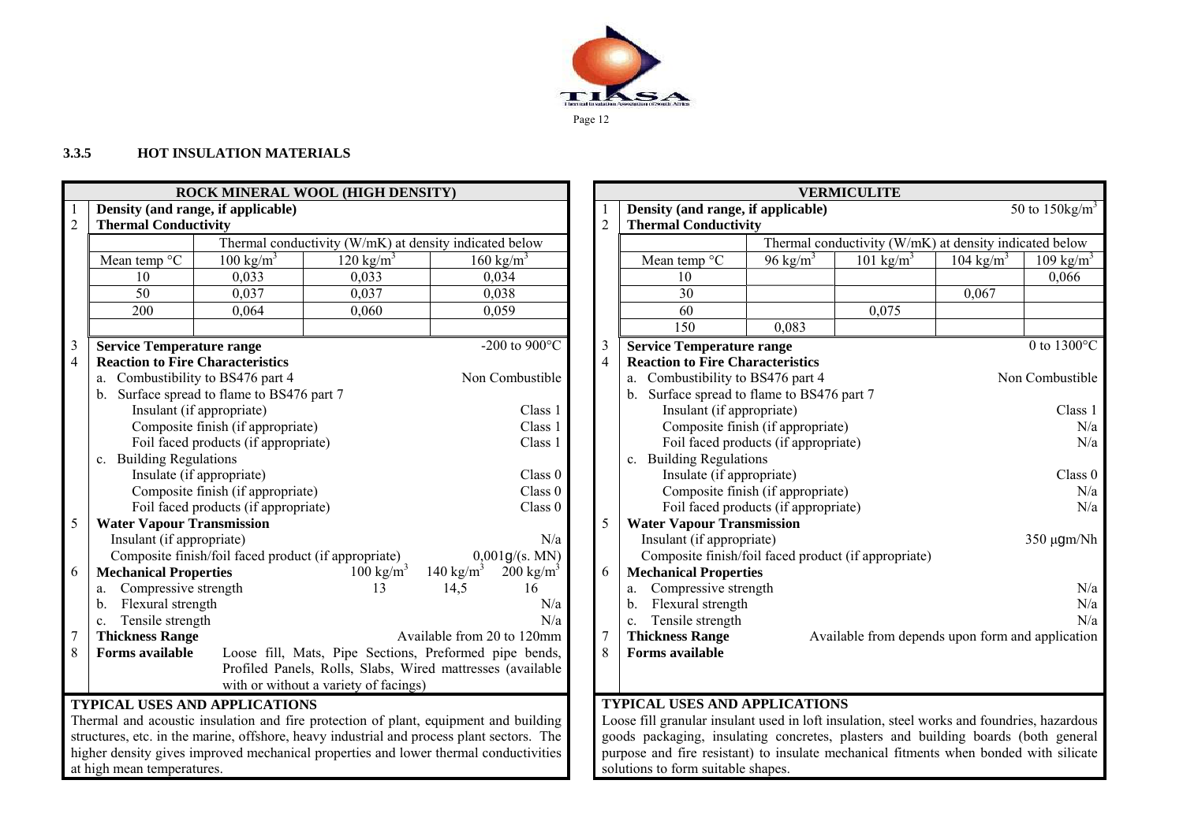### 3.3.5 HOT INSULATION MATERIALS

## ROCK MINERAL WOOL (HIGH DENSITY)

1. **Density (and range, if applicable)**
2. **Thermal Conductivity**

| Mean temp °C | Thermal conductivity (W/mK) at density indicated below | | |
|---|---|---|---|
| | 100 kg/m$^3$ | 120 kg/m$^3$ | 160 kg/m$^3$ |
| 10 | 0,033 | 0,033 | 0,034 |
| 50 | 0,037 | 0,037 | 0,038 |
| 200 | 0,064 | 0,060 | 0,059 |

3. **Service Temperature range** — -200 to 900°C
4. **Reaction to Fire Characteristics**
   - a. Combustibility to BS476 part 4 — Non Combustible
   - b. Surface spread to flame to BS476 part 7
     - Insulant (if appropriate) — Class 1
     - Composite finish (if appropriate) — Class 1
     - Foil faced products (if appropriate) — Class 1
   - c. Building Regulations
     - Insulate (if appropriate) — Class 0
     - Composite finish (if appropriate) — Class 0
     - Foil faced products (if appropriate) — Class 0
5. **Water Vapour Transmission**
   - Insulant (if appropriate) — N/a
   - Composite finish/foil faced product (if appropriate) — 0,001g/(s. MN)
6. **Mechanical Properties**

| | 100 kg/m$^3$ | 140 kg/m$^3$ | 200 kg/m$^3$ |
|---|---|---|---|
| a. Compressive strength | 13 | 14,5 | 16 |
| b. Flexural strength | | | N/a |
| c. Tensile strength | | | N/a |

7. **Thickness Range** — Available from 20 to 120mm
8. **Forms available** — Loose fill, Mats, Pipe Sections, Preformed pipe bends, Profiled Panels, Rolls, Slabs, Wired mattresses (available with or without a variety of facings)

**TYPICAL USES AND APPLICATIONS**

Thermal and acoustic insulation and fire protection of plant, equipment and building structures, etc. in the marine, offshore, heavy industrial and process plant sectors. The higher density gives improved mechanical properties and lower thermal conductivities at high mean temperatures.

## VERMICULITE

1. **Density (and range, if applicable)** — 50 to 150kg/m$^3$
2. **Thermal Conductivity**

| Mean temp °C | Thermal conductivity (W/mK) at density indicated below | | | |
|---|---|---|---|---|
| | 96 kg/m$^3$ | 101 kg/m$^3$ | 104 kg/m$^3$ | 109 kg/m$^3$ |
| 10 | | | | 0,066 |
| 30 | | | 0,067 | |
| 60 | | 0,075 | | |
| 150 | 0,083 | | | |

3. **Service Temperature range** — 0 to 1300°C
4. **Reaction to Fire Characteristics**
   - a. Combustibility to BS476 part 4 — Non Combustible
   - b. Surface spread to flame to BS476 part 7
     - Insulant (if appropriate) — Class 1
     - Composite finish (if appropriate) — N/a
     - Foil faced products (if appropriate) — N/a
   - c. Building Regulations
     - Insulate (if appropriate) — Class 0
     - Composite finish (if appropriate) — N/a
     - Foil faced products (if appropriate) — N/a
5. **Water Vapour Transmission**
   - Insulant (if appropriate) — 350 μgm/Nh
   - Composite finish/foil faced product (if appropriate)
6. **Mechanical Properties**
   - a. Compressive strength — N/a
   - b. Flexural strength — N/a
   - c. Tensile strength — N/a
7. **Thickness Range** — Available from depends upon form and application
8. **Forms available**

**TYPICAL USES AND APPLICATIONS**

Loose fill granular insulant used in loft insulation, steel works and foundries, hazardous goods packaging, insulating concretes, plasters and building boards (both general purpose and fire resistant) to insulate mechanical fitments when bonded with silicate solutions to form suitable shapes.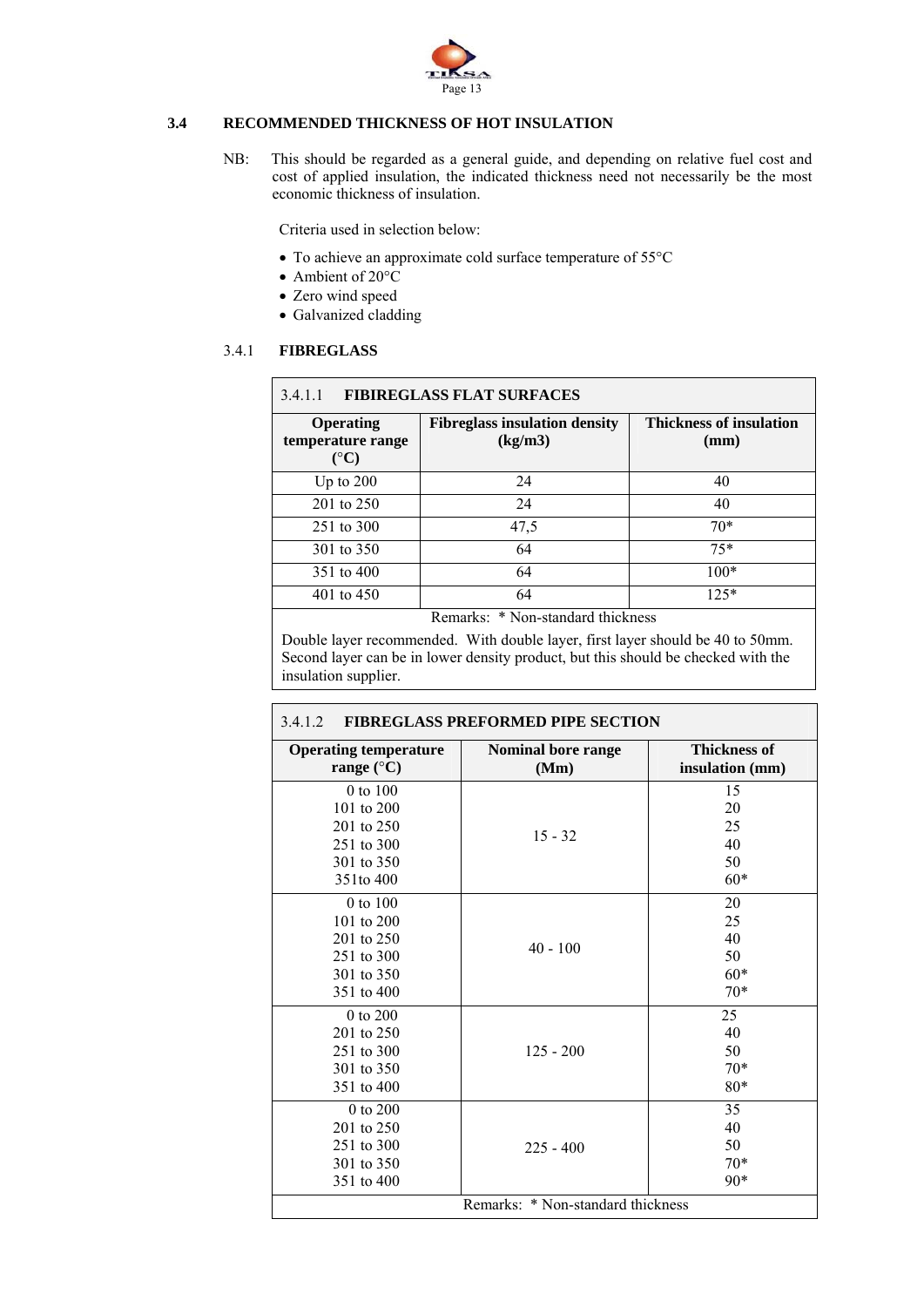## 3.4 RECOMMENDED THICKNESS OF HOT INSULATION

NB: This should be regarded as a general guide, and depending on relative fuel cost and cost of applied insulation, the indicated thickness need not necessarily be the most economic thickness of insulation.

Criteria used in selection below:

- To achieve an approximate cold surface temperature of 55°C
- Ambient of 20°C
- Zero wind speed
- Galvanized cladding

### 3.4.1 FIBREGLASS

**3.4.1.1 FIBIREGLASS FLAT SURFACES**

| Operating temperature range (°C) | Fibreglass insulation density (kg/m3) | Thickness of insulation (mm) |
|---|---|---|
| Up to 200 | 24 | 40 |
| 201 to 250 | 24 | 40 |
| 251 to 300 | 47,5 | 70* |
| 301 to 350 | 64 | 75* |
| 351 to 400 | 64 | 100* |
| 401 to 450 | 64 | 125* |

Remarks: * Non-standard thickness

Double layer recommended. With double layer, first layer should be 40 to 50mm. Second layer can be in lower density product, but this should be checked with the insulation supplier.

**3.4.1.2 FIBREGLASS PREFORMED PIPE SECTION**

| Operating temperature range (°C) | Nominal bore range (Mm) | Thickness of insulation (mm) |
|---|---|---|
| 0 to 100 | 15 - 32 | 15 |
| 101 to 200 | | 20 |
| 201 to 250 | | 25 |
| 251 to 300 | | 40 |
| 301 to 350 | | 50 |
| 351to 400 | | 60* |
| 0 to 100 | 40 - 100 | 20 |
| 101 to 200 | | 25 |
| 201 to 250 | | 40 |
| 251 to 300 | | 50 |
| 301 to 350 | | 60* |
| 351 to 400 | | 70* |
| 0 to 200 | 125 - 200 | 25 |
| 201 to 250 | | 40 |
| 251 to 300 | | 50 |
| 301 to 350 | | 70* |
| 351 to 400 | | 80* |
| 0 to 200 | 225 - 400 | 35 |
| 201 to 250 | | 40 |
| 251 to 300 | | 50 |
| 301 to 350 | | 70* |
| 351 to 400 | | 90* |

Remarks: * Non-standard thickness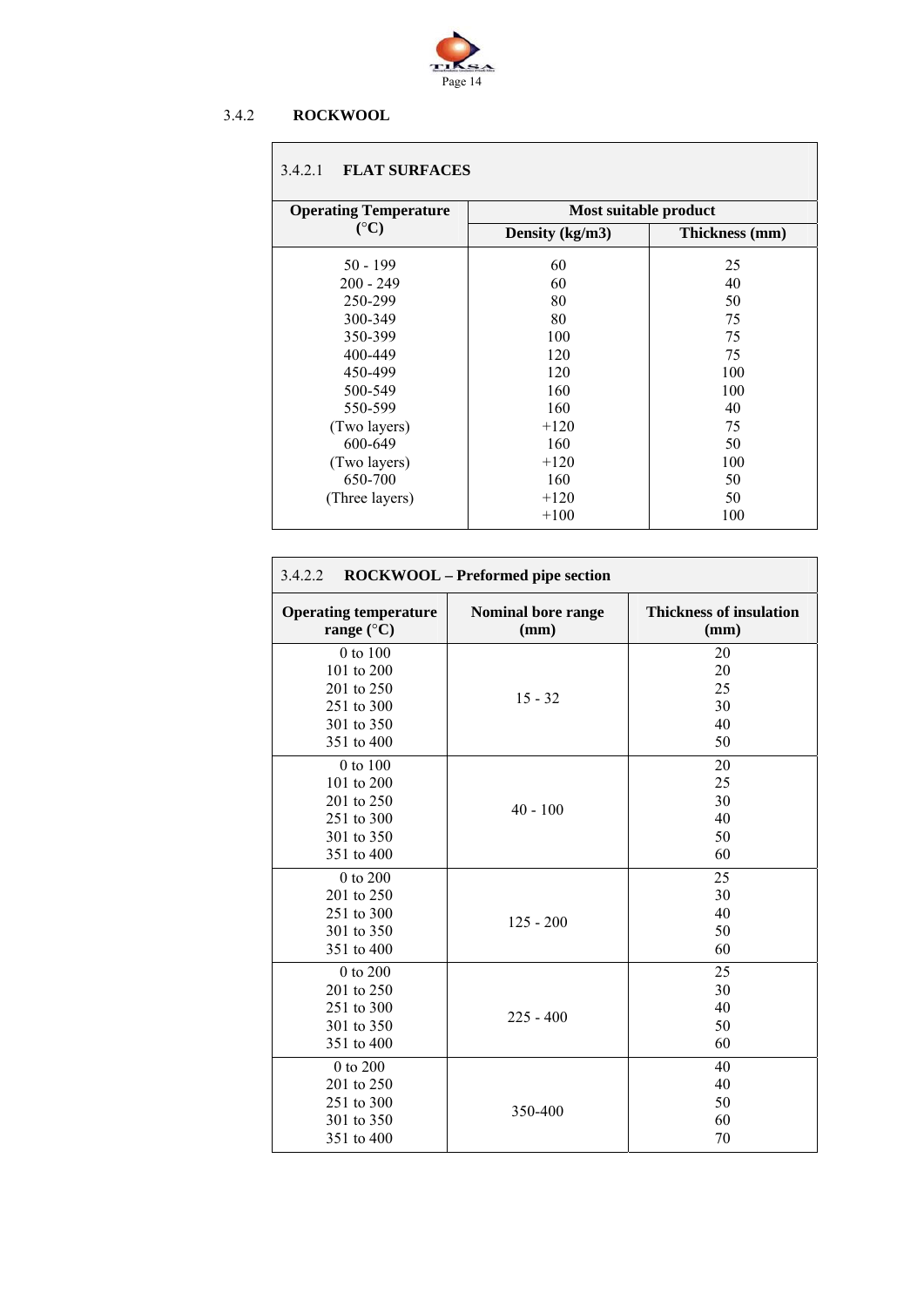### 3.4.2 ROCKWOOL

#### 3.4.2.1 FLAT SURFACES

| Operating Temperature (°C) | Most suitable product | |
|---|---|---|
| | Density (kg/m3) | Thickness (mm) |
| 50 - 199 | 60 | 25 |
| 200 - 249 | 60 | 40 |
| 250-299 | 80 | 50 |
| 300-349 | 80 | 75 |
| 350-399 | 100 | 75 |
| 400-449 | 120 | 75 |
| 450-499 | 120 | 100 |
| 500-549 | 160 | 100 |
| 550-599 | 160 | 40 |
| (Two layers) | +120 | 75 |
| 600-649 | 160 | 50 |
| (Two layers) | +120 | 100 |
| 650-700 | 160 | 50 |
| (Three layers) | +120 | 50 |
| | +100 | 100 |

#### 3.4.2.2 ROCKWOOL – Preformed pipe section

| Operating temperature range (°C) | Nominal bore range (mm) | Thickness of insulation (mm) |
|---|---|---|
| 0 to 100 | 15 - 32 | 20 |
| 101 to 200 | | 20 |
| 201 to 250 | | 25 |
| 251 to 300 | | 30 |
| 301 to 350 | | 40 |
| 351 to 400 | | 50 |
| 0 to 100 | 40 - 100 | 20 |
| 101 to 200 | | 25 |
| 201 to 250 | | 30 |
| 251 to 300 | | 40 |
| 301 to 350 | | 50 |
| 351 to 400 | | 60 |
| 0 to 200 | 125 - 200 | 25 |
| 201 to 250 | | 30 |
| 251 to 300 | | 40 |
| 301 to 350 | | 50 |
| 351 to 400 | | 60 |
| 0 to 200 | 225 - 400 | 25 |
| 201 to 250 | | 30 |
| 251 to 300 | | 40 |
| 301 to 350 | | 50 |
| 351 to 400 | | 60 |
| 0 to 200 | 350-400 | 40 |
| 201 to 250 | | 40 |
| 251 to 300 | | 50 |
| 301 to 350 | | 60 |
| 351 to 400 | | 70 |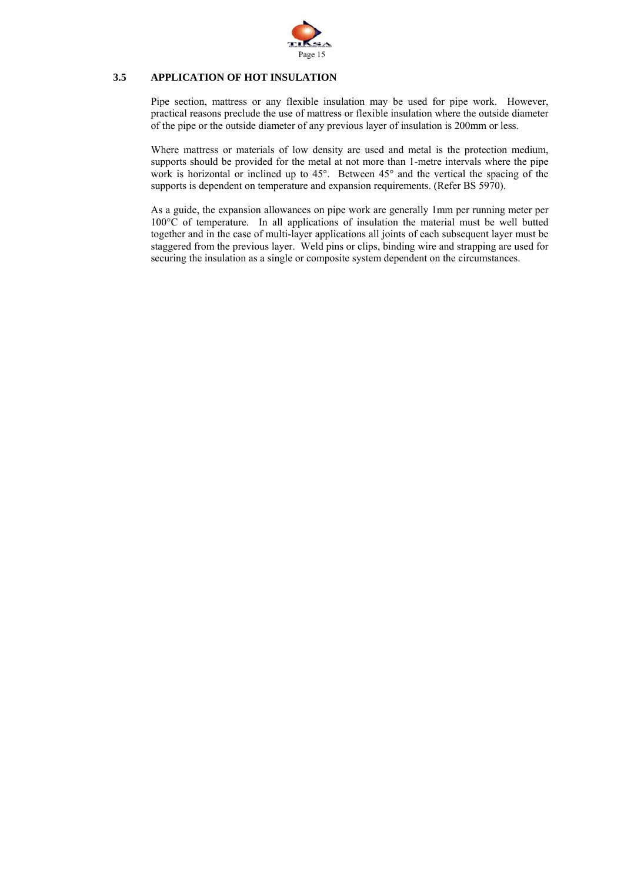### 3.5 APPLICATION OF HOT INSULATION

Pipe section, mattress or any flexible insulation may be used for pipe work. However, practical reasons preclude the use of mattress or flexible insulation where the outside diameter of the pipe or the outside diameter of any previous layer of insulation is 200mm or less.

Where mattress or materials of low density are used and metal is the protection medium, supports should be provided for the metal at not more than 1-metre intervals where the pipe work is horizontal or inclined up to 45°. Between 45° and the vertical the spacing of the supports is dependent on temperature and expansion requirements. (Refer BS 5970).

As a guide, the expansion allowances on pipe work are generally 1mm per running meter per 100°C of temperature. In all applications of insulation the material must be well butted together and in the case of multi-layer applications all joints of each subsequent layer must be staggered from the previous layer. Weld pins or clips, binding wire and strapping are used for securing the insulation as a single or composite system dependent on the circumstances.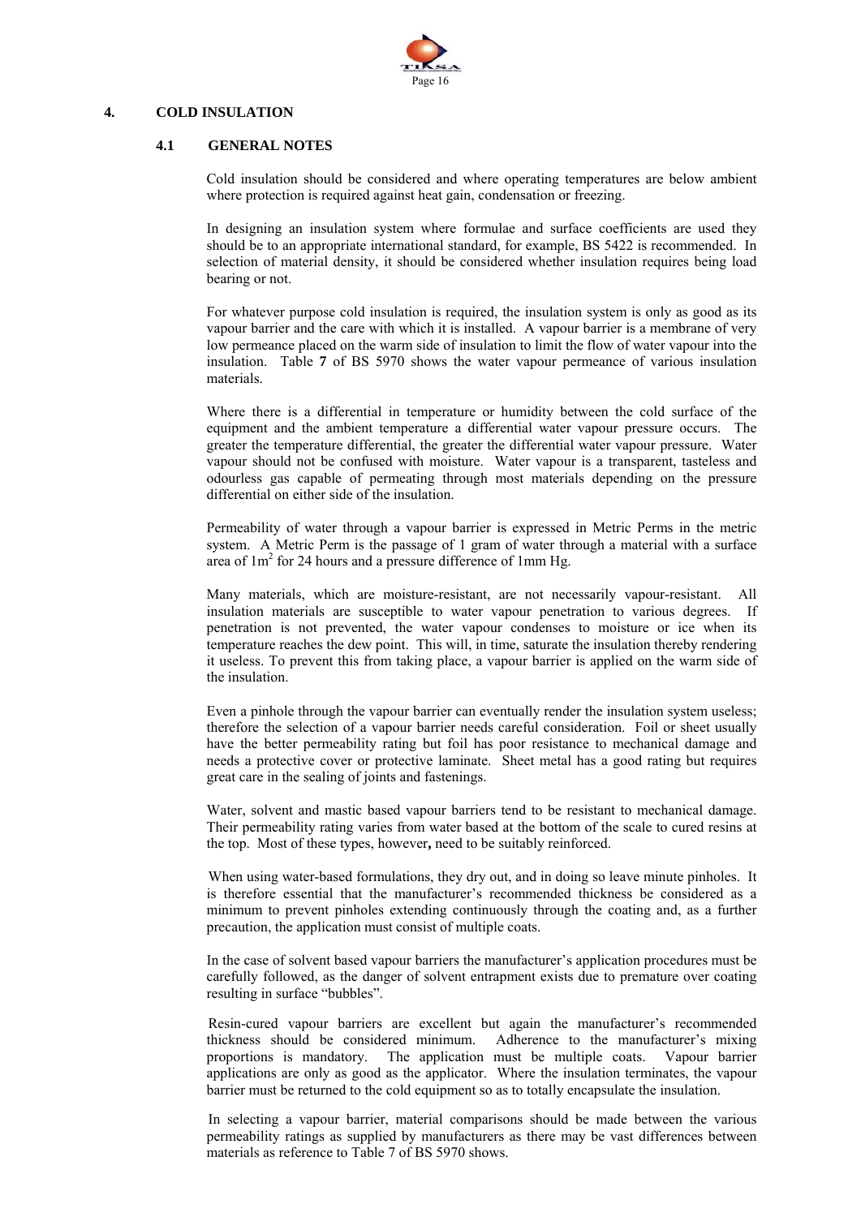# 4. COLD INSULATION

## 4.1 GENERAL NOTES

Cold insulation should be considered and where operating temperatures are below ambient where protection is required against heat gain, condensation or freezing.

In designing an insulation system where formulae and surface coefficients are used they should be to an appropriate international standard, for example, BS 5422 is recommended. In selection of material density, it should be considered whether insulation requires being load bearing or not.

For whatever purpose cold insulation is required, the insulation system is only as good as its vapour barrier and the care with which it is installed. A vapour barrier is a membrane of very low permeance placed on the warm side of insulation to limit the flow of water vapour into the insulation. Table **7** of BS 5970 shows the water vapour permeance of various insulation materials.

Where there is a differential in temperature or humidity between the cold surface of the equipment and the ambient temperature a differential water vapour pressure occurs. The greater the temperature differential, the greater the differential water vapour pressure. Water vapour should not be confused with moisture. Water vapour is a transparent, tasteless and odourless gas capable of permeating through most materials depending on the pressure differential on either side of the insulation.

Permeability of water through a vapour barrier is expressed in Metric Perms in the metric system. A Metric Perm is the passage of 1 gram of water through a material with a surface area of $1m^2$ for 24 hours and a pressure difference of 1mm Hg.

Many materials, which are moisture-resistant, are not necessarily vapour-resistant. All insulation materials are susceptible to water vapour penetration to various degrees. If penetration is not prevented, the water vapour condenses to moisture or ice when its temperature reaches the dew point. This will, in time, saturate the insulation thereby rendering it useless. To prevent this from taking place, a vapour barrier is applied on the warm side of the insulation.

Even a pinhole through the vapour barrier can eventually render the insulation system useless; therefore the selection of a vapour barrier needs careful consideration. Foil or sheet usually have the better permeability rating but foil has poor resistance to mechanical damage and needs a protective cover or protective laminate. Sheet metal has a good rating but requires great care in the sealing of joints and fastenings.

Water, solvent and mastic based vapour barriers tend to be resistant to mechanical damage. Their permeability rating varies from water based at the bottom of the scale to cured resins at the top. Most of these types, however**,** need to be suitably reinforced.

When using water-based formulations, they dry out, and in doing so leave minute pinholes. It is therefore essential that the manufacturer's recommended thickness be considered as a minimum to prevent pinholes extending continuously through the coating and, as a further precaution, the application must consist of multiple coats.

In the case of solvent based vapour barriers the manufacturer's application procedures must be carefully followed, as the danger of solvent entrapment exists due to premature over coating resulting in surface "bubbles".

Resin-cured vapour barriers are excellent but again the manufacturer's recommended thickness should be considered minimum. Adherence to the manufacturer's mixing proportions is mandatory. The application must be multiple coats. Vapour barrier applications are only as good as the applicator. Where the insulation terminates, the vapour barrier must be returned to the cold equipment so as to totally encapsulate the insulation.

In selecting a vapour barrier, material comparisons should be made between the various permeability ratings as supplied by manufacturers as there may be vast differences between materials as reference to Table 7 of BS 5970 shows.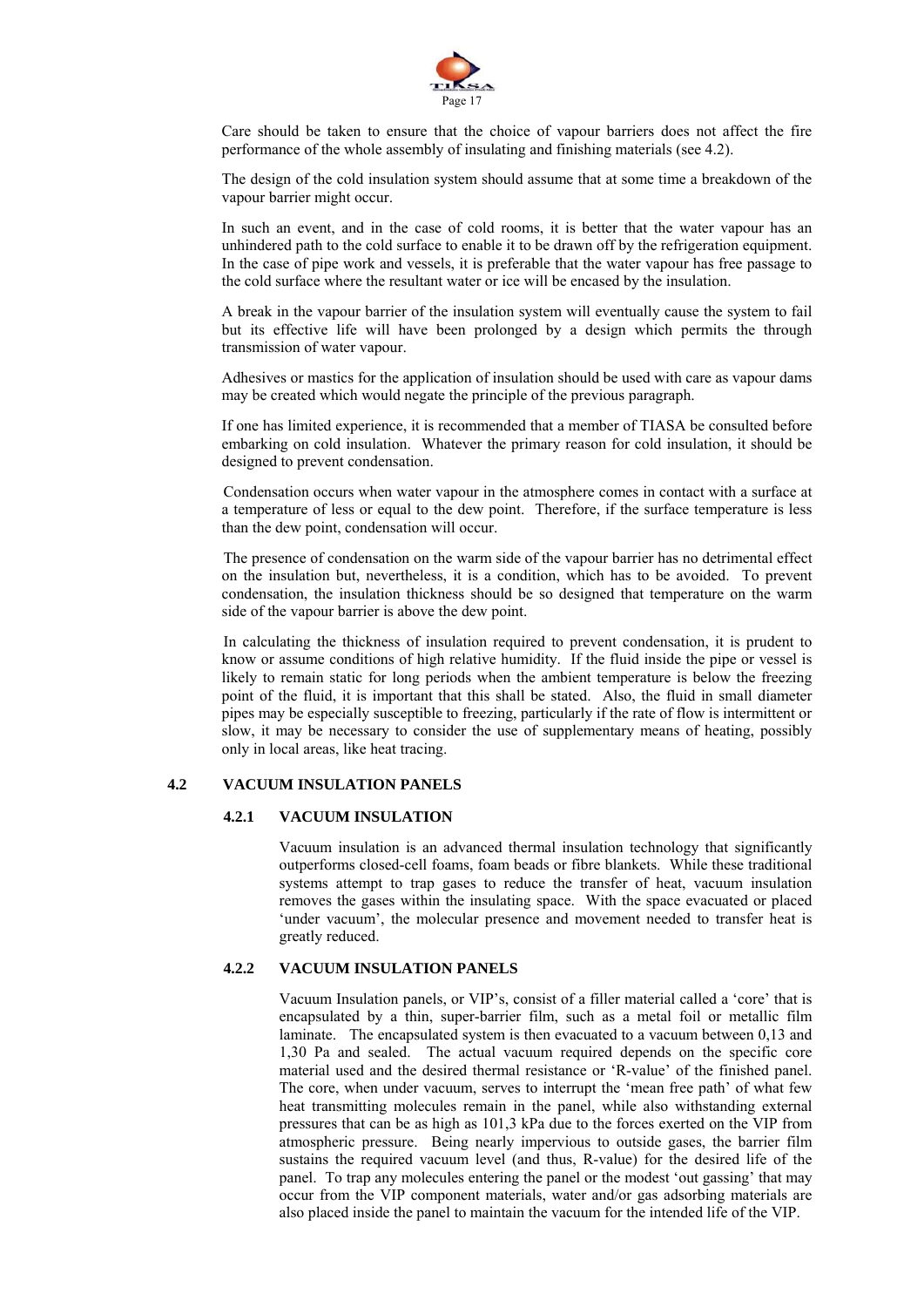Care should be taken to ensure that the choice of vapour barriers does not affect the fire performance of the whole assembly of insulating and finishing materials (see 4.2).

The design of the cold insulation system should assume that at some time a breakdown of the vapour barrier might occur.

In such an event, and in the case of cold rooms, it is better that the water vapour has an unhindered path to the cold surface to enable it to be drawn off by the refrigeration equipment. In the case of pipe work and vessels, it is preferable that the water vapour has free passage to the cold surface where the resultant water or ice will be encased by the insulation.

A break in the vapour barrier of the insulation system will eventually cause the system to fail but its effective life will have been prolonged by a design which permits the through transmission of water vapour.

Adhesives or mastics for the application of insulation should be used with care as vapour dams may be created which would negate the principle of the previous paragraph.

If one has limited experience, it is recommended that a member of TIASA be consulted before embarking on cold insulation. Whatever the primary reason for cold insulation, it should be designed to prevent condensation.

Condensation occurs when water vapour in the atmosphere comes in contact with a surface at a temperature of less or equal to the dew point. Therefore, if the surface temperature is less than the dew point, condensation will occur.

The presence of condensation on the warm side of the vapour barrier has no detrimental effect on the insulation but, nevertheless, it is a condition, which has to be avoided. To prevent condensation, the insulation thickness should be so designed that temperature on the warm side of the vapour barrier is above the dew point.

In calculating the thickness of insulation required to prevent condensation, it is prudent to know or assume conditions of high relative humidity. If the fluid inside the pipe or vessel is likely to remain static for long periods when the ambient temperature is below the freezing point of the fluid, it is important that this shall be stated. Also, the fluid in small diameter pipes may be especially susceptible to freezing, particularly if the rate of flow is intermittent or slow, it may be necessary to consider the use of supplementary means of heating, possibly only in local areas, like heat tracing.

## 4.2 VACUUM INSULATION PANELS

### 4.2.1 VACUUM INSULATION

Vacuum insulation is an advanced thermal insulation technology that significantly outperforms closed-cell foams, foam beads or fibre blankets. While these traditional systems attempt to trap gases to reduce the transfer of heat, vacuum insulation removes the gases within the insulating space. With the space evacuated or placed 'under vacuum', the molecular presence and movement needed to transfer heat is greatly reduced.

### 4.2.2 VACUUM INSULATION PANELS

Vacuum Insulation panels, or VIP's, consist of a filler material called a 'core' that is encapsulated by a thin, super-barrier film, such as a metal foil or metallic film laminate. The encapsulated system is then evacuated to a vacuum between 0,13 and 1,30 Pa and sealed. The actual vacuum required depends on the specific core material used and the desired thermal resistance or 'R-value' of the finished panel. The core, when under vacuum, serves to interrupt the 'mean free path' of what few heat transmitting molecules remain in the panel, while also withstanding external pressures that can be as high as 101,3 kPa due to the forces exerted on the VIP from atmospheric pressure. Being nearly impervious to outside gases, the barrier film sustains the required vacuum level (and thus, R-value) for the desired life of the panel. To trap any molecules entering the panel or the modest 'out gassing' that may occur from the VIP component materials, water and/or gas adsorbing materials are also placed inside the panel to maintain the vacuum for the intended life of the VIP.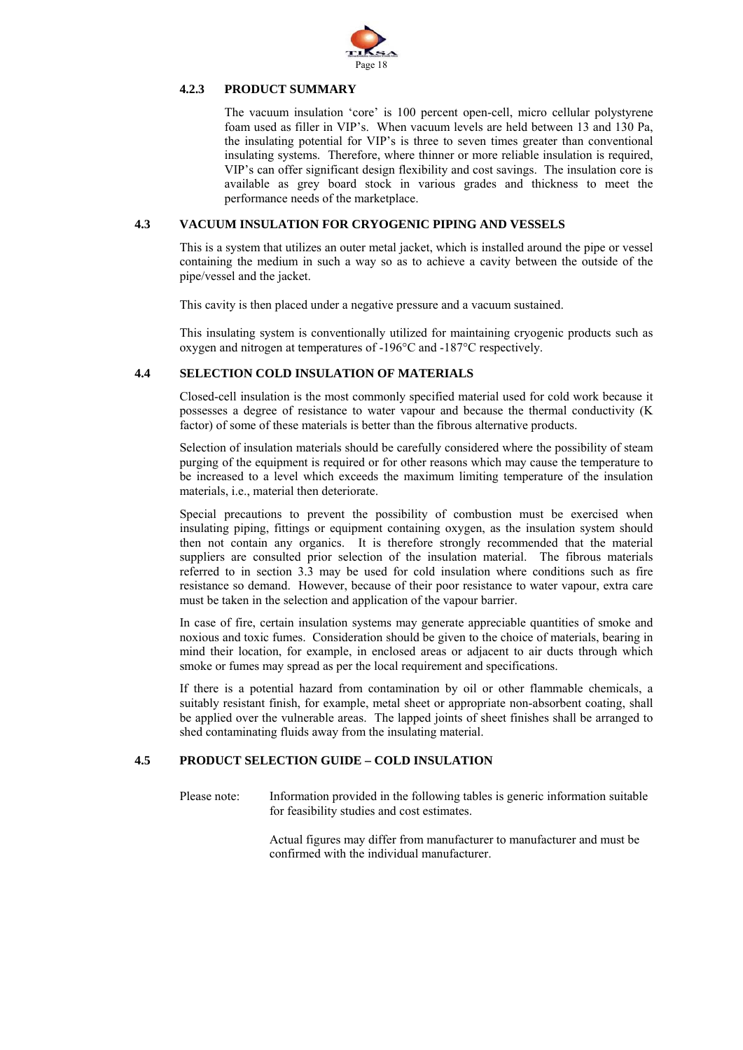### 4.2.3 PRODUCT SUMMARY

The vacuum insulation 'core' is 100 percent open-cell, micro cellular polystyrene foam used as filler in VIP's. When vacuum levels are held between 13 and 130 Pa, the insulating potential for VIP's is three to seven times greater than conventional insulating systems. Therefore, where thinner or more reliable insulation is required, VIP's can offer significant design flexibility and cost savings. The insulation core is available as grey board stock in various grades and thickness to meet the performance needs of the marketplace.

## 4.3 VACUUM INSULATION FOR CRYOGENIC PIPING AND VESSELS

This is a system that utilizes an outer metal jacket, which is installed around the pipe or vessel containing the medium in such a way so as to achieve a cavity between the outside of the pipe/vessel and the jacket.

This cavity is then placed under a negative pressure and a vacuum sustained.

This insulating system is conventionally utilized for maintaining cryogenic products such as oxygen and nitrogen at temperatures of -196°C and -187°C respectively.

## 4.4 SELECTION COLD INSULATION OF MATERIALS

Closed-cell insulation is the most commonly specified material used for cold work because it possesses a degree of resistance to water vapour and because the thermal conductivity (K factor) of some of these materials is better than the fibrous alternative products.

Selection of insulation materials should be carefully considered where the possibility of steam purging of the equipment is required or for other reasons which may cause the temperature to be increased to a level which exceeds the maximum limiting temperature of the insulation materials, i.e., material then deteriorate.

Special precautions to prevent the possibility of combustion must be exercised when insulating piping, fittings or equipment containing oxygen, as the insulation system should then not contain any organics. It is therefore strongly recommended that the material suppliers are consulted prior selection of the insulation material. The fibrous materials referred to in section 3.3 may be used for cold insulation where conditions such as fire resistance so demand. However, because of their poor resistance to water vapour, extra care must be taken in the selection and application of the vapour barrier.

In case of fire, certain insulation systems may generate appreciable quantities of smoke and noxious and toxic fumes. Consideration should be given to the choice of materials, bearing in mind their location, for example, in enclosed areas or adjacent to air ducts through which smoke or fumes may spread as per the local requirement and specifications.

If there is a potential hazard from contamination by oil or other flammable chemicals, a suitably resistant finish, for example, metal sheet or appropriate non-absorbent coating, shall be applied over the vulnerable areas. The lapped joints of sheet finishes shall be arranged to shed contaminating fluids away from the insulating material.

## 4.5 PRODUCT SELECTION GUIDE – COLD INSULATION

Please note: Information provided in the following tables is generic information suitable for feasibility studies and cost estimates.

Actual figures may differ from manufacturer to manufacturer and must be confirmed with the individual manufacturer.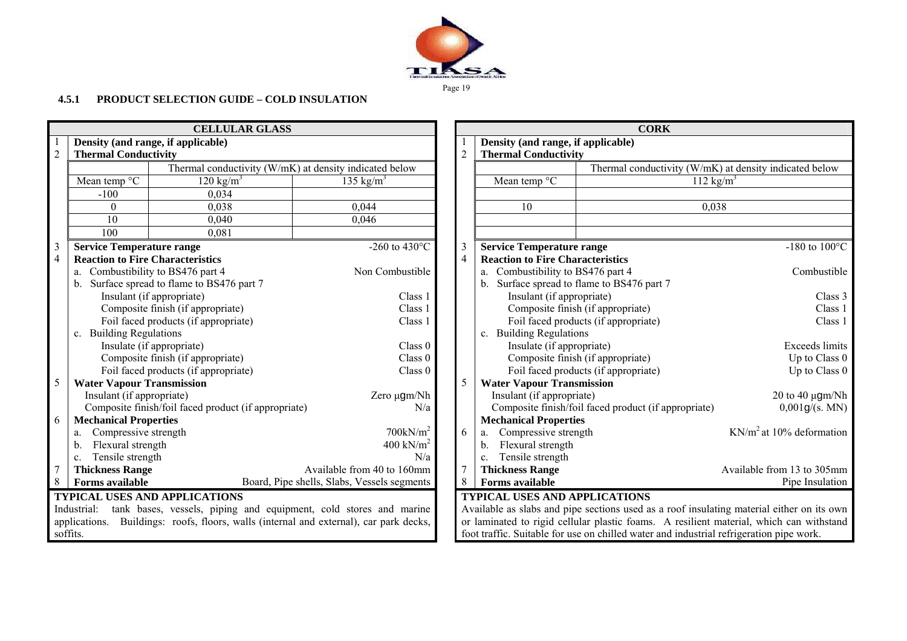### 4.5.1 PRODUCT SELECTION GUIDE – COLD INSUALTION

**CELLULAR GLASS**

1 **Density (and range, if applicable)**

2 **Thermal Conductivity**

| Mean temp °C | Thermal conductivity (W/mK) at density indicated below: 120 kg/m³ | 135 kg/m³ |
|---|---|---|
| -100 | 0,034 | |
| 0 | 0,038 | 0,044 |
| 10 | 0,040 | 0,046 |
| 100 | 0,081 | |

| No. | Property | Value |
|---|---|---|
| 3 | **Service Temperature range** | -260 to 430°C |
| 4 | **Reaction to Fire Characteristics** | |
| | a. Combustibility to BS476 part 4 | Non Combustible |
| | b. Surface spread to flame to BS476 part 7 | |
| | Insulant (if appropriate) | Class 1 |
| | Composite finish (if appropriate) | Class 1 |
| | Foil faced products (if appropriate) | Class 1 |
| | c. Building Regulations | |
| | Insulate (if appropriate) | Class 0 |
| | Composite finish (if appropriate) | Class 0 |
| | Foil faced products (if appropriate) | Class 0 |
| 5 | **Water Vapour Transmission** | |
| | Insulant (if appropriate) | Zero µgm/Nh |
| | Composite finish/foil faced product (if appropriate) | N/a |
| 6 | **Mechanical Properties** | |
| | a. Compressive strength | 700kN/m² |
| | b. Flexural strength | 400 kN/m² |
| | c. Tensile strength | N/a |
| 7 | **Thickness Range** | Available from 40 to 160mm |
| 8 | **Forms available** | Board, Pipe shells, Slabs, Vessels segments |

**TYPICAL USES AND APPLICATIONS**

Industrial: tank bases, vessels, piping and equipment, cold stores and marine applications. Buildings: roofs, floors, walls (internal and external), car park decks, soffits.

**CORK**

1 **Density (and range, if applicable)**

2 **Thermal Conductivity**

| Mean temp °C | Thermal conductivity (W/mK) at density indicated below: 112 kg/m³ |
|---|---|
| 10 | 0,038 |

| No. | Property | Value |
|---|---|---|
| 3 | **Service Temperature range** | -180 to 100°C |
| 4 | **Reaction to Fire Characteristics** | |
| | a. Combustibility to BS476 part 4 | Combustible |
| | b. Surface spread to flame to BS476 part 7 | |
| | Insulant (if appropriate) | Class 3 |
| | Composite finish (if appropriate) | Class 1 |
| | Foil faced products (if appropriate) | Class 1 |
| | c. Building Regulations | |
| | Insulate (if appropriate) | Exceeds limits |
| | Composite finish (if appropriate) | Up to Class 0 |
| | Foil faced products (if appropriate) | Up to Class 0 |
| 5 | **Water Vapour Transmission** | |
| | Insulant (if appropriate) | 20 to 40 µgm/Nh |
| | Composite finish/foil faced product (if appropriate) | 0,001g/(s. MN) |
| 6 | **Mechanical Properties** | |
| | a. Compressive strength | KN/m² at 10% deformation |
| | b. Flexural strength | |
| | c. Tensile strength | |
| 7 | **Thickness Range** | Available from 13 to 305mm |
| 8 | **Forms available** | Pipe Insulation |

**TYPICAL USES AND APPLICATIONS**

Available as slabs and pipe sections used as a roof insulating material either on its own or laminated to rigid cellular plastic foams. A resilient material, which can withstand foot traffic. Suitable for use on chilled water and industrial refrigeration pipe work.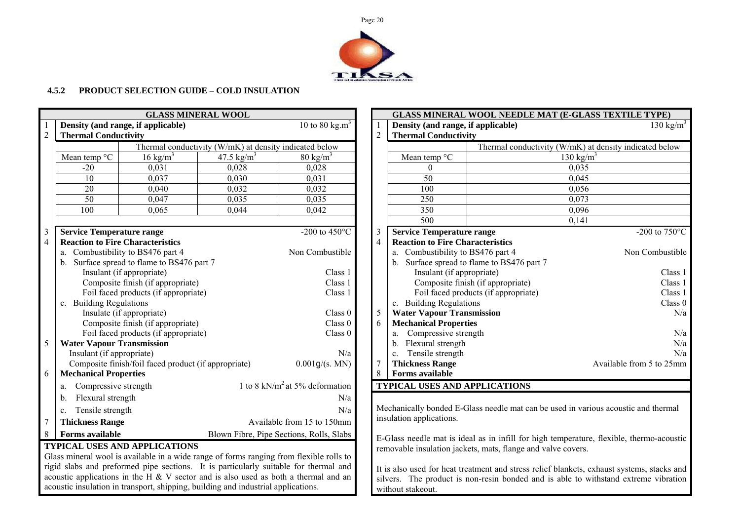### 4.5.2 PRODUCT SELECTION GUIDE – COLD INSULATION

| | GLASS MINERAL WOOL | | | |
|---|---|---|---|---|
| 1 | **Density (and range, if applicable)** | | | 10 to 80 $kg.m^3$ |
| 2 | **Thermal Conductivity** | | | |
| | | Thermal conductivity (W/mK) at density indicated below | | |
| | Mean temp °C | 16 $kg/m^3$ | 47.5 $kg/m^3$ | 80 $kg/m^3$ |
| | -20 | 0,031 | 0,028 | 0,028 |
| | 10 | 0,037 | 0,030 | 0,031 |
| | 20 | 0,040 | 0,032 | 0,032 |
| | 50 | 0,047 | 0,035 | 0,035 |
| | 100 | 0,065 | 0,044 | 0,042 |
| 3 | **Service Temperature range** | | | -200 to 450°C |
| 4 | **Reaction to Fire Characteristics** | | | |
| | a. Combustibility to BS476 part 4 | | | Non Combustible |
| | b. Surface spread to flame to BS476 part 7 | | | |
| | Insulant (if appropriate) | | | Class 1 |
| | Composite finish (if appropriate) | | | Class 1 |
| | Foil faced products (if appropriate) | | | Class 1 |
| | c. Building Regulations | | | |
| | Insulate (if appropriate) | | | Class 0 |
| | Composite finish (if appropriate) | | | Class 0 |
| | Foil faced products (if appropriate) | | | Class 0 |
| 5 | **Water Vapour Transmission** | | | |
| | Insulant (if appropriate) | | | N/a |
| | Composite finish/foil faced product (if appropriate) | | | 0.001g/(s. MN) |
| 6 | **Mechanical Properties** | | | |
| | a. Compressive strength | | | 1 to 8 $kN/m^2$ at 5% deformation |
| | b. Flexural strength | | | N/a |
| | c. Tensile strength | | | N/a |
| 7 | **Thickness Range** | | | Available from 15 to 150mm |
| 8 | **Forms available** | | | Blown Fibre, Pipe Sections, Rolls, Slabs |

**TYPICAL USES AND APPLICATIONS**

Glass mineral wool is available in a wide range of forms ranging from flexible rolls to rigid slabs and preformed pipe sections. It is particularly suitable for thermal and acoustic applications in the H & V sector and is also used as both a thermal and an acoustic insulation in transport, shipping, building and industrial applications.

| | GLASS MINERAL WOOL NEEDLE MAT (E-GLASS TEXTILE TYPE) | |
|---|---|---|
| 1 | **Density (and range, if applicable)** | 130 $kg/m^3$ |
| 2 | **Thermal Conductivity** | |
| | | Thermal conductivity (W/mK) at density indicated below |
| | Mean temp °C | 130 $kg/m^3$ |
| | 0 | 0,035 |
| | 50 | 0,045 |
| | 100 | 0,056 |
| | 250 | 0,073 |
| | 350 | 0,096 |
| | 500 | 0,141 |
| 3 | **Service Temperature range** | -200 to 750°C |
| 4 | **Reaction to Fire Characteristics** | |
| | a. Combustibility to BS476 part 4 | Non Combustible |
| | b. Surface spread to flame to BS476 part 7 | |
| | Insulant (if appropriate) | Class 1 |
| | Composite finish (if appropriate) | Class 1 |
| | Foil faced products (if appropriate) | Class 1 |
| | c. Building Regulations | Class 0 |
| 5 | **Water Vapour Transmission** | N/a |
| 6 | **Mechanical Properties** | |
| | a. Compressive strength | N/a |
| | b. Flexural strength | N/a |
| | c. Tensile strength | N/a |
| 7 | **Thickness Range** | Available from 5 to 25mm |
| 8 | **Forms available** | |

**TYPICAL USES AND APPLICATIONS**

Mechanically bonded E-Glass needle mat can be used in various acoustic and thermal insulation applications.

E-Glass needle mat is ideal as in infill for high temperature, flexible, thermo-acoustic removable insulation jackets, mats, flange and valve covers.

It is also used for heat treatment and stress relief blankets, exhaust systems, stacks and silvers. The product is non-resin bonded and is able to withstand extreme vibration without stakeout.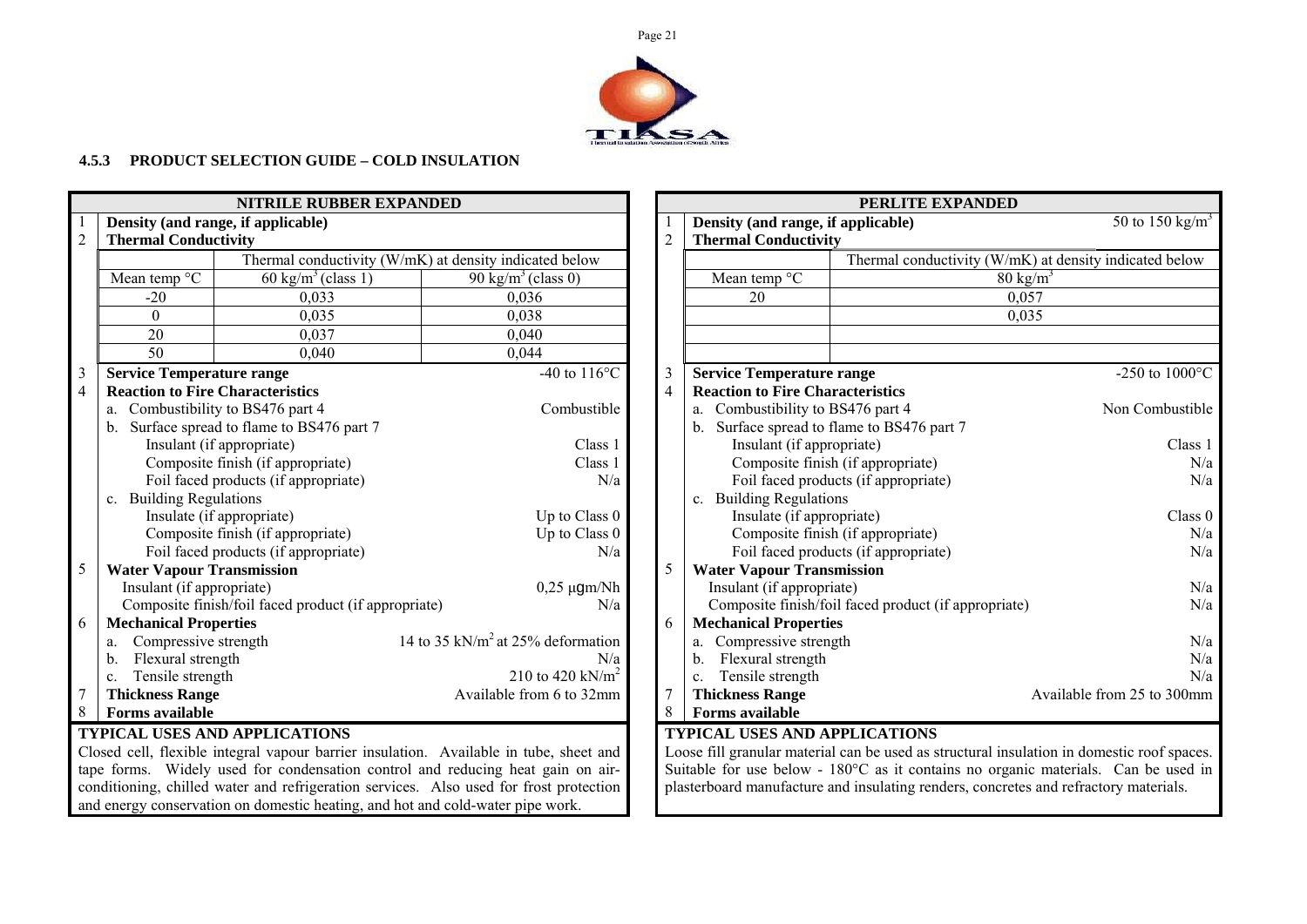### 4.5.3 PRODUCT SELECTION GUIDE – COLD INSULATION

| NITRILE RUBBER EXPANDED | | | |
|---|---|---|---|
| 1 | **Density (and range, if applicable)** | | |
| 2 | **Thermal Conductivity** | | |
| | | Thermal conductivity (W/mK) at density indicated below | |
| | Mean temp °C | 60 $kg/m^3$ (class 1) | 90 $kg/m^3$ (class 0) |
| | -20 | 0,033 | 0,036 |
| | 0 | 0,035 | 0,038 |
| | 20 | 0,037 | 0,040 |
| | 50 | 0,040 | 0,044 |
| 3 | **Service Temperature range** | | -40 to 116°C |
| 4 | **Reaction to Fire Characteristics** | | |
| | a. Combustibility to BS476 part 4 | | Combustible |
| | b. Surface spread to flame to BS476 part 7 | | |
| | Insulant (if appropriate) | | Class 1 |
| | Composite finish (if appropriate) | | Class 1 |
| | Foil faced products (if appropriate) | | N/a |
| | c. Building Regulations | | |
| | Insulate (if appropriate) | | Up to Class 0 |
| | Composite finish (if appropriate) | | Up to Class 0 |
| | Foil faced products (if appropriate) | | N/a |
| 5 | **Water Vapour Transmission** | | |
| | Insulant (if appropriate) | | 0,25 μgm/Nh |
| | Composite finish/foil faced product (if appropriate) | | N/a |
| 6 | **Mechanical Properties** | | |
| | a. Compressive strength | | 14 to 35 $kN/m^2$ at 25% deformation |
| | b. Flexural strength | | N/a |
| | c. Tensile strength | | 210 to 420 $kN/m^2$ |
| 7 | **Thickness Range** | | Available from 6 to 32mm |
| 8 | **Forms available** | | |

**TYPICAL USES AND APPLICATIONS**

Closed cell, flexible integral vapour barrier insulation. Available in tube, sheet and tape forms. Widely used for condensation control and reducing heat gain on air-conditioning, chilled water and refrigeration services. Also used for frost protection and energy conservation on domestic heating, and hot and cold-water pipe work.

| PERLITE EXPANDED | | | |
|---|---|---|---|
| 1 | **Density (and range, if applicable)** | | 50 to 150 $kg/m^3$ |
| 2 | **Thermal Conductivity** | | |
| | | Thermal conductivity (W/mK) at density indicated below | |
| | Mean temp °C | 80 $kg/m^3$ | |
| | 20 | 0,057 | |
| | | 0,035 | |
| 3 | **Service Temperature range** | | -250 to 1000°C |
| 4 | **Reaction to Fire Characteristics** | | |
| | a. Combustibility to BS476 part 4 | | Non Combustible |
| | b. Surface spread to flame to BS476 part 7 | | |
| | Insulant (if appropriate) | | Class 1 |
| | Composite finish (if appropriate) | | N/a |
| | Foil faced products (if appropriate) | | N/a |
| | c. Building Regulations | | |
| | Insulate (if appropriate) | | Class 0 |
| | Composite finish (if appropriate) | | N/a |
| | Foil faced products (if appropriate) | | N/a |
| 5 | **Water Vapour Transmission** | | |
| | Insulant (if appropriate) | | N/a |
| | Composite finish/foil faced product (if appropriate) | | N/a |
| 6 | **Mechanical Properties** | | |
| | a. Compressive strength | | N/a |
| | b. Flexural strength | | N/a |
| | c. Tensile strength | | N/a |
| 7 | **Thickness Range** | | Available from 25 to 300mm |
| 8 | **Forms available** | | |

**TYPICAL USES AND APPLICATIONS**

Loose fill granular material can be used as structural insulation in domestic roof spaces. Suitable for use below - 180°C as it contains no organic materials. Can be used in plasterboard manufacture and insulating renders, concretes and refractory materials.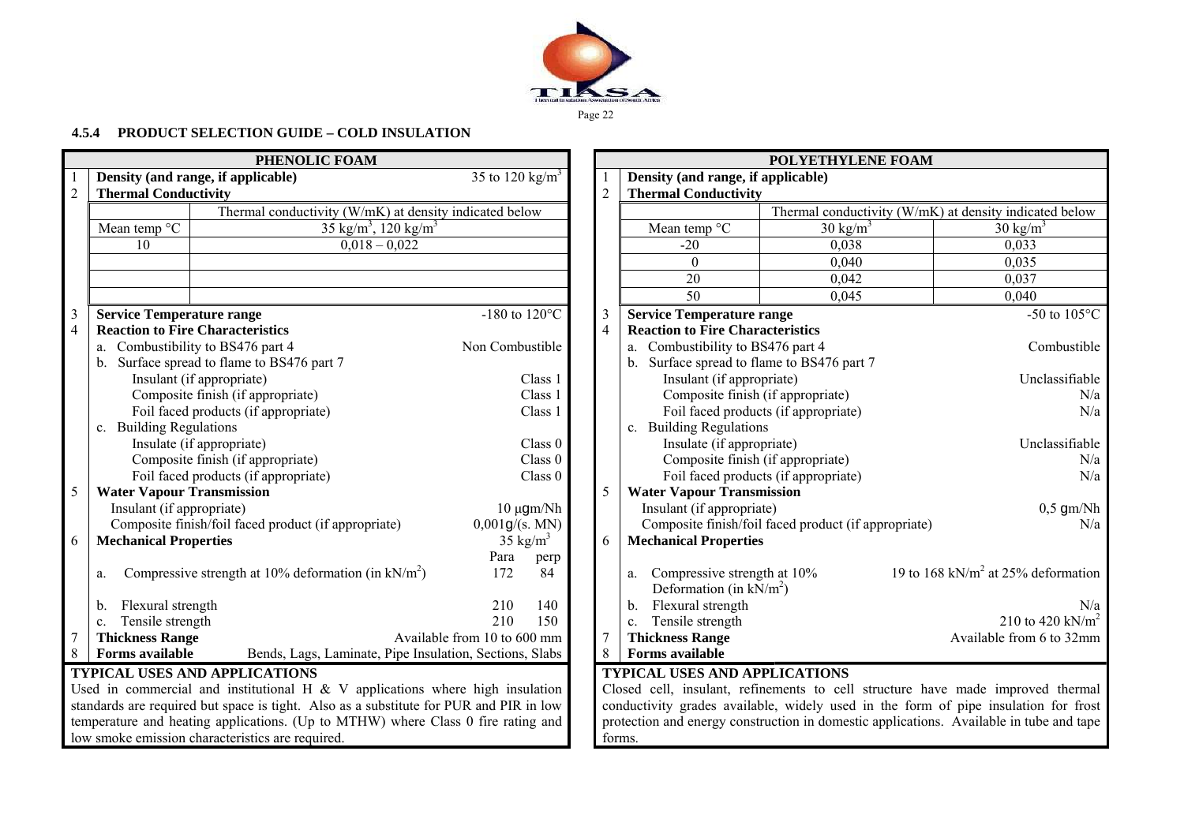### 4.5.4 PRODUCT SELECTION GUIDE – COLD INSULATION

| | PHENOLIC FOAM | | | |
|---|---|---|---|---|
| 1 | **Density (and range, if applicable)** | | 35 to 120 kg/m$^3$ | |
| 2 | **Thermal Conductivity** | | | |
| | | Thermal conductivity (W/mK) at density indicated below | | |
| | Mean temp °C | 35 kg/m$^3$, 120 kg/m$^3$ | | |
| | 10 | 0,018 – 0,022 | | |
| 3 | **Service Temperature range** | | -180 to 120°C | |
| 4 | **Reaction to Fire Characteristics** | | | |
| | a. Combustibility to BS476 part 4 | | Non Combustible | |
| | b. Surface spread to flame to BS476 part 7 | | | |
| | Insulant (if appropriate) | | Class 1 | |
| | Composite finish (if appropriate) | | Class 1 | |
| | Foil faced products (if appropriate) | | Class 1 | |
| | c. Building Regulations | | | |
| | Insulate (if appropriate) | | Class 0 | |
| | Composite finish (if appropriate) | | Class 0 | |
| | Foil faced products (if appropriate) | | Class 0 | |
| 5 | **Water Vapour Transmission** | | | |
| | Insulant (if appropriate) | | 10 μgm/Nh | |
| | Composite finish/foil faced product (if appropriate) | | 0,001g/(s. MN) | |
| 6 | **Mechanical Properties** | | 35 kg/m$^3$ | |
| | | | Para | perp |
| | a. Compressive strength at 10% deformation (in kN/m$^2$) | | 172 | 84 |
| | b. Flexural strength | | 210 | 140 |
| | c. Tensile strength | | 210 | 150 |
| 7 | **Thickness Range** | | Available from 10 to 600 mm | |
| 8 | **Forms available** | | Bends, Lags, Laminate, Pipe Insulation, Sections, Slabs | |

**TYPICAL USES AND APPLICATIONS**

Used in commercial and institutional H & V applications where high insulation standards are required but space is tight. Also as a substitute for PUR and PIR in low temperature and heating applications. (Up to MTHW) where Class 0 fire rating and low smoke emission characteristics are required.

| | POLYETHYLENE FOAM | | |
|---|---|---|---|
| 1 | **Density (and range, if applicable)** | | |
| 2 | **Thermal Conductivity** | | |
| | | Thermal conductivity (W/mK) at density indicated below | |
| | Mean temp °C | 30 kg/m$^3$ | 30 kg/m$^3$ |
| | -20 | 0,038 | 0,033 |
| | 0 | 0,040 | 0,035 |
| | 20 | 0,042 | 0,037 |
| | 50 | 0,045 | 0,040 |
| 3 | **Service Temperature range** | | -50 to 105°C |
| 4 | **Reaction to Fire Characteristics** | | |
| | a. Combustibility to BS476 part 4 | | Combustible |
| | b. Surface spread to flame to BS476 part 7 | | |
| | Insulant (if appropriate) | | Unclassifiable |
| | Composite finish (if appropriate) | | N/a |
| | Foil faced products (if appropriate) | | N/a |
| | c. Building Regulations | | |
| | Insulate (if appropriate) | | Unclassifiable |
| | Composite finish (if appropriate) | | N/a |
| | Foil faced products (if appropriate) | | N/a |
| 5 | **Water Vapour Transmission** | | |
| | Insulant (if appropriate) | | 0,5 gm/Nh |
| | Composite finish/foil faced product (if appropriate) | | N/a |
| 6 | **Mechanical Properties** | | |
| | a. Compressive strength at 10% Deformation (in kN/m$^2$) | | 19 to 168 kN/m$^2$ at 25% deformation |
| | b. Flexural strength | | N/a |
| | c. Tensile strength | | 210 to 420 kN/m$^2$ |
| 7 | **Thickness Range** | | Available from 6 to 32mm |
| 8 | **Forms available** | | |

**TYPICAL USES AND APPLICATIONS**

Closed cell, insulant, refinements to cell structure have made improved thermal conductivity grades available, widely used in the form of pipe insulation for frost protection and energy construction in domestic applications. Available in tube and tape forms.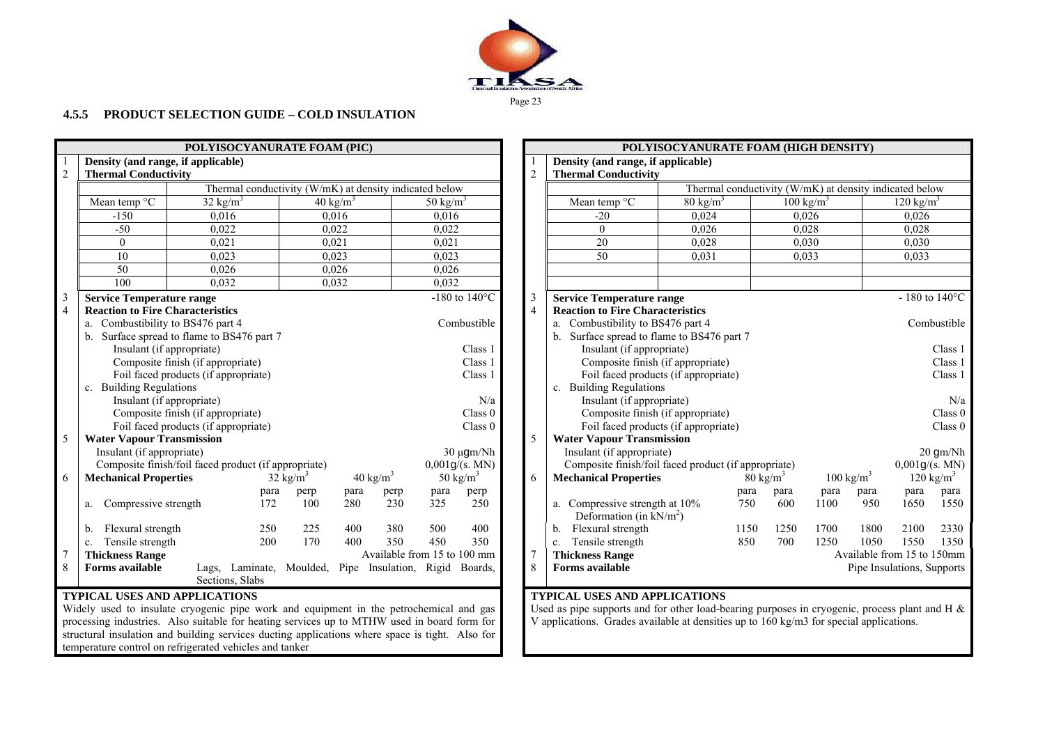### 4.5.5 PRODUCT SELECTION GUIDE – COLD INSULATION

| | POLYISOCYANURATE FOAM (PIC) | | | |
|---|---|---|---|---|
| 1 | **Density (and range, if applicable)** | | | |
| 2 | **Thermal Conductivity** | | | |
| | | Thermal conductivity (W/mK) at density indicated below | | |
| | Mean temp °C | 32 kg/m³ | 40 kg/m³ | 50 kg/m³ |
| | -150 | 0,016 | 0,016 | 0,016 |
| | -50 | 0,022 | 0,022 | 0,022 |
| | 0 | 0,021 | 0,021 | 0,021 |
| | 10 | 0,023 | 0,023 | 0,023 |
| | 50 | 0,026 | 0,026 | 0,026 |
| | 100 | 0,032 | 0,032 | 0,032 |
| 3 | **Service Temperature range** | | | -180 to 140°C |
| 4 | **Reaction to Fire Characteristics** | | | |
| | a. Combustibility to BS476 part 4 | | | Combustible |
| | b. Surface spread to flame to BS476 part 7 | | | |
| | Insulant (if appropriate) | | | Class 1 |
| | Composite finish (if appropriate) | | | Class 1 |
| | Foil faced products (if appropriate) | | | Class 1 |
| | c. Building Regulations | | | |
| | Insulant (if appropriate) | | | N/a |
| | Composite finish (if appropriate) | | | Class 0 |
| | Foil faced products (if appropriate) | | | Class 0 |
| 5 | **Water Vapour Transmission** | | | |
| | Insulant (if appropriate) | | | 30 μgm/Nh |
| | Composite finish/foil faced product (if appropriate) | | | 0,001g/(s. MN) |

| 6 | **Mechanical Properties** | 32 kg/m³ para | 32 kg/m³ perp | 40 kg/m³ para | 40 kg/m³ perp | 50 kg/m³ para | 50 kg/m³ perp |
|---|---|---|---|---|---|---|---|
| | a. Compressive strength | 172 | 100 | 280 | 230 | 325 | 250 |
| | b. Flexural strength | 250 | 225 | 400 | 380 | 500 | 400 |
| | c. Tensile strength | 200 | 170 | 400 | 350 | 450 | 350 |
| 7 | **Thickness Range** | Available from 15 to 100 mm | | | | | |
| 8 | **Forms available** | Lags, Laminate, Moulded, Pipe Insulation, Rigid Boards, Sections, Slabs | | | | | |

**TYPICAL USES AND APPLICATIONS**

Widely used to insulate cryogenic pipe work and equipment in the petrochemical and gas processing industries. Also suitable for heating services up to MTHW used in board form for structural insulation and building services ducting applications where space is tight. Also for temperature control on refrigerated vehicles and tanker

| | POLYISOCYANURATE FOAM (HIGH DENSITY) | | | |
|---|---|---|---|---|
| 1 | **Density (and range, if applicable)** | | | |
| 2 | **Thermal Conductivity** | | | |
| | | Thermal conductivity (W/mK) at density indicated below | | |
| | Mean temp °C | 80 kg/m³ | 100 kg/m³ | 120 kg/m³ |
| | -20 | 0,024 | 0,026 | 0,026 |
| | 0 | 0,026 | 0,028 | 0,028 |
| | 20 | 0,028 | 0,030 | 0,030 |
| | 50 | 0,031 | 0,033 | 0,033 |
| 3 | **Service Temperature range** | | | - 180 to 140°C |
| 4 | **Reaction to Fire Characteristics** | | | |
| | a. Combustibility to BS476 part 4 | | | Combustible |
| | b. Surface spread to flame to BS476 part 7 | | | |
| | Insulant (if appropriate) | | | Class 1 |
| | Composite finish (if appropriate) | | | Class 1 |
| | Foil faced products (if appropriate) | | | Class 1 |
| | c. Building Regulations | | | |
| | Insulant (if appropriate) | | | N/a |
| | Composite finish (if appropriate) | | | Class 0 |
| | Foil faced products (if appropriate) | | | Class 0 |
| 5 | **Water Vapour Transmission** | | | |
| | Insulant (if appropriate) | | | 20 gm/Nh |
| | Composite finish/foil faced product (if appropriate) | | | 0,001g/(s. MN) |

| 6 | **Mechanical Properties** | 80 kg/m³ para | 80 kg/m³ para | 100 kg/m³ para | 100 kg/m³ para | 120 kg/m³ para | 120 kg/m³ para |
|---|---|---|---|---|---|---|---|
| | a. Compressive strength at 10% Deformation (in kN/m²) | 750 | 600 | 1100 | 950 | 1650 | 1550 |
| | b. Flexural strength | 1150 | 1250 | 1700 | 1800 | 2100 | 2330 |
| | c. Tensile strength | 850 | 700 | 1250 | 1050 | 1550 | 1350 |
| 7 | **Thickness Range** | Available from 15 to 150mm | | | | | |
| 8 | **Forms available** | Pipe Insulations, Supports | | | | | |

**TYPICAL USES AND APPLICATIONS**

Used as pipe supports and for other load-bearing purposes in cryogenic, process plant and H & V applications. Grades available at densities up to 160 kg/m3 for special applications.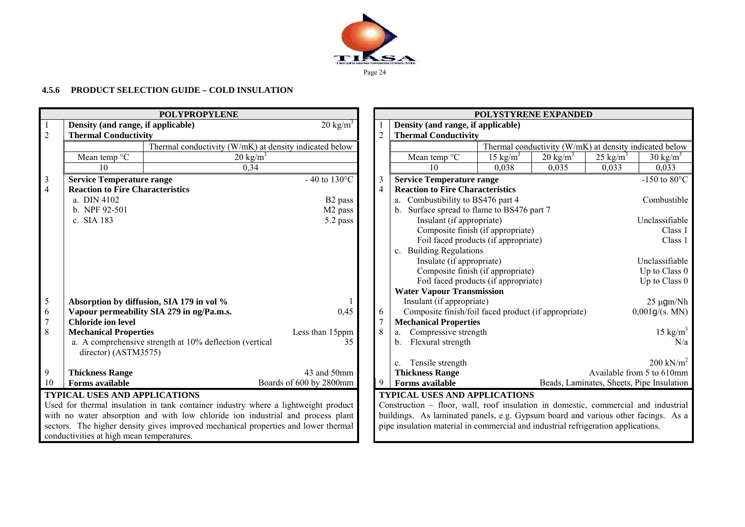### 4.5.6 PRODUCT SELECTION GUIDE – COLD INSULATION

| POLYPROPYLENE | | |
|---|---|---|
| 1 | **Density (and range, if applicable)** | 20 kg/m$^3$ |
| 2 | **Thermal Conductivity** | |

| Mean temp °C | Thermal conductivity (W/mK) at density indicated below: 20 kg/m$^3$ |
|---|---|
| 10 | 0,34 |

| | | |
|---|---|---|
| 3 | **Service Temperature range** | - 40 to 130°C |
| 4 | **Reaction to Fire Characteristics** | |
| | a. DIN 4102 | B2 pass |
| | b. NPF 92-501 | M2 pass |
| | c. SIA 183 | 5.2 pass |
| 5 | **Absorption by diffusion, SIA 179 in vol %** | 1 |
| 6 | **Vapour permeability SIA 279 in ng/Pa.m.s.** | 0,45 |
| 7 | **Chloride ion level** | |
| 8 | **Mechanical Properties** | Less than 15ppm |
| | a. A comprehensive strength at 10% deflection (vertical director) (ASTM3575) | 35 |
| 9 | **Thickness Range** | 43 and 50mm |
| 10 | **Forms available** | Boards of 600 by 2800mm |

**TYPICAL USES AND APPLICATIONS**

Used for thermal insulation in tank container industry where a lightweight product with no water absorption and with low chloride ion industrial and process plant sectors. The higher density gives improved mechanical properties and lower thermal conductivities at high mean temperatures.

| POLYSTYRENE EXPANDED | | |
|---|---|---|
| 1 | **Density (and range, if applicable)** | |
| 2 | **Thermal Conductivity** | |

| Mean temp °C | 15 kg/m$^3$ | 20 kg/m$^3$ | 25 kg/m$^3$ | 30 kg/m$^3$ |
|---|---|---|---|---|
| | Thermal conductivity (W/mK) at density indicated below | | | |
| 10 | 0,038 | 0,035 | 0,033 | 0,033 |

| | | |
|---|---|---|
| 3 | **Service Temperature range** | -150 to 80°C |
| 4 | **Reaction to Fire Characteristics** | |
| | a. Combustibility to BS476 part 4 | Combustible |
| | b. Surface spread to flame to BS476 part 7 | |
| | Insulant (if appropriate) | Unclassifiable |
| | Composite finish (if appropriate) | Class 1 |
| | Foil faced products (if appropriate) | Class 1 |
| | c. Building Regulations | |
| | Insulate (if appropriate) | Unclassifiable |
| | Composite finish (if appropriate) | Up to Class 0 |
| | Foil faced products (if appropriate) | Up to Class 0 |
| | **Water Vapour Transmission** | |
| | Insulant (if appropriate) | 25 µgm/Nh |
| 6 | Composite finish/foil faced product (if appropriate) | 0,001g/(s. MN) |
| 7 | **Mechanical Properties** | |
| 8 | a. Compressive strength | 15 kg/m$^3$ |
| | b. Flexural strength | N/a |
| | c. Tensile strength | 200 kN/m$^2$ |
| | **Thickness Range** | Available from 5 to 610mm |
| 9 | **Forms available** | Beads, Laminates, Sheets, Pipe Insulation |

**TYPICAL USES AND APPLICATIONS**

Construction – floor, wall, roof insulation in domestic, commercial and industrial buildings. As laminated panels, e.g. Gypsum board and various other facings. As a pipe insulation material in commercial and industrial refrigeration applications.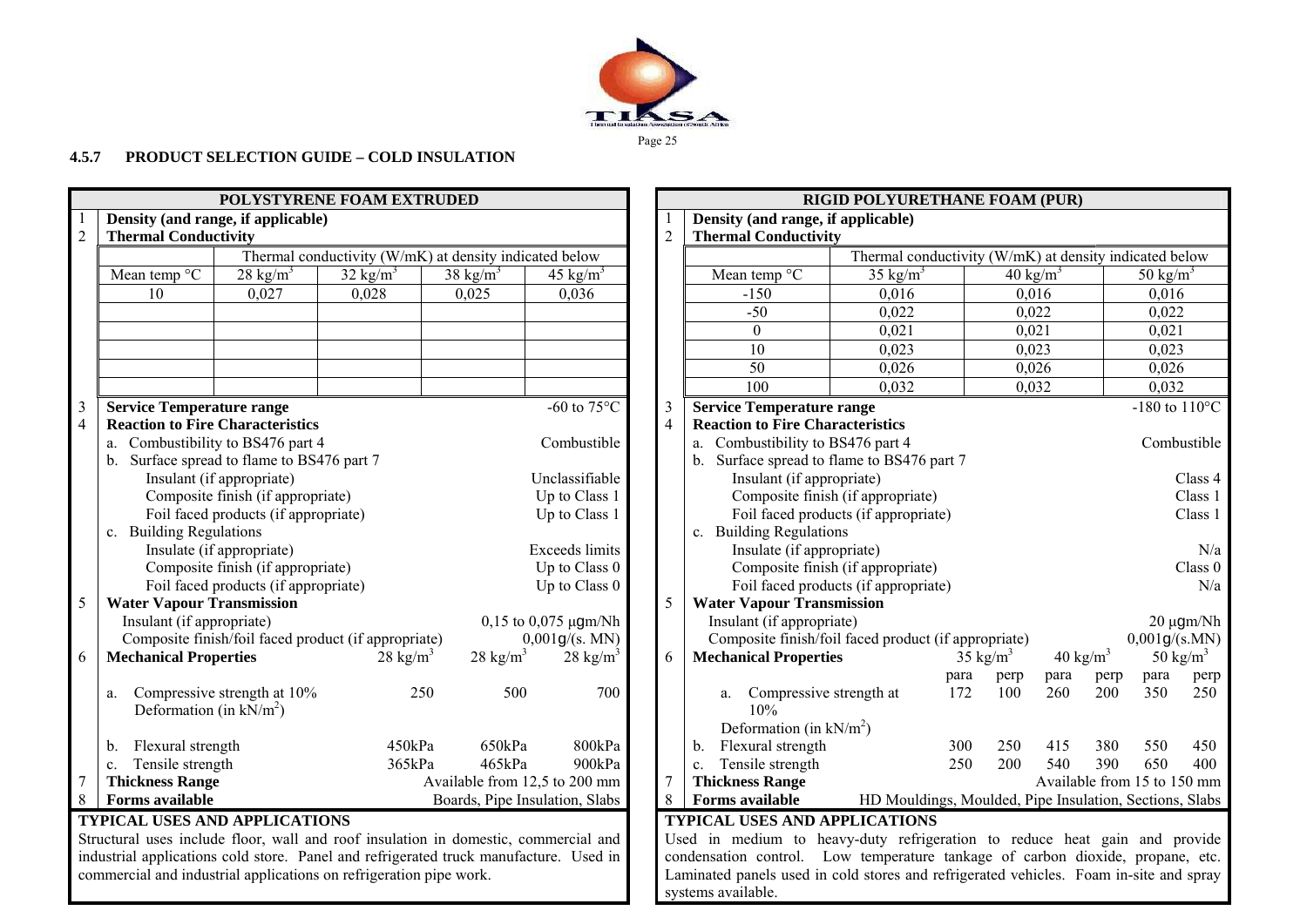#### 4.5.7 PRODUCT SELECTION GUIDE – COLD INSULATION

## POLYSTYRENE FOAM EXTRUDED

1. **Density (and range, if applicable)**
2. **Thermal Conductivity**

| | Thermal conductivity (W/mK) at density indicated below | | | |
|---|---|---|---|---|
| Mean temp °C | 28 kg/m³ | 32 kg/m³ | 38 kg/m³ | 45 kg/m³ |
| 10 | 0,027 | 0,028 | 0,025 | 0,036 |

3. **Service Temperature range** — -60 to 75°C
4. **Reaction to Fire Characteristics**
   - a. Combustibility to BS476 part 4 — Combustible
   - b. Surface spread to flame to BS476 part 7
     - Insulant (if appropriate) — Unclassifiable
     - Composite finish (if appropriate) — Up to Class 1
     - Foil faced products (if appropriate) — Up to Class 1
   - c. Building Regulations
     - Insulate (if appropriate) — Exceeds limits
     - Composite finish (if appropriate) — Up to Class 0
     - Foil faced products (if appropriate) — Up to Class 0
5. **Water Vapour Transmission**
   - Insulant (if appropriate) — 0,15 to 0,075 μgm/Nh
   - Composite finish/foil faced product (if appropriate) — 0,001g/(s. MN)
6. **Mechanical Properties**

| | 28 kg/m³ | 28 kg/m³ | 28 kg/m³ |
|---|---|---|---|
| a. Compressive strength at 10% Deformation (in kN/m²) | 250 | 500 | 700 |
| b. Flexural strength | 450kPa | 650kPa | 800kPa |
| c. Tensile strength | 365kPa | 465kPa | 900kPa |

7. **Thickness Range** — Available from 12,5 to 200 mm
8. **Forms available** — Boards, Pipe Insulation, Slabs

**TYPICAL USES AND APPLICATIONS**

Structural uses include floor, wall and roof insulation in domestic, commercial and industrial applications cold store. Panel and refrigerated truck manufacture. Used in commercial and industrial applications on refrigeration pipe work.

## RIGID POLYURETHANE FOAM (PUR)

1. **Density (and range, if applicable)**
2. **Thermal Conductivity**

| | Thermal conductivity (W/mK) at density indicated below | | |
|---|---|---|---|
| Mean temp °C | 35 kg/m³ | 40 kg/m³ | 50 kg/m³ |
| -150 | 0,016 | 0,016 | 0,016 |
| -50 | 0,022 | 0,022 | 0,022 |
| 0 | 0,021 | 0,021 | 0,021 |
| 10 | 0,023 | 0,023 | 0,023 |
| 50 | 0,026 | 0,026 | 0,026 |
| 100 | 0,032 | 0,032 | 0,032 |

3. **Service Temperature range** — -180 to 110°C
4. **Reaction to Fire Characteristics**
   - a. Combustibility to BS476 part 4 — Combustible
   - b. Surface spread to flame to BS476 part 7
     - Insulant (if appropriate) — Class 4
     - Composite finish (if appropriate) — Class 1
     - Foil faced products (if appropriate) — Class 1
   - c. Building Regulations
     - Insulate (if appropriate) — N/a
     - Composite finish (if appropriate) — Class 0
     - Foil faced products (if appropriate) — N/a
5. **Water Vapour Transmission**
   - Insulant (if appropriate) — 20 μgm/Nh
   - Composite finish/foil faced product (if appropriate) — 0,001g/(s.MN)
6. **Mechanical Properties**

| | 35 kg/m³ para | 35 kg/m³ perp | 40 kg/m³ para | 40 kg/m³ perp | 50 kg/m³ para | 50 kg/m³ perp |
|---|---|---|---|---|---|---|
| a. Compressive strength at 10% Deformation (in kN/m²) | 172 | 100 | 260 | 200 | 350 | 250 |
| b. Flexural strength | 300 | 250 | 415 | 380 | 550 | 450 |
| c. Tensile strength | 250 | 200 | 540 | 390 | 650 | 400 |

7. **Thickness Range** — Available from 15 to 150 mm
8. **Forms available** — HD Mouldings, Moulded, Pipe Insulation, Sections, Slabs

**TYPICAL USES AND APPLICATIONS**

Used in medium to heavy-duty refrigeration to reduce heat gain and provide condensation control. Low temperature tankage of carbon dioxide, propane, etc. Laminated panels used in cold stores and refrigerated vehicles. Foam in-site and spray systems available.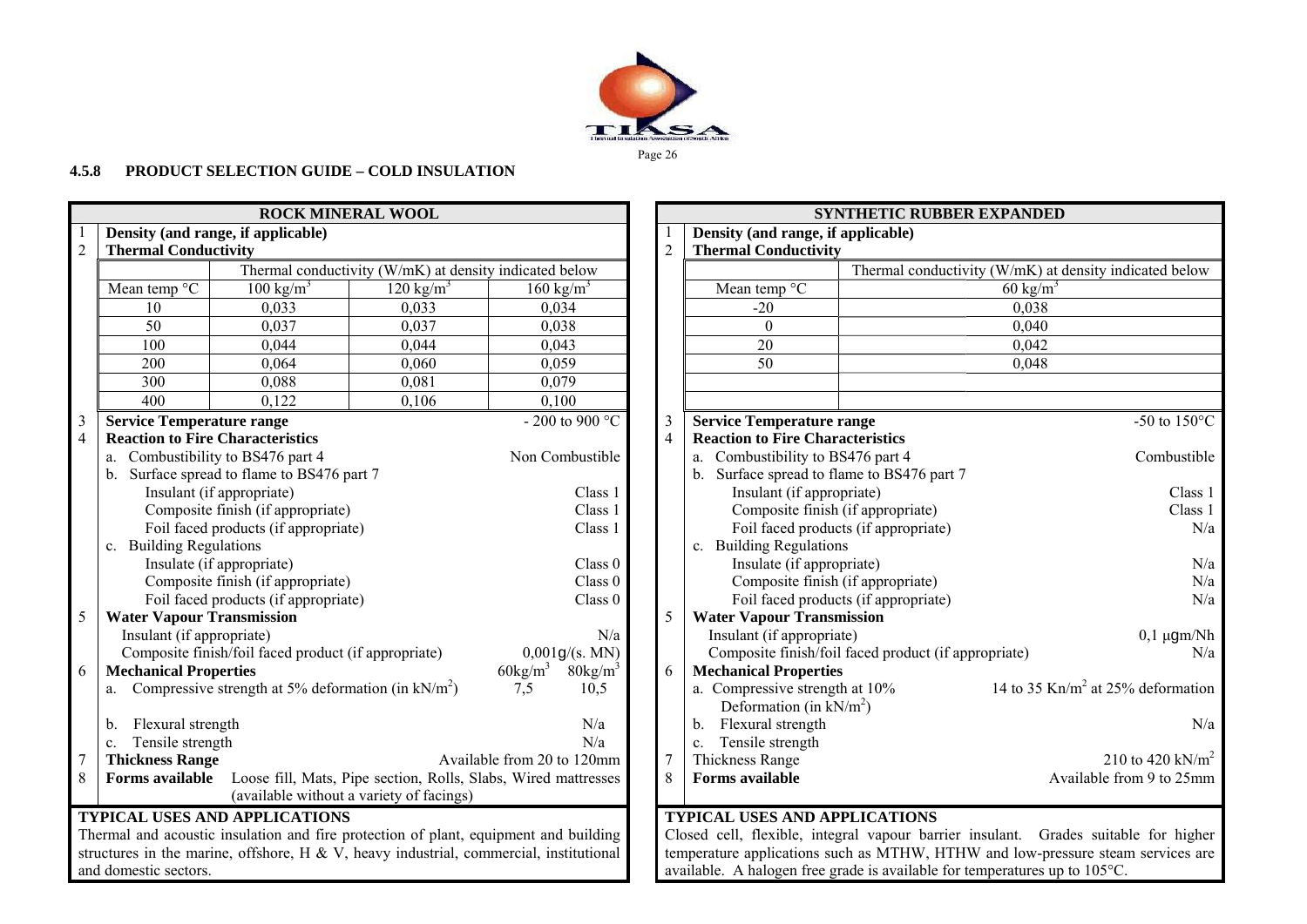### 4.5.8 PRODUCT SELECTION GUIDE – COLD INSULATION

## ROCK MINERAL WOOL

1. **Density (and range, if applicable)**
2. **Thermal Conductivity**

| | Thermal conductivity (W/mK) at density indicated below | | |
|---|---|---|---|
| Mean temp °C | 100 kg/m³ | 120 kg/m³ | 160 kg/m³ |
| 10 | 0,033 | 0,033 | 0,034 |
| 50 | 0,037 | 0,037 | 0,038 |
| 100 | 0,044 | 0,044 | 0,043 |
| 200 | 0,064 | 0,060 | 0,059 |
| 300 | 0,088 | 0,081 | 0,079 |
| 400 | 0,122 | 0,106 | 0,100 |

3. **Service Temperature range** - 200 to 900 °C
4. **Reaction to Fire Characteristics**
   a. Combustibility to BS476 part 4 — Non Combustible
   b. Surface spread to flame to BS476 part 7
      - Insulant (if appropriate) — Class 1
      - Composite finish (if appropriate) — Class 1
      - Foil faced products (if appropriate) — Class 1
   c. Building Regulations
      - Insulate (if appropriate) — Class 0
      - Composite finish (if appropriate) — Class 0
      - Foil faced products (if appropriate) — Class 0
5. **Water Vapour Transmission**
   - Insulant (if appropriate) — N/a
   - Composite finish/foil faced product (if appropriate) — 0,001g/(s. MN)
6. **Mechanical Properties** — 60kg/m³ 80kg/m³
   a. Compressive strength at 5% deformation (in kN/m²) — 7,5 10,5
   b. Flexural strength — N/a
   c. Tensile strength — N/a
7. **Thickness Range** — Available from 20 to 120mm
8. **Forms available** — Loose fill, Mats, Pipe section, Rolls, Slabs, Wired mattresses (available without a variety of facings)

**TYPICAL USES AND APPLICATIONS**

Thermal and acoustic insulation and fire protection of plant, equipment and building structures in the marine, offshore, H & V, heavy industrial, commercial, institutional and domestic sectors.

## SYNTHETIC RUBBER EXPANDED

1. **Density (and range, if applicable)**
2. **Thermal Conductivity**

| | Thermal conductivity (W/mK) at density indicated below |
|---|---|
| Mean temp °C | 60 kg/m³ |
| -20 | 0,038 |
| 0 | 0,040 |
| 20 | 0,042 |
| 50 | 0,048 |

3. **Service Temperature range** -50 to 150°C
4. **Reaction to Fire Characteristics**
   a. Combustibility to BS476 part 4 — Combustible
   b. Surface spread to flame to BS476 part 7
      - Insulant (if appropriate) — Class 1
      - Composite finish (if appropriate) — Class 1
      - Foil faced products (if appropriate) — N/a
   c. Building Regulations
      - Insulate (if appropriate) — N/a
      - Composite finish (if appropriate) — N/a
      - Foil faced products (if appropriate) — N/a
5. **Water Vapour Transmission**
   - Insulant (if appropriate) — 0,1 μgm/Nh
   - Composite finish/foil faced product (if appropriate) — N/a
6. **Mechanical Properties**
   a. Compressive strength at 10% Deformation (in kN/m²) — 14 to 35 Kn/m² at 25% deformation
   b. Flexural strength — N/a
   c. Tensile strength
7. Thickness Range — 210 to 420 kN/m²
8. **Forms available** — Available from 9 to 25mm

**TYPICAL USES AND APPLICATIONS**

Closed cell, flexible, integral vapour barrier insulant. Grades suitable for higher temperature applications such as MTHW, HTHW and low-pressure steam services are available. A halogen free grade is available for temperatures up to 105°C.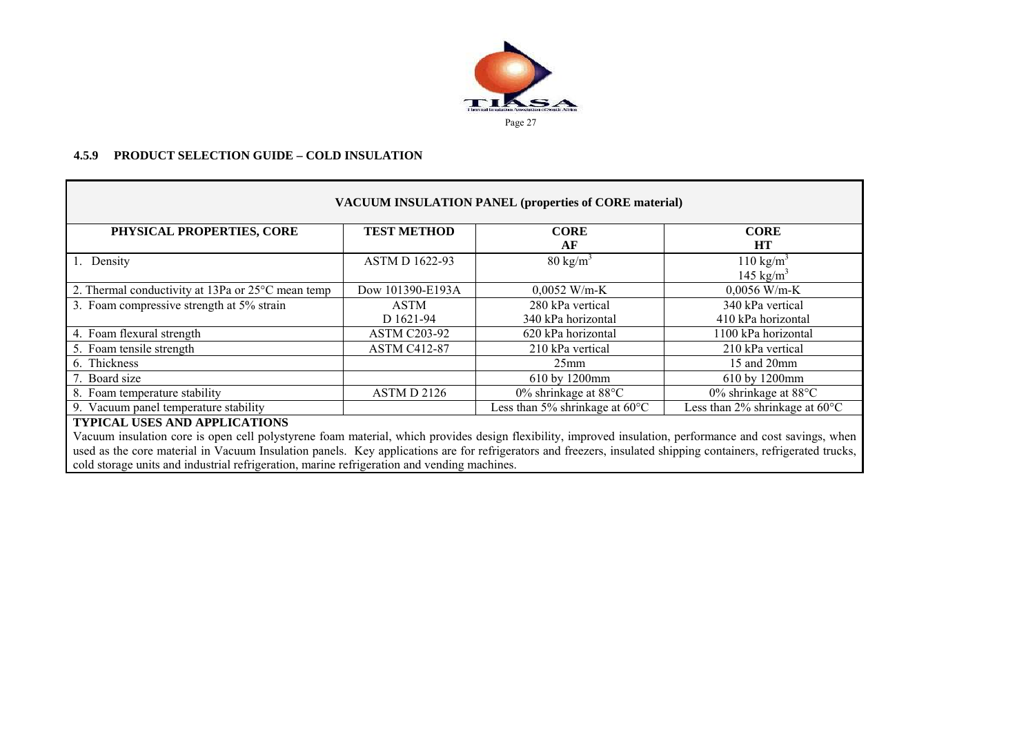### 4.5.9 PRODUCT SELECTION GUIDE – COLD INSULATION

| VACUUM INSULATION PANEL (properties of CORE material) | | | |
|---|---|---|---|
| **PHYSICAL PROPERTIES, CORE** | **TEST METHOD** | **CORE AF** | **CORE HT** |
| 1. Density | ASTM D 1622-93 | 80 kg/m$^3$ | 110 kg/m$^3$ 145 kg/m$^3$ |
| 2. Thermal conductivity at 13Pa or 25°C mean temp | Dow 101390-E193A | 0,0052 W/m-K | 0,0056 W/m-K |
| 3. Foam compressive strength at 5% strain | ASTM D 1621-94 | 280 kPa vertical 340 kPa horizontal | 340 kPa vertical 410 kPa horizontal |
| 4. Foam flexural strength | ASTM C203-92 | 620 kPa horizontal | 1100 kPa horizontal |
| 5. Foam tensile strength | ASTM C412-87 | 210 kPa vertical | 210 kPa vertical |
| 6. Thickness | | 25mm | 15 and 20mm |
| 7. Board size | | 610 by 1200mm | 610 by 1200mm |
| 8. Foam temperature stability | ASTM D 2126 | 0% shrinkage at 88°C | 0% shrinkage at 88°C |
| 9. Vacuum panel temperature stability | | Less than 5% shrinkage at 60°C | Less than 2% shrinkage at 60°C |

**TYPICAL USES AND APPLICATIONS**

Vacuum insulation core is open cell polystyrene foam material, which provides design flexibility, improved insulation, performance and cost savings, when used as the core material in Vacuum Insulation panels. Key applications are for refrigerators and freezers, insulated shipping containers, refrigerated trucks, cold storage units and industrial refrigeration, marine refrigeration and vending machines.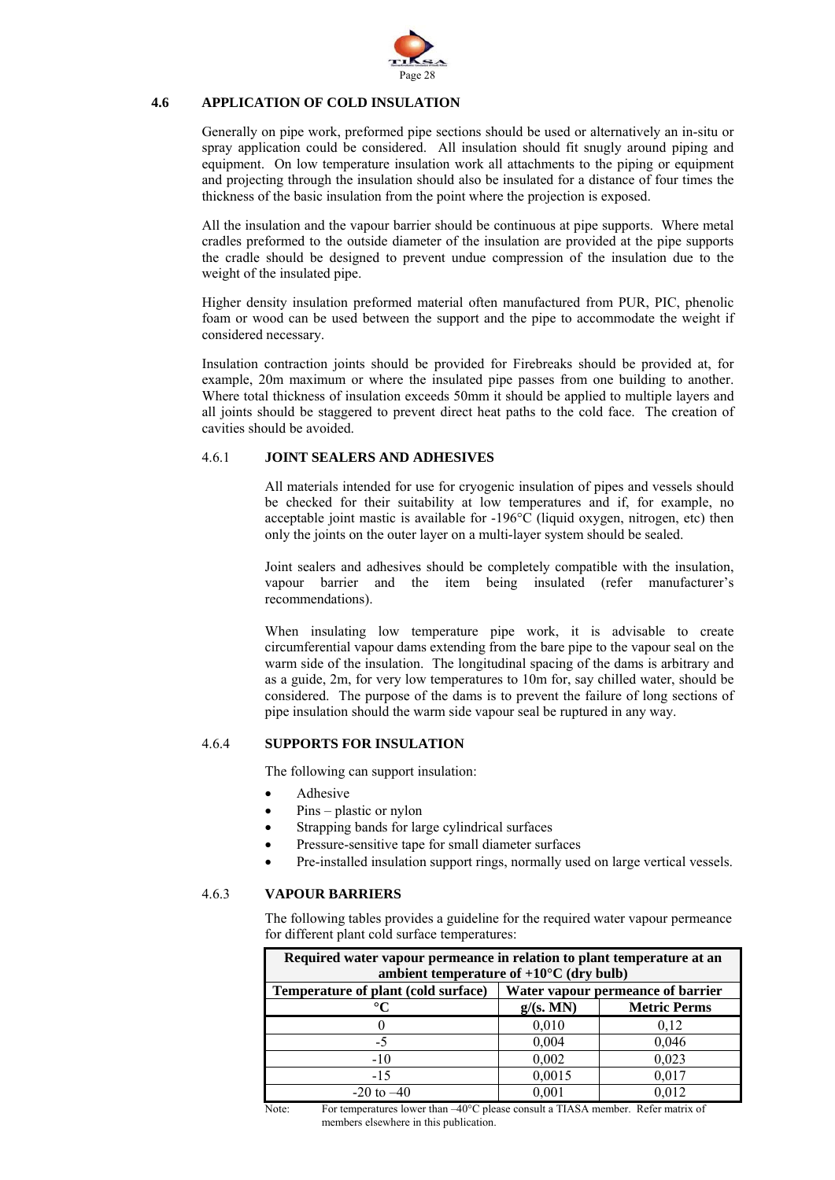## 4.6 APPLICATION OF COLD INSULATION

Generally on pipe work, preformed pipe sections should be used or alternatively an in-situ or spray application could be considered. All insulation should fit snugly around piping and equipment. On low temperature insulation work all attachments to the piping or equipment and projecting through the insulation should also be insulated for a distance of four times the thickness of the basic insulation from the point where the projection is exposed.

All the insulation and the vapour barrier should be continuous at pipe supports. Where metal cradles preformed to the outside diameter of the insulation are provided at the pipe supports the cradle should be designed to prevent undue compression of the insulation due to the weight of the insulated pipe.

Higher density insulation preformed material often manufactured from PUR, PIC, phenolic foam or wood can be used between the support and the pipe to accommodate the weight if considered necessary.

Insulation contraction joints should be provided for Firebreaks should be provided at, for example, 20m maximum or where the insulated pipe passes from one building to another. Where total thickness of insulation exceeds 50mm it should be applied to multiple layers and all joints should be staggered to prevent direct heat paths to the cold face. The creation of cavities should be avoided.

### 4.6.1 JOINT SEALERS AND ADHESIVES

All materials intended for use for cryogenic insulation of pipes and vessels should be checked for their suitability at low temperatures and if, for example, no acceptable joint mastic is available for -196°C (liquid oxygen, nitrogen, etc) then only the joints on the outer layer on a multi-layer system should be sealed.

Joint sealers and adhesives should be completely compatible with the insulation, vapour barrier and the item being insulated (refer manufacturer's recommendations).

When insulating low temperature pipe work, it is advisable to create circumferential vapour dams extending from the bare pipe to the vapour seal on the warm side of the insulation. The longitudinal spacing of the dams is arbitrary and as a guide, 2m, for very low temperatures to 10m for, say chilled water, should be considered. The purpose of the dams is to prevent the failure of long sections of pipe insulation should the warm side vapour seal be ruptured in any way.

### 4.6.4 SUPPORTS FOR INSULATION

The following can support insulation:

- Adhesive
- Pins – plastic or nylon
- Strapping bands for large cylindrical surfaces
- Pressure-sensitive tape for small diameter surfaces
- Pre-installed insulation support rings, normally used on large vertical vessels.

### 4.6.3 VAPOUR BARRIERS

The following tables provides a guideline for the required water vapour permeance for different plant cold surface temperatures:

| Required water vapour permeance in relation to plant temperature at an ambient temperature of +10°C (dry bulb) | | |
|---|---|---|
| **Temperature of plant (cold surface)** | **Water vapour permeance of barrier** | |
| **°C** | **g/(s. MN)** | **Metric Perms** |
| 0 | 0,010 | 0,12 |
| -5 | 0,004 | 0,046 |
| -10 | 0,002 | 0,023 |
| -15 | 0,0015 | 0,017 |
| -20 to –40 | 0,001 | 0,012 |

Note: For temperatures lower than –40°C please consult a TIASA member. Refer matrix of members elsewhere in this publication.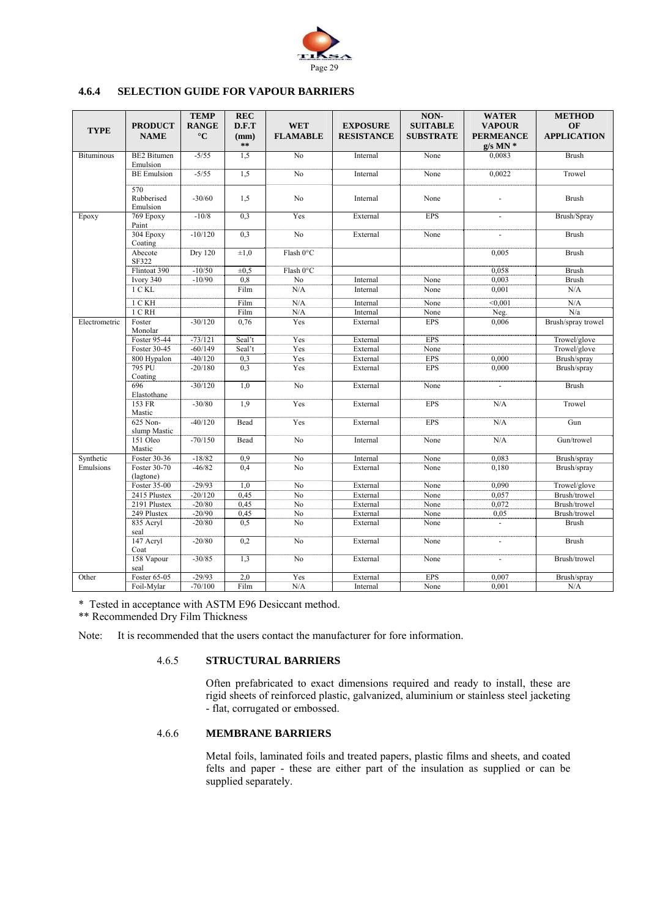### 4.6.4 SELECTION GUIDE FOR VAPOUR BARRIERS

| TYPE | PRODUCT NAME | TEMP RANGE °C | REC D.F.T (mm) ** | WET FLAMABLE | EXPOSURE RESISTANCE | NON-SUITABLE SUBSTRATE | WATER VAPOUR PERMEANCE g/s MN * | METHOD OF APPLICATION |
|---|---|---|---|---|---|---|---|---|
| Bituminous | BE2 Bitumen Emulsion | -5/55 | 1,5 | No | Internal | None | 0,0083 | Brush |
| | BE Emulsion | -5/55 | 1,5 | No | Internal | None | 0,0022 | Trowel |
| | 570 Rubberised Emulsion | -30/60 | 1,5 | No | Internal | None | - | Brush |
| Epoxy | 769 Epoxy Paint | -10/8 | 0,3 | Yes | External | EPS | - | Brush/Spray |
| | 304 Epoxy Coating | -10/120 | 0,3 | No | External | None | - | Brush |
| | Abecote SF322 | Dry 120 | ±1,0 | Flash 0°C | | | 0,005 | Brush |
| | Flintoat 390 | -10/50 | ±0,5 | Flash 0°C | | | 0,058 | Brush |
| | Ivory 340 | -10/90 | 0,8 | No | Internal | None | 0,003 | Brush |
| | 1 C KL | | Film | N/A | Internal | None | 0,001 | N/A |
| | 1 C KH | | Film | N/A | Internal | None | <0,001 | N/A |
| | 1 C RH | | Film | N/A | Internal | None | Neg. | N/a |
| Electrometric | Foster Monolar | -30/120 | 0,76 | Yes | External | EPS | 0,006 | Brush/spray trowel |
| | Foster 95-44 | -73/121 | Seal't | Yes | External | EPS | | Trowel/glove |
| | Foster 30-45 | -60/149 | Seal't | Yes | External | None | | Trowel/glove |
| | 800 Hypalon | -40/120 | 0,3 | Yes | External | EPS | 0,000 | Brush/spray |
| | 795 PU Coating | -20/180 | 0,3 | Yes | External | EPS | 0,000 | Brush/spray |
| | 696 Elastothane | -30/120 | 1,0 | No | External | None | - | Brush |
| | 153 FR Mastic | -30/80 | 1,9 | Yes | External | EPS | N/A | Trowel |
| | 625 Non-slump Mastic | -40/120 | Bead | Yes | External | EPS | N/A | Gun |
| | 151 Oleo Mastic | -70/150 | Bead | No | Internal | None | N/A | Gun/trowel |
| Synthetic Emulsions | Foster 30-36 | -18/82 | 0,9 | No | Internal | None | 0,083 | Brush/spray |
| | Foster 30-70 (lagtone) | -46/82 | 0,4 | No | External | None | 0,180 | Brush/spray |
| | Foster 35-00 | -29/93 | 1,0 | No | External | None | 0,090 | Trowel/glove |
| | 2415 Plustex | -20/120 | 0,45 | No | External | None | 0,057 | Brush/trowel |
| | 2191 Plustex | -20/80 | 0,45 | No | External | None | 0,072 | Brush/trowel |
| | 249 Plustex | -20/90 | 0,45 | No | External | None | 0,05 | Brush/trowel |
| | 835 Acryl seal | -20/80 | 0,5 | No | External | None | - | Brush |
| | 147 Acryl Coat | -20/80 | 0,2 | No | External | None | - | Brush |
| | 158 Vapour seal | -30/85 | 1,3 | No | External | None | - | Brush/trowel |
| Other | Foster 65-05 | -29/93 | 2,0 | Yes | External | EPS | 0,007 | Brush/spray |
| | Foil-Mylar | -70/100 | Film | N/A | Internal | None | 0,001 | N/A |

\* Tested in acceptance with ASTM E96 Desiccant method.

** Recommended Dry Film Thickness

Note: It is recommended that the users contact the manufacturer for fore information.

#### 4.6.5 STRUCTURAL BARRIERS

Often prefabricated to exact dimensions required and ready to install, these are rigid sheets of reinforced plastic, galvanized, aluminium or stainless steel jacketing - flat, corrugated or embossed.

#### 4.6.6 MEMBRANE BARRIERS

Metal foils, laminated foils and treated papers, plastic films and sheets, and coated felts and paper - these are either part of the insulation as supplied or can be supplied separately.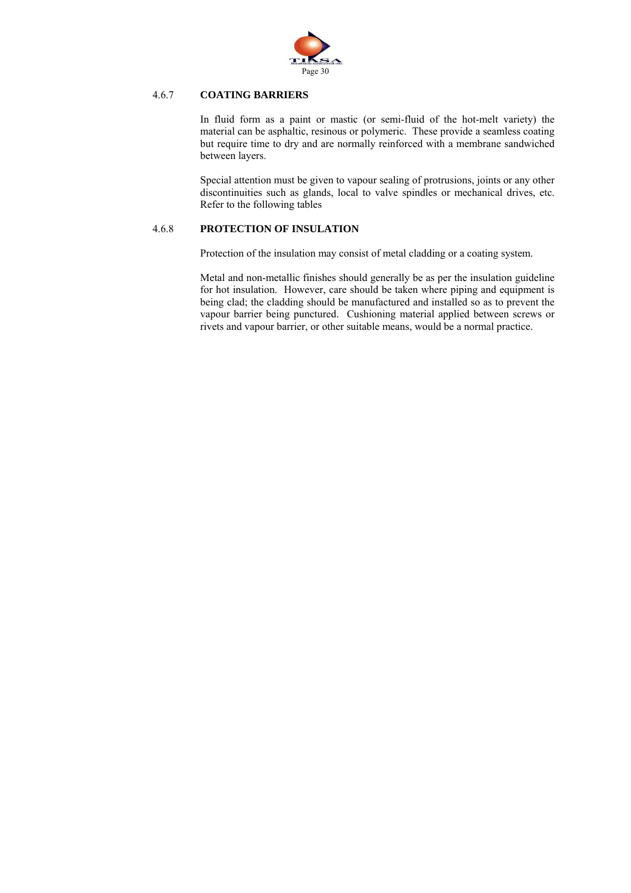### 4.6.7 COATING BARRIERS

In fluid form as a paint or mastic (or semi-fluid of the hot-melt variety) the material can be asphaltic, resinous or polymeric. These provide a seamless coating but require time to dry and are normally reinforced with a membrane sandwiched between layers.

Special attention must be given to vapour sealing of protrusions, joints or any other discontinuities such as glands, local to valve spindles or mechanical drives, etc. Refer to the following tables

### 4.6.8 PROTECTION OF INSULATION

Protection of the insulation may consist of metal cladding or a coating system.

Metal and non-metallic finishes should generally be as per the insulation guideline for hot insulation. However, care should be taken where piping and equipment is being clad; the cladding should be manufactured and installed so as to prevent the vapour barrier being punctured. Cushioning material applied between screws or rivets and vapour barrier, or other suitable means, would be a normal practice.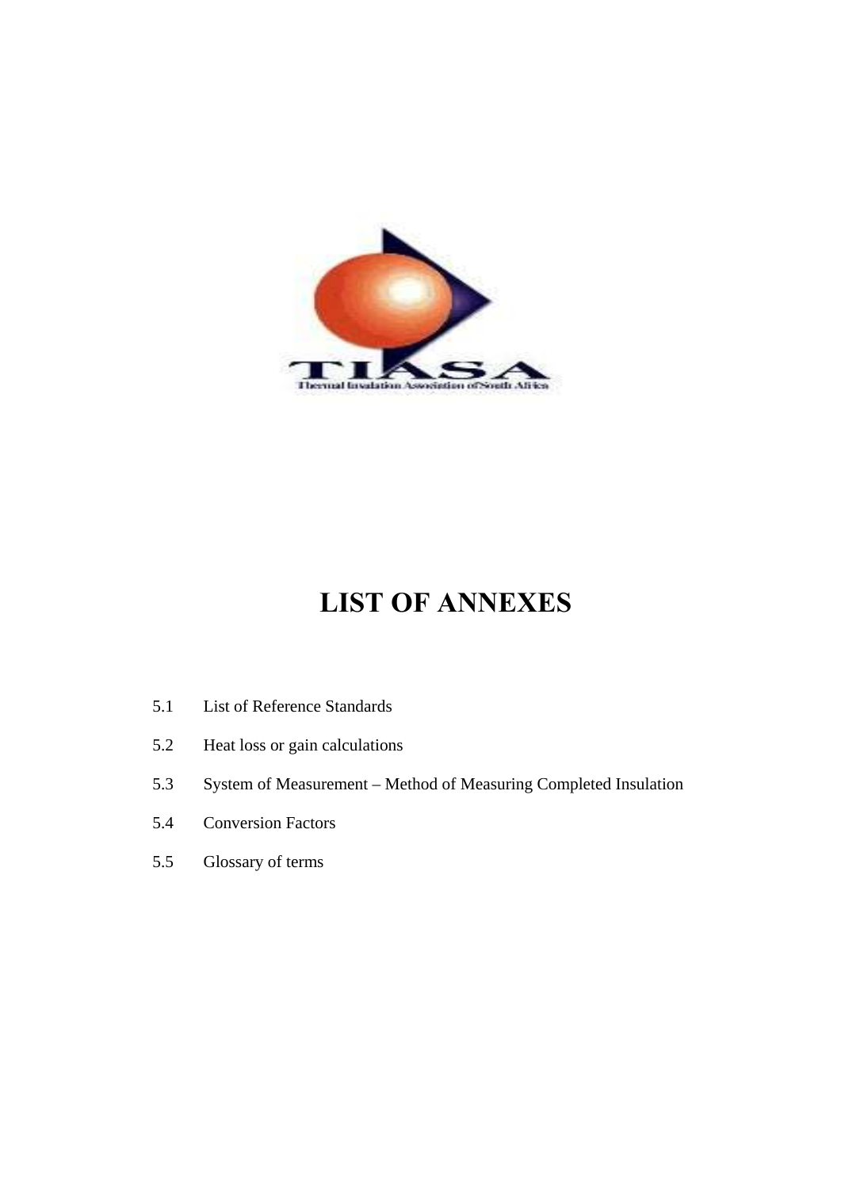# LIST OF ANNEXES

5.1 List of Reference Standards

5.2 Heat loss or gain calculations

5.3 System of Measurement – Method of Measuring Completed Insulation

5.4 Conversion Factors

5.5 Glossary of terms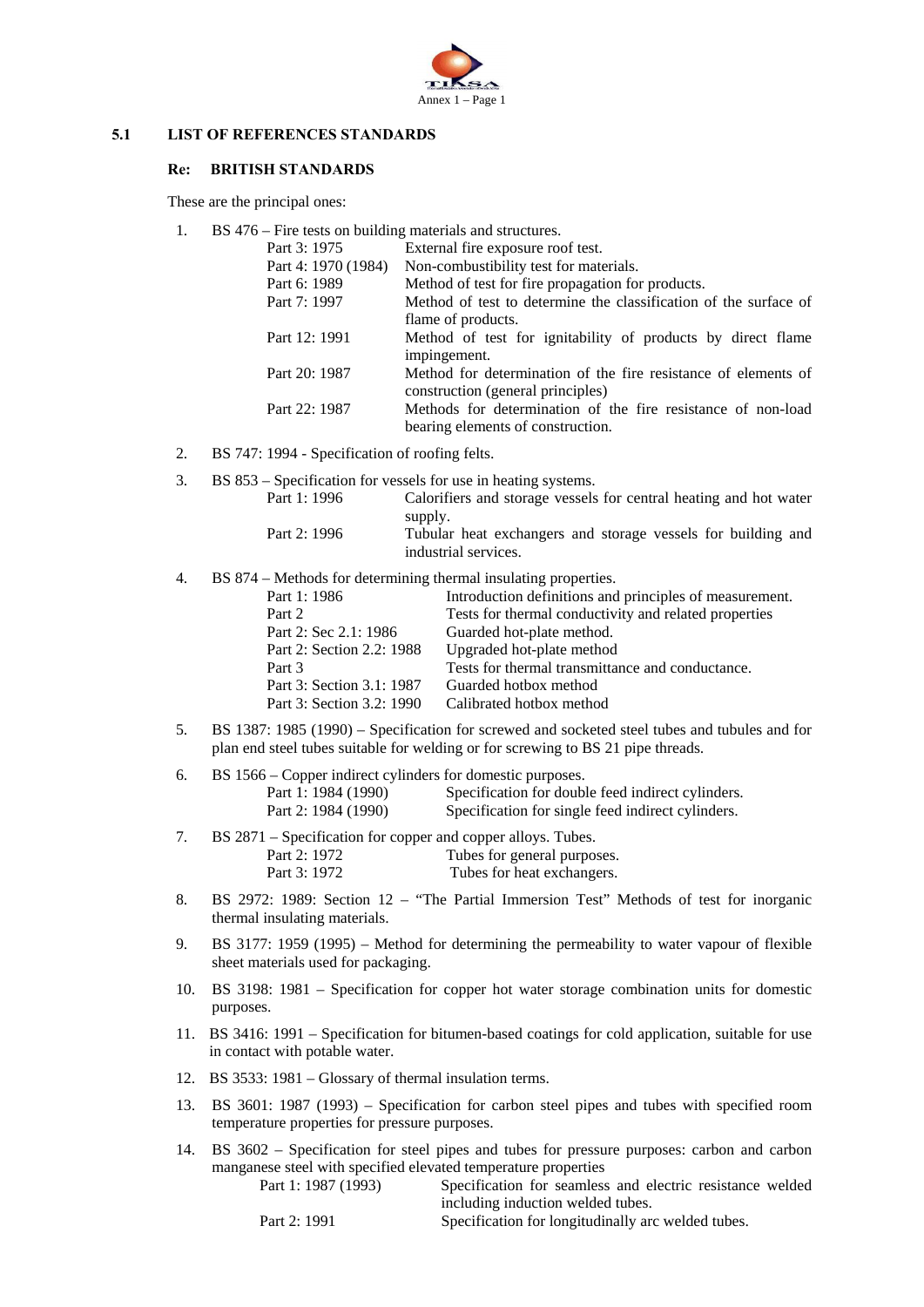## 5.1 LIST OF REFERENCES STANDARDS

### Re: BRITISH STANDARDS

These are the principal ones:

1. BS 476 – Fire tests on building materials and structures.

| | |
|---|---|
| Part 3: 1975 | External fire exposure roof test. |
| Part 4: 1970 (1984) | Non-combustibility test for materials. |
| Part 6: 1989 | Method of test for fire propagation for products. |
| Part 7: 1997 | Method of test to determine the classification of the surface of flame of products. |
| Part 12: 1991 | Method of test for ignitability of products by direct flame impingement. |
| Part 20: 1987 | Method for determination of the fire resistance of elements of construction (general principles) |
| Part 22: 1987 | Methods for determination of the fire resistance of non-load bearing elements of construction. |

2. BS 747: 1994 - Specification of roofing felts.

3. BS 853 – Specification for vessels for use in heating systems.

| | |
|---|---|
| Part 1: 1996 | Calorifiers and storage vessels for central heating and hot water supply. |
| Part 2: 1996 | Tubular heat exchangers and storage vessels for building and industrial services. |

4. BS 874 – Methods for determining thermal insulating properties.

| | |
|---|---|
| Part 1: 1986 | Introduction definitions and principles of measurement. |
| Part 2 | Tests for thermal conductivity and related properties |
| Part 2: Sec 2.1: 1986 | Guarded hot-plate method. |
| Part 2: Section 2.2: 1988 | Upgraded hot-plate method |
| Part 3 | Tests for thermal transmittance and conductance. |
| Part 3: Section 3.1: 1987 | Guarded hotbox method |
| Part 3: Section 3.2: 1990 | Calibrated hotbox method |

5. BS 1387: 1985 (1990) – Specification for screwed and socketed steel tubes and tubules and for plan end steel tubes suitable for welding or for screwing to BS 21 pipe threads.

6. BS 1566 – Copper indirect cylinders for domestic purposes.

| | |
|---|---|
| Part 1: 1984 (1990) | Specification for double feed indirect cylinders. |
| Part 2: 1984 (1990) | Specification for single feed indirect cylinders. |

7. BS 2871 – Specification for copper and copper alloys. Tubes.

| | |
|---|---|
| Part 2: 1972 | Tubes for general purposes. |
| Part 3: 1972 | Tubes for heat exchangers. |

8. BS 2972: 1989: Section 12 – "The Partial Immersion Test" Methods of test for inorganic thermal insulating materials.

9. BS 3177: 1959 (1995) – Method for determining the permeability to water vapour of flexible sheet materials used for packaging.

10. BS 3198: 1981 – Specification for copper hot water storage combination units for domestic purposes.

11. BS 3416: 1991 – Specification for bitumen-based coatings for cold application, suitable for use in contact with potable water.

12. BS 3533: 1981 – Glossary of thermal insulation terms.

13. BS 3601: 1987 (1993) – Specification for carbon steel pipes and tubes with specified room temperature properties for pressure purposes.

14. BS 3602 – Specification for steel pipes and tubes for pressure purposes: carbon and carbon manganese steel with specified elevated temperature properties

| | |
|---|---|
| Part 1: 1987 (1993) | Specification for seamless and electric resistance welded including induction welded tubes. |
| Part 2: 1991 | Specification for longitudinally arc welded tubes. |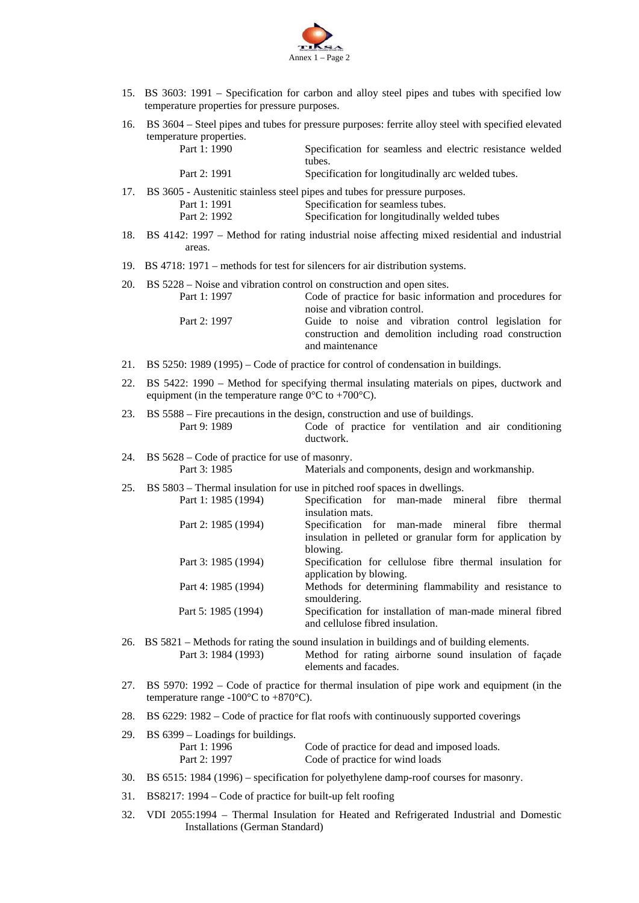15. BS 3603: 1991 – Specification for carbon and alloy steel pipes and tubes with specified low temperature properties for pressure purposes.

16. BS 3604 – Steel pipes and tubes for pressure purposes: ferrite alloy steel with specified elevated temperature properties.

| | |
|---|---|
| Part 1: 1990 | Specification for seamless and electric resistance welded tubes. |
| Part 2: 1991 | Specification for longitudinally arc welded tubes. |

17. BS 3605 - Austenitic stainless steel pipes and tubes for pressure purposes.

| | |
|---|---|
| Part 1: 1991 | Specification for seamless tubes. |
| Part 2: 1992 | Specification for longitudinally welded tubes |

18. BS 4142: 1997 – Method for rating industrial noise affecting mixed residential and industrial areas.

19. BS 4718: 1971 – methods for test for silencers for air distribution systems.

20. BS 5228 – Noise and vibration control on construction and open sites.

| | |
|---|---|
| Part 1: 1997 | Code of practice for basic information and procedures for noise and vibration control. |
| Part 2: 1997 | Guide to noise and vibration control legislation for construction and demolition including road construction and maintenance |

21. BS 5250: 1989 (1995) – Code of practice for control of condensation in buildings.

22. BS 5422: 1990 – Method for specifying thermal insulating materials on pipes, ductwork and equipment (in the temperature range 0°C to +700°C).

23. BS 5588 – Fire precautions in the design, construction and use of buildings.

| | |
|---|---|
| Part 9: 1989 | Code of practice for ventilation and air conditioning ductwork. |

24. BS 5628 – Code of practice for use of masonry.

| | |
|---|---|
| Part 3: 1985 | Materials and components, design and workmanship. |

25. BS 5803 – Thermal insulation for use in pitched roof spaces in dwellings.

| | |
|---|---|
| Part 1: 1985 (1994) | Specification for man-made mineral fibre thermal insulation mats. |
| Part 2: 1985 (1994) | Specification for man-made mineral fibre thermal insulation in pelleted or granular form for application by blowing. |
| Part 3: 1985 (1994) | Specification for cellulose fibre thermal insulation for application by blowing. |
| Part 4: 1985 (1994) | Methods for determining flammability and resistance to smouldering. |
| Part 5: 1985 (1994) | Specification for installation of man-made mineral fibred and cellulose fibred insulation. |

26. BS 5821 – Methods for rating the sound insulation in buildings and of building elements.

| | |
|---|---|
| Part 3: 1984 (1993) | Method for rating airborne sound insulation of façade elements and facades. |

27. BS 5970: 1992 – Code of practice for thermal insulation of pipe work and equipment (in the temperature range -100°C to +870°C).

28. BS 6229: 1982 – Code of practice for flat roofs with continuously supported coverings

29. BS 6399 – Loadings for buildings.

| | |
|---|---|
| Part 1: 1996 | Code of practice for dead and imposed loads. |
| Part 2: 1997 | Code of practice for wind loads |

30. BS 6515: 1984 (1996) – specification for polyethylene damp-roof courses for masonry.

31. BS8217: 1994 – Code of practice for built-up felt roofing

32. VDI 2055:1994 – Thermal Insulation for Heated and Refrigerated Industrial and Domestic Installations (German Standard)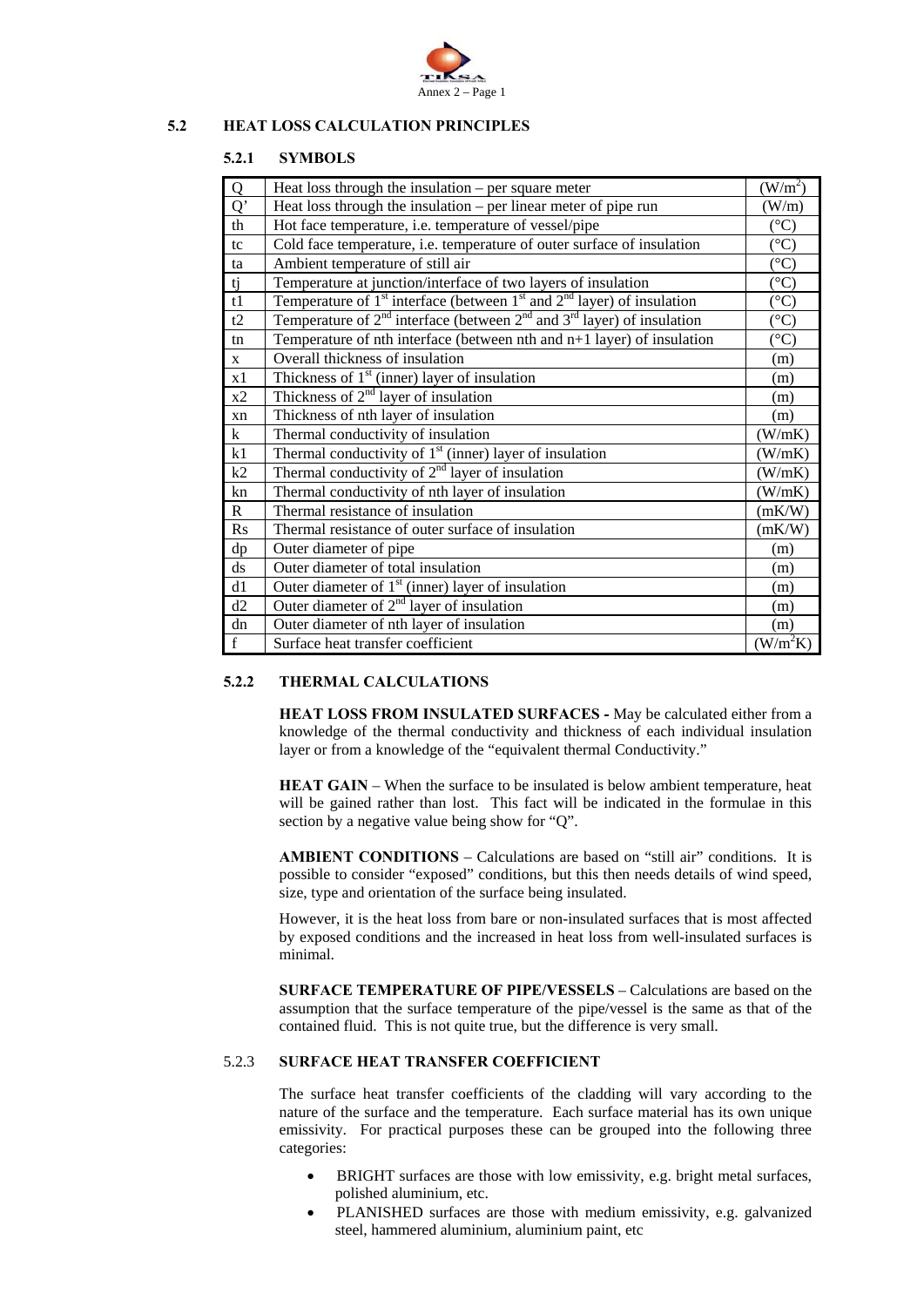## 5.2 HEAT LOSS CALCULATION PRINCIPLES

### 5.2.1 SYMBOLS

| Symbol | Description | Unit |
|---|---|---|
| Q | Heat loss through the insulation – per square meter | ($W/m^2$) |
| Q' | Heat loss through the insulation – per linear meter of pipe run | (W/m) |
| th | Hot face temperature, i.e. temperature of vessel/pipe | (°C) |
| tc | Cold face temperature, i.e. temperature of outer surface of insulation | (°C) |
| ta | Ambient temperature of still air | (°C) |
| tj | Temperature at junction/interface of two layers of insulation | (°C) |
| t1 | Temperature of 1st interface (between 1st and 2nd layer) of insulation | (°C) |
| t2 | Temperature of 2nd interface (between 2nd and 3rd layer) of insulation | (°C) |
| tn | Temperature of nth interface (between nth and n+1 layer) of insulation | (°C) |
| x | Overall thickness of insulation | (m) |
| x1 | Thickness of 1st (inner) layer of insulation | (m) |
| x2 | Thickness of 2nd layer of insulation | (m) |
| xn | Thickness of nth layer of insulation | (m) |
| k | Thermal conductivity of insulation | (W/mK) |
| k1 | Thermal conductivity of 1st (inner) layer of insulation | (W/mK) |
| k2 | Thermal conductivity of 2nd layer of insulation | (W/mK) |
| kn | Thermal conductivity of nth layer of insulation | (W/mK) |
| R | Thermal resistance of insulation | (mK/W) |
| Rs | Thermal resistance of outer surface of insulation | (mK/W) |
| dp | Outer diameter of pipe | (m) |
| ds | Outer diameter of total insulation | (m) |
| d1 | Outer diameter of 1st (inner) layer of insulation | (m) |
| d2 | Outer diameter of 2nd layer of insulation | (m) |
| dn | Outer diameter of nth layer of insulation | (m) |
| f | Surface heat transfer coefficient | ($W/m^2K$) |

### 5.2.2 THERMAL CALCULATIONS

**HEAT LOSS FROM INSULATED SURFACES -** May be calculated either from a knowledge of the thermal conductivity and thickness of each individual insulation layer or from a knowledge of the "equivalent thermal Conductivity."

**HEAT GAIN** – When the surface to be insulated is below ambient temperature, heat will be gained rather than lost. This fact will be indicated in the formulae in this section by a negative value being show for "Q".

**AMBIENT CONDITIONS** – Calculations are based on "still air" conditions. It is possible to consider "exposed" conditions, but this then needs details of wind speed, size, type and orientation of the surface being insulated.

However, it is the heat loss from bare or non-insulated surfaces that is most affected by exposed conditions and the increased in heat loss from well-insulated surfaces is minimal.

**SURFACE TEMPERATURE OF PIPE/VESSELS** – Calculations are based on the assumption that the surface temperature of the pipe/vessel is the same as that of the contained fluid. This is not quite true, but the difference is very small.

### 5.2.3 SURFACE HEAT TRANSFER COEFFICIENT

The surface heat transfer coefficients of the cladding will vary according to the nature of the surface and the temperature. Each surface material has its own unique emissivity. For practical purposes these can be grouped into the following three categories:

- BRIGHT surfaces are those with low emissivity, e.g. bright metal surfaces, polished aluminium, etc.
- PLANISHED surfaces are those with medium emissivity, e.g. galvanized steel, hammered aluminium, aluminium paint, etc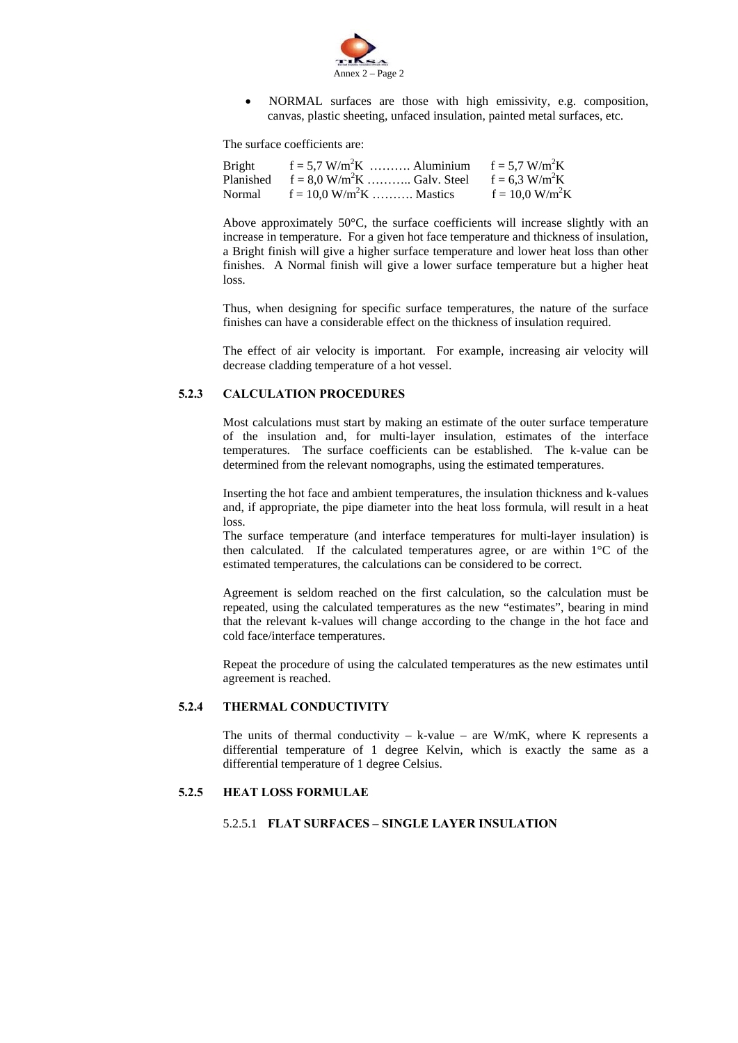- NORMAL surfaces are those with high emissivity, e.g. composition, canvas, plastic sheeting, unfaced insulation, painted metal surfaces, etc.

The surface coefficients are:

| | | | |
|---|---|---|---|
| Bright | $f = 5{,}7\ W/m^2K$ ………. | Aluminium | $f = 5{,}7\ W/m^2K$ |
| Planished | $f = 8{,}0\ W/m^2K$ ……….. | Galv. Steel | $f = 6{,}3\ W/m^2K$ |
| Normal | $f = 10{,}0\ W/m^2K$ ………. | Mastics | $f = 10{,}0\ W/m^2K$ |

Above approximately 50°C, the surface coefficients will increase slightly with an increase in temperature. For a given hot face temperature and thickness of insulation, a Bright finish will give a higher surface temperature and lower heat loss than other finishes. A Normal finish will give a lower surface temperature but a higher heat loss.

Thus, when designing for specific surface temperatures, the nature of the surface finishes can have a considerable effect on the thickness of insulation required.

The effect of air velocity is important. For example, increasing air velocity will decrease cladding temperature of a hot vessel.

### 5.2.3 CALCULATION PROCEDURES

Most calculations must start by making an estimate of the outer surface temperature of the insulation and, for multi-layer insulation, estimates of the interface temperatures. The surface coefficients can be established. The k-value can be determined from the relevant nomographs, using the estimated temperatures.

Inserting the hot face and ambient temperatures, the insulation thickness and k-values and, if appropriate, the pipe diameter into the heat loss formula, will result in a heat loss.

The surface temperature (and interface temperatures for multi-layer insulation) is then calculated. If the calculated temperatures agree, or are within 1°C of the estimated temperatures, the calculations can be considered to be correct.

Agreement is seldom reached on the first calculation, so the calculation must be repeated, using the calculated temperatures as the new "estimates", bearing in mind that the relevant k-values will change according to the change in the hot face and cold face/interface temperatures.

Repeat the procedure of using the calculated temperatures as the new estimates until agreement is reached.

### 5.2.4 THERMAL CONDUCTIVITY

The units of thermal conductivity – k-value – are W/mK, where K represents a differential temperature of 1 degree Kelvin, which is exactly the same as a differential temperature of 1 degree Celsius.

### 5.2.5 HEAT LOSS FORMULAE

#### 5.2.5.1 FLAT SURFACES – SINGLE LAYER INSULATION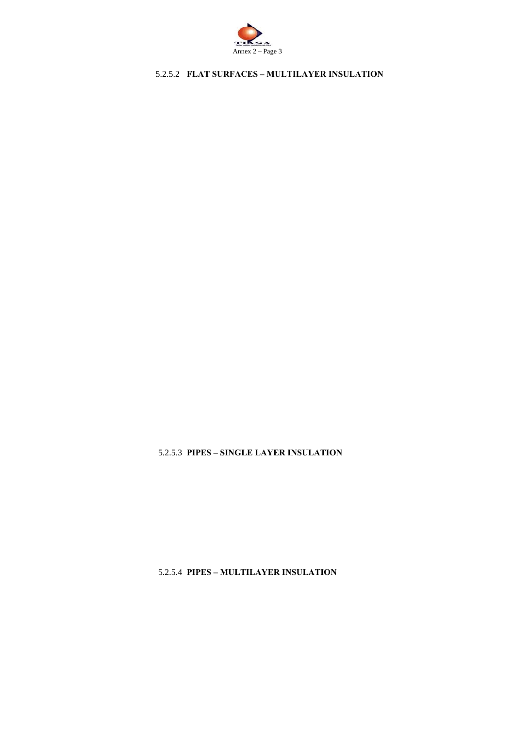#### 5.2.5.2 FLAT SURFACES – MULTILAYER INSULATION

#### 5.2.5.3 PIPES – SINGLE LAYER INSULATION

#### 5.2.5.4 PIPES – MULTILAYER INSULATION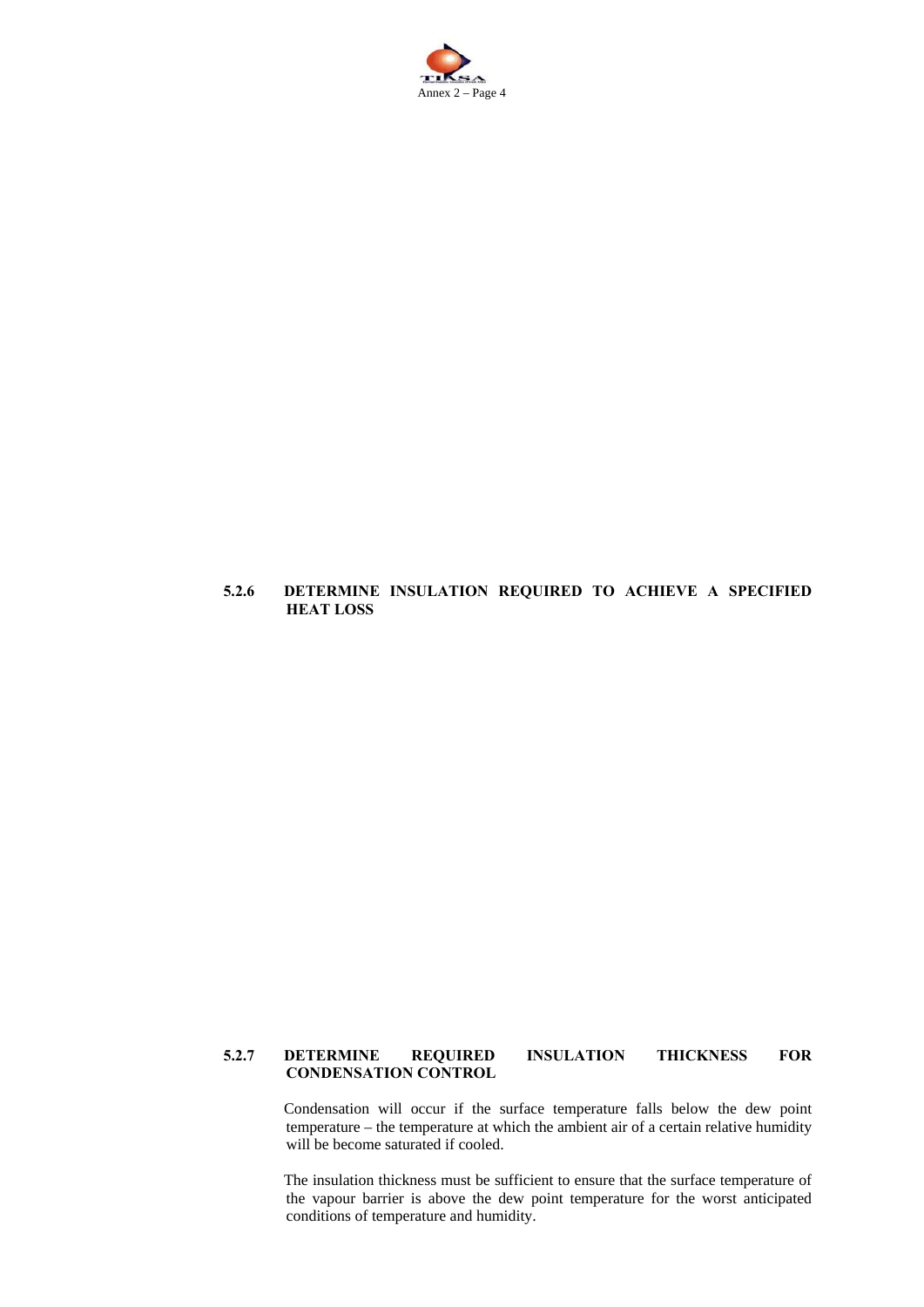### 5.2.6 DETERMINE INSULATION REQUIRED TO ACHIEVE A SPECIFIED HEAT LOSS

### 5.2.7 DETERMINE REQUIRED INSULATION THICKNESS FOR CONDENSATION CONTROL

Condensation will occur if the surface temperature falls below the dew point temperature – the temperature at which the ambient air of a certain relative humidity will be become saturated if cooled.

The insulation thickness must be sufficient to ensure that the surface temperature of the vapour barrier is above the dew point temperature for the worst anticipated conditions of temperature and humidity.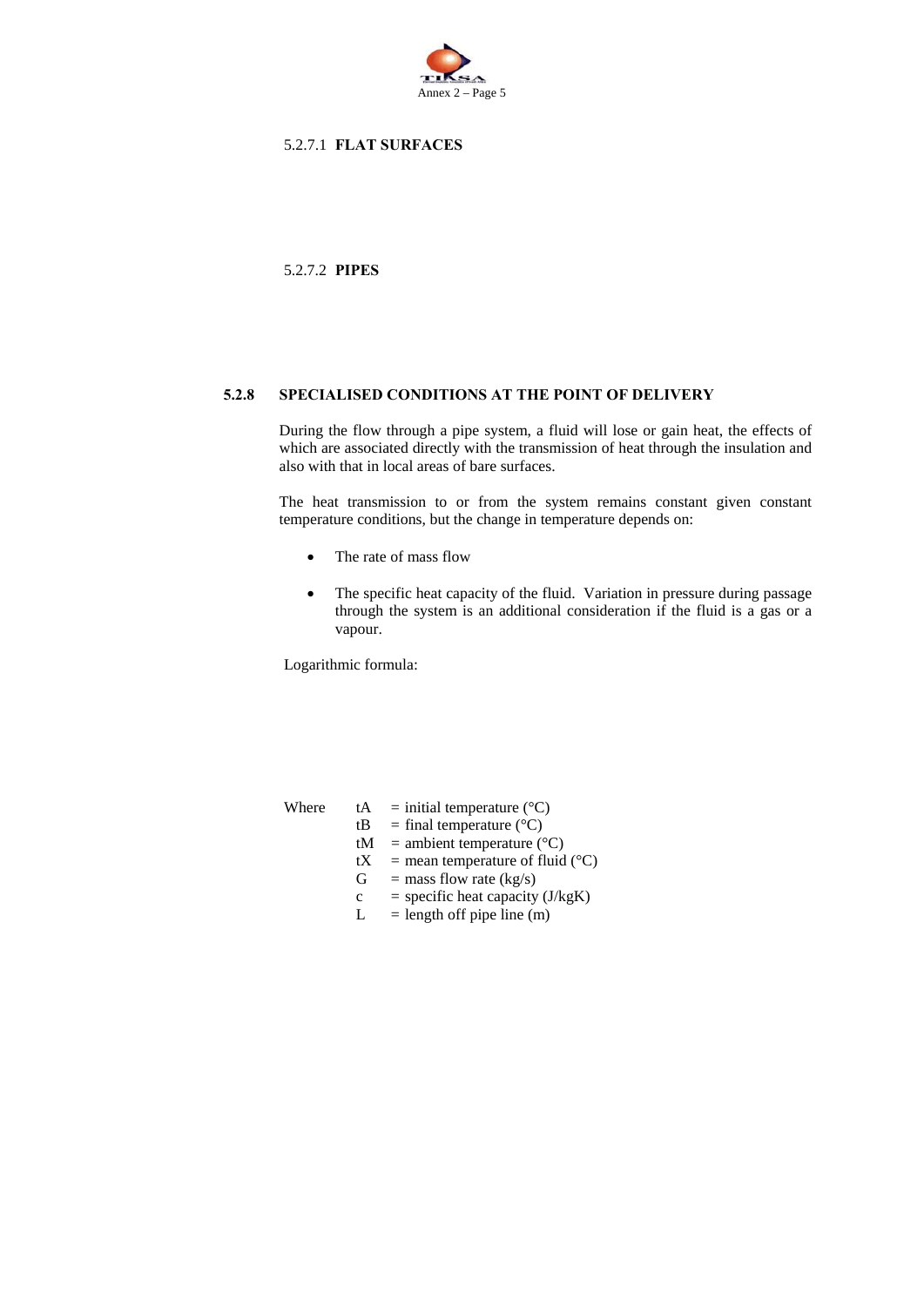5.2.7.1 **FLAT SURFACES**

5.2.7.2 **PIPES**

### 5.2.8 SPECIALISED CONDITIONS AT THE POINT OF DELIVERY

During the flow through a pipe system, a fluid will lose or gain heat, the effects of which are associated directly with the transmission of heat through the insulation and also with that in local areas of bare surfaces.

The heat transmission to or from the system remains constant given constant temperature conditions, but the change in temperature depends on:

- The rate of mass flow
- The specific heat capacity of the fluid. Variation in pressure during passage through the system is an additional consideration if the fluid is a gas or a vapour.

Logarithmic formula:

Where
- tA = initial temperature (°C)
- tB = final temperature (°C)
- tM = ambient temperature (°C)
- tX = mean temperature of fluid (°C)
- G = mass flow rate (kg/s)
- c = specific heat capacity (J/kgK)
- L = length off pipe line (m)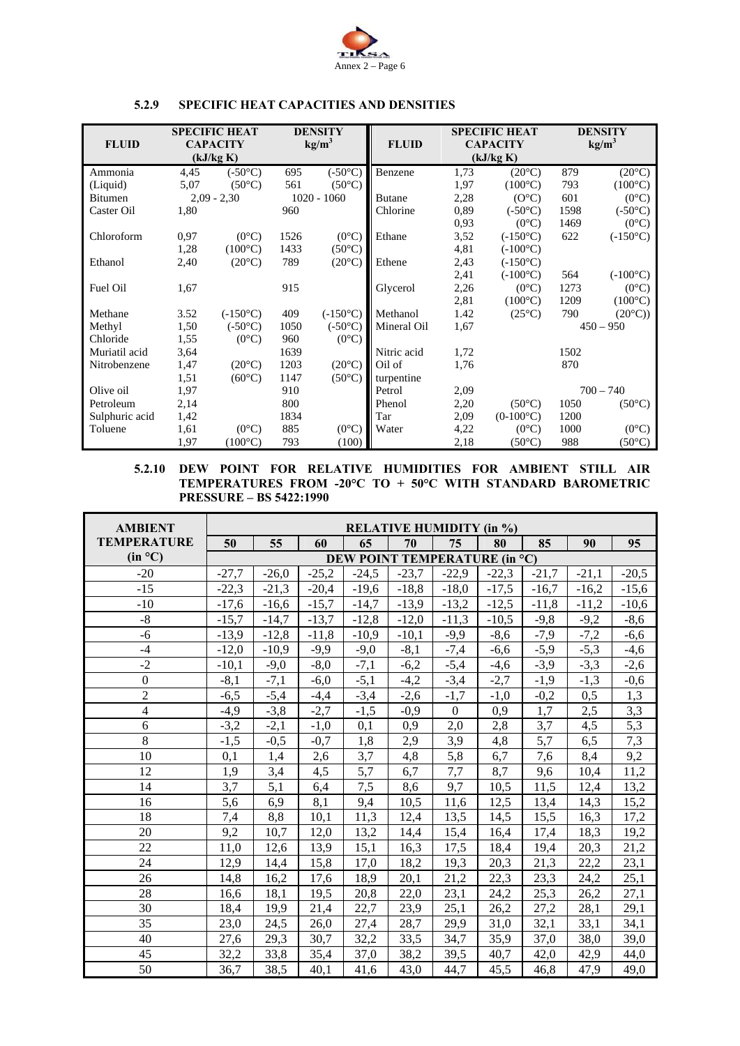### 5.2.9 SPECIFIC HEAT CAPACITIES AND DENSITIES

| FLUID | SPECIFIC HEAT CAPACITY (kJ/kg K) | | DENSITY kg/m³ | | FLUID | SPECIFIC HEAT CAPACITY (kJ/kg K) | | DENSITY kg/m³ | |
|---|---|---|---|---|---|---|---|---|---|
| Ammonia | 4,45 | (-50°C) | 695 | (-50°C) | Benzene | 1,73 | (20°C) | 879 | (20°C) |
| (Liquid) | 5,07 | (50°C) | 561 | (50°C) | | 1,97 | (100°C) | 793 | (100°C) |
| Bitumen | 2,09 - 2,30 | | 1020 - 1060 | | Butane | 2,28 | (O°C) | 601 | (0°C) |
| Caster Oil | 1,80 | | 960 | | Chlorine | 0,89 | (-50°C) | 1598 | (-50°C) |
| | | | | | | 0,93 | (0°C) | 1469 | (0°C) |
| Chloroform | 0,97 | (0°C) | 1526 | (0°C) | Ethane | 3,52 | (-150°C) | 622 | (-150°C) |
| | 1,28 | (100°C) | 1433 | (50°C) | | 4,81 | (-100°C) | | |
| Ethanol | 2,40 | (20°C) | 789 | (20°C) | Ethene | 2,43 | (-150°C) | | |
| | | | | | | 2,41 | (-100°C) | 564 | (-100°C) |
| Fuel Oil | 1,67 | | 915 | | Glycerol | 2,26 | (0°C) | 1273 | (0°C) |
| | | | | | | 2,81 | (100°C) | 1209 | (100°C) |
| Methane | 3.52 | (-150°C) | 409 | (-150°C) | Methanol | 1.42 | (25°C) | 790 | (20°C)) |
| Methyl | 1,50 | (-50°C) | 1050 | (-50°C) | Mineral Oil | 1,67 | | 450 – 950 | |
| Chloride | 1,55 | (0°C) | 960 | (0°C) | | | | | |
| Muriatil acid | 3,64 | | 1639 | | Nitric acid | 1,72 | | 1502 | |
| Nitrobenzene | 1,47 | (20°C) | 1203 | (20°C) | Oil of | 1,76 | | 870 | |
| | 1,51 | (60°C) | 1147 | (50°C) | turpentine | | | | |
| Olive oil | 1,97 | | 910 | | Petrol | 2,09 | | 700 – 740 | |
| Petroleum | 2,14 | | 800 | | Phenol | 2,20 | (50°C) | 1050 | (50°C) |
| Sulphuric acid | 1,42 | | 1834 | | Tar | 2,09 | (0-100°C) | 1200 | |
| Toluene | 1,61 | (0°C) | 885 | (0°C) | Water | 4,22 | (0°C) | 1000 | (0°C) |
| | 1,97 | (100°C) | 793 | (100) | | 2,18 | (50°C) | 988 | (50°C) |

### 5.2.10 DEW POINT FOR RELATIVE HUMIDITIES FOR AMBIENT STILL AIR TEMPERATURES FROM -20°C TO + 50°C WITH STANDARD BAROMETRIC PRESSURE – BS 5422:1990

| AMBIENT TEMPERATURE (in °C) | RELATIVE HUMIDITY (in %) | | | | | | | | | |
|---|---|---|---|---|---|---|---|---|---|---|
| | 50 | 55 | 60 | 65 | 70 | 75 | 80 | 85 | 90 | 95 |
| | DEW POINT TEMPERATURE (in °C) | | | | | | | | | |
| -20 | -27,7 | -26,0 | -25,2 | -24,5 | -23,7 | -22,9 | -22,3 | -21,7 | -21,1 | -20,5 |
| -15 | -22,3 | -21,3 | -20,4 | -19,6 | -18,8 | -18,0 | -17,5 | -16,7 | -16,2 | -15,6 |
| -10 | -17,6 | -16,6 | -15,7 | -14,7 | -13,9 | -13,2 | -12,5 | -11,8 | -11,2 | -10,6 |
| -8 | -15,7 | -14,7 | -13,7 | -12,8 | -12,0 | -11,3 | -10,5 | -9,8 | -9,2 | -8,6 |
| -6 | -13,9 | -12,8 | -11,8 | -10,9 | -10,1 | -9,9 | -8,6 | -7,9 | -7,2 | -6,6 |
| -4 | -12,0 | -10,9 | -9,9 | -9,0 | -8,1 | -7,4 | -6,6 | -5,9 | -5,3 | -4,6 |
| -2 | -10,1 | -9,0 | -8,0 | -7,1 | -6,2 | -5,4 | -4,6 | -3,9 | -3,3 | -2,6 |
| 0 | -8,1 | -7,1 | -6,0 | -5,1 | -4,2 | -3,4 | -2,7 | -1,9 | -1,3 | -0,6 |
| 2 | -6,5 | -5,4 | -4,4 | -3,4 | -2,6 | -1,7 | -1,0 | -0,2 | 0,5 | 1,3 |
| 4 | -4,9 | -3,8 | -2,7 | -1,5 | -0,9 | 0 | 0,9 | 1,7 | 2,5 | 3,3 |
| 6 | -3,2 | -2,1 | -1,0 | 0,1 | 0,9 | 2,0 | 2,8 | 3,7 | 4,5 | 5,3 |
| 8 | -1,5 | -0,5 | -0,7 | 1,8 | 2,9 | 3,9 | 4,8 | 5,7 | 6,5 | 7,3 |
| 10 | 0,1 | 1,4 | 2,6 | 3,7 | 4,8 | 5,8 | 6,7 | 7,6 | 8,4 | 9,2 |
| 12 | 1,9 | 3,4 | 4,5 | 5,7 | 6,7 | 7,7 | 8,7 | 9,6 | 10,4 | 11,2 |
| 14 | 3,7 | 5,1 | 6,4 | 7,5 | 8,6 | 9,7 | 10,5 | 11,5 | 12,4 | 13,2 |
| 16 | 5,6 | 6,9 | 8,1 | 9,4 | 10,5 | 11,6 | 12,5 | 13,4 | 14,3 | 15,2 |
| 18 | 7,4 | 8,8 | 10,1 | 11,3 | 12,4 | 13,5 | 14,5 | 15,5 | 16,3 | 17,2 |
| 20 | 9,2 | 10,7 | 12,0 | 13,2 | 14,4 | 15,4 | 16,4 | 17,4 | 18,3 | 19,2 |
| 22 | 11,0 | 12,6 | 13,9 | 15,1 | 16,3 | 17,5 | 18,4 | 19,4 | 20,3 | 21,2 |
| 24 | 12,9 | 14,4 | 15,8 | 17,0 | 18,2 | 19,3 | 20,3 | 21,3 | 22,2 | 23,1 |
| 26 | 14,8 | 16,2 | 17,6 | 18,9 | 20,1 | 21,2 | 22,3 | 23,3 | 24,2 | 25,1 |
| 28 | 16,6 | 18,1 | 19,5 | 20,8 | 22,0 | 23,1 | 24,2 | 25,3 | 26,2 | 27,1 |
| 30 | 18,4 | 19,9 | 21,4 | 22,7 | 23,9 | 25,1 | 26,2 | 27,2 | 28,1 | 29,1 |
| 35 | 23,0 | 24,5 | 26,0 | 27,4 | 28,7 | 29,9 | 31,0 | 32,1 | 33,1 | 34,1 |
| 40 | 27,6 | 29,3 | 30,7 | 32,2 | 33,5 | 34,7 | 35,9 | 37,0 | 38,0 | 39,0 |
| 45 | 32,2 | 33,8 | 35,4 | 37,0 | 38,2 | 39,5 | 40,7 | 42,0 | 42,9 | 44,0 |
| 50 | 36,7 | 38,5 | 40,1 | 41,6 | 43,0 | 44,7 | 45,5 | 46,8 | 47,9 | 49,0 |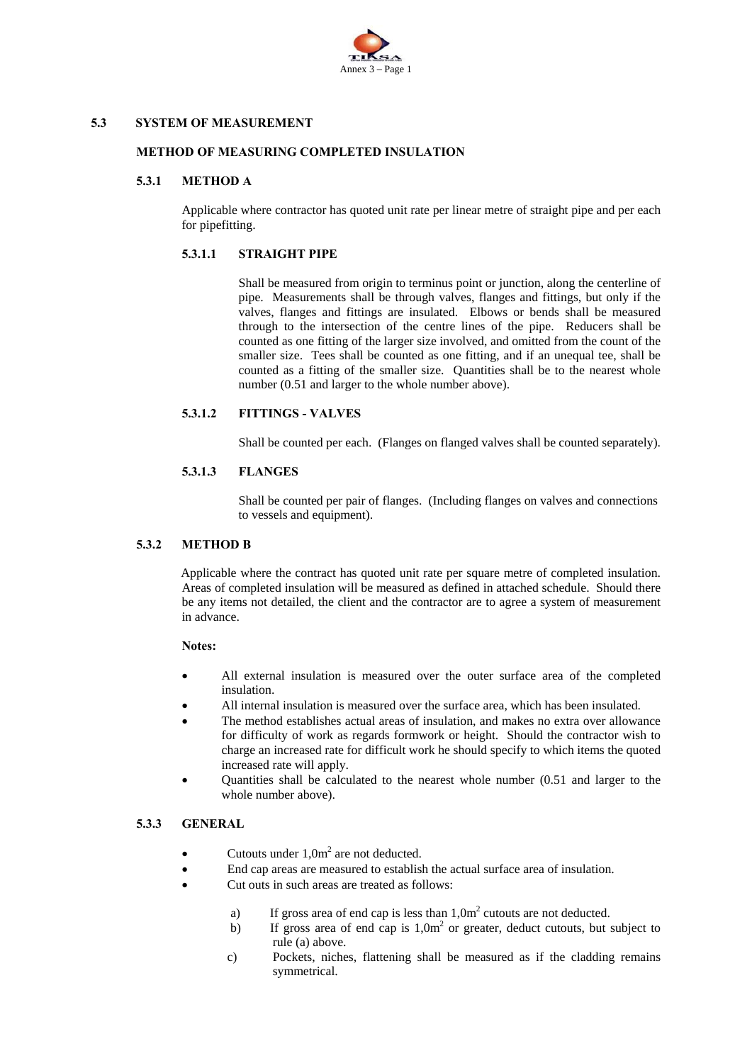## 5.3 SYSTEM OF MEASUREMENT

### METHOD OF MEASURING COMPLETED INSULATION

### 5.3.1 METHOD A

Applicable where contractor has quoted unit rate per linear metre of straight pipe and per each for pipefitting.

#### 5.3.1.1 STRAIGHT PIPE

Shall be measured from origin to terminus point or junction, along the centerline of pipe. Measurements shall be through valves, flanges and fittings, but only if the valves, flanges and fittings are insulated. Elbows or bends shall be measured through to the intersection of the centre lines of the pipe. Reducers shall be counted as one fitting of the larger size involved, and omitted from the count of the smaller size. Tees shall be counted as one fitting, and if an unequal tee, shall be counted as a fitting of the smaller size. Quantities shall be to the nearest whole number (0.51 and larger to the whole number above).

#### 5.3.1.2 FITTINGS - VALVES

Shall be counted per each. (Flanges on flanged valves shall be counted separately).

#### 5.3.1.3 FLANGES

Shall be counted per pair of flanges. (Including flanges on valves and connections to vessels and equipment).

### 5.3.2 METHOD B

Applicable where the contract has quoted unit rate per square metre of completed insulation. Areas of completed insulation will be measured as defined in attached schedule. Should there be any items not detailed, the client and the contractor are to agree a system of measurement in advance.

**Notes:**

- All external insulation is measured over the outer surface area of the completed insulation.
- All internal insulation is measured over the surface area, which has been insulated.
- The method establishes actual areas of insulation, and makes no extra over allowance for difficulty of work as regards formwork or height. Should the contractor wish to charge an increased rate for difficult work he should specify to which items the quoted increased rate will apply.
- Quantities shall be calculated to the nearest whole number (0.51 and larger to the whole number above).

### 5.3.3 GENERAL

- Cutouts under 1,0m$^2$ are not deducted.
- End cap areas are measured to establish the actual surface area of insulation.
- Cut outs in such areas are treated as follows:

  a) If gross area of end cap is less than 1,0m$^2$ cutouts are not deducted.
  
  b) If gross area of end cap is 1,0m$^2$ or greater, deduct cutouts, but subject to rule (a) above.
  
  c) Pockets, niches, flattening shall be measured as if the cladding remains symmetrical.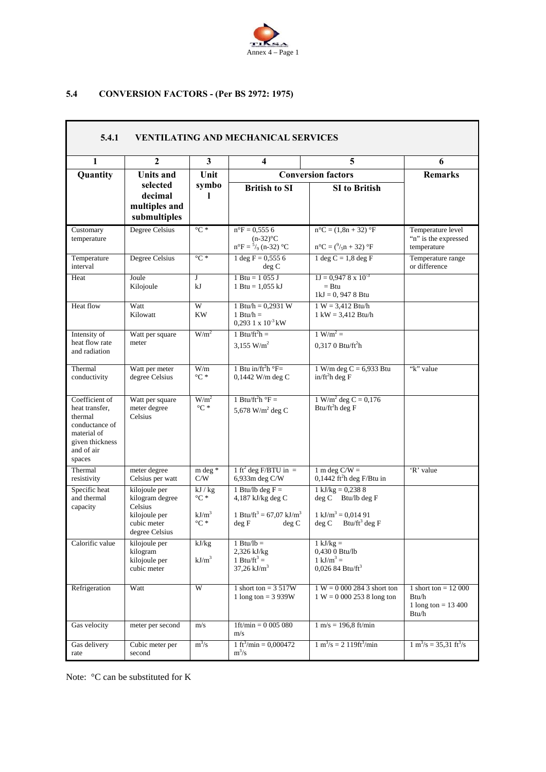## 5.4 CONVERSION FACTORS - (Per BS 2972: 1975)

### 5.4.1 VENTILATING AND MECHANICAL SERVICES

| 1 | 2 | 3 | 4 | 5 | 6 |
|---|---|---|---|---|---|
| **Quantity** | **Units and selected decimal multiples and submultiples** | **Unit symbol** | **Conversion factors** | | **Remarks** |
| | | | **British to SI** | **SI to British** | |
| Customary temperature | Degree Celsius | °C * | n°F = 0,555 6 (n-32)°C<br>n°F = $^5/_9$ (n-32) °C | n°C = (1,8n + 32) °F<br>n°C = ($^9/_5$n + 32) °F | Temperature level "n" is the expressed temperature |
| Temperature interval | Degree Celsius | °C * | 1 deg F = 0,555 6 deg C | 1 deg C = 1,8 deg F | Temperature range or difference |
| Heat | Joule<br>Kilojoule | J<br>kJ | 1 Btu = 1 055 J<br>1 Btu = 1,055 kJ | 1J = 0,947 8 x $10^{-3}$ = Btu<br>1kJ = 0, 947 8 Btu | |
| Heat flow | Watt<br>Kilowatt | W<br>KW | 1 Btu/h = 0,2931 W<br>1 Btu/h = 0,293 1 x $10^{-3}$ kW | 1 W = 3,412 Btu/h<br>1 kW = 3,412 Btu/h | |
| Intensity of heat flow rate and radiation | Watt per square meter | W/m$^2$ | 1 Btu/ft$^2$h = 3,155 W/m$^2$ | 1 W/m$^2$ = 0,317 0 Btu/ft$^2$h | |
| Thermal conductivity | Watt per meter degree Celsius | W/m °C * | 1 Btu in/ft$^2$h °F= 0,1442 W/m deg C | 1 W/m deg C = 6,933 Btu in/ft$^2$h deg F | "k" value |
| Coefficient of heat transfer, thermal conductance of material of given thickness and of air spaces | Watt per square meter degree Celsius | W/m$^2$ °C * | 1 Btu/ft$^2$h °F = 5,678 W/m$^2$ deg C | 1 W/m$^2$ deg C = 0,176 Btu/ft$^2$h deg F | |
| Thermal resistivity | meter degree Celsius per watt | m deg * C/W | 1 ft$^2$ deg F/BTU in = 6,933m deg C/W | 1 m deg C/W = 0,1442 ft$^2$h deg F/Btu in | 'R' value |
| Specific heat and thermal capacity | kilojoule per kilogram degree Celsius<br>kilojoule per cubic meter degree Celsius | kJ / kg °C *<br>kJ/m$^3$ °C * | 1 Btu/lb deg F = 4,187 kJ/kg deg C<br>1 Btu/ft$^3$ = 67,07 kJ/m$^3$ deg F deg C | 1 kJ/kg = 0,238 8 deg C Btu/lb deg F<br>1 kJ/m$^3$ = 0,014 91 deg C Btu/ft$^3$ deg F | |
| Calorific value | kilojoule per kilogram<br>kilojoule per cubic meter | kJ/kg<br>kJ/m$^3$ | 1 Btu/lb = 2,326 kJ/kg<br>1 Btu/ft$^3$ = 37,26 kJ/m$^3$ | 1 kJ/kg = 0,430 0 Btu/lb<br>1 kJ/m$^3$ = 0,026 84 Btu/ft$^3$ | |
| Refrigeration | Watt | W | 1 short ton = 3 517W<br>1 long ton = 3 939W | 1 W = 0 000 284 3 short ton<br>1 W = 0 000 253 8 long ton | 1 short ton = 12 000 Btu/h<br>1 long ton = 13 400 Btu/h |
| Gas velocity | meter per second | m/s | 1ft/min = 0 005 080 m/s | 1 m/s = 196,8 ft/min | |
| Gas delivery rate | Cubic meter per second | m$^3$/s | 1 ft$^3$/min = 0,000472 m$^3$/s | 1 m$^3$/s = 2 119ft$^3$/min | 1 m$^3$/s = 35,31 ft$^3$/s |

Note: °C can be substituted for K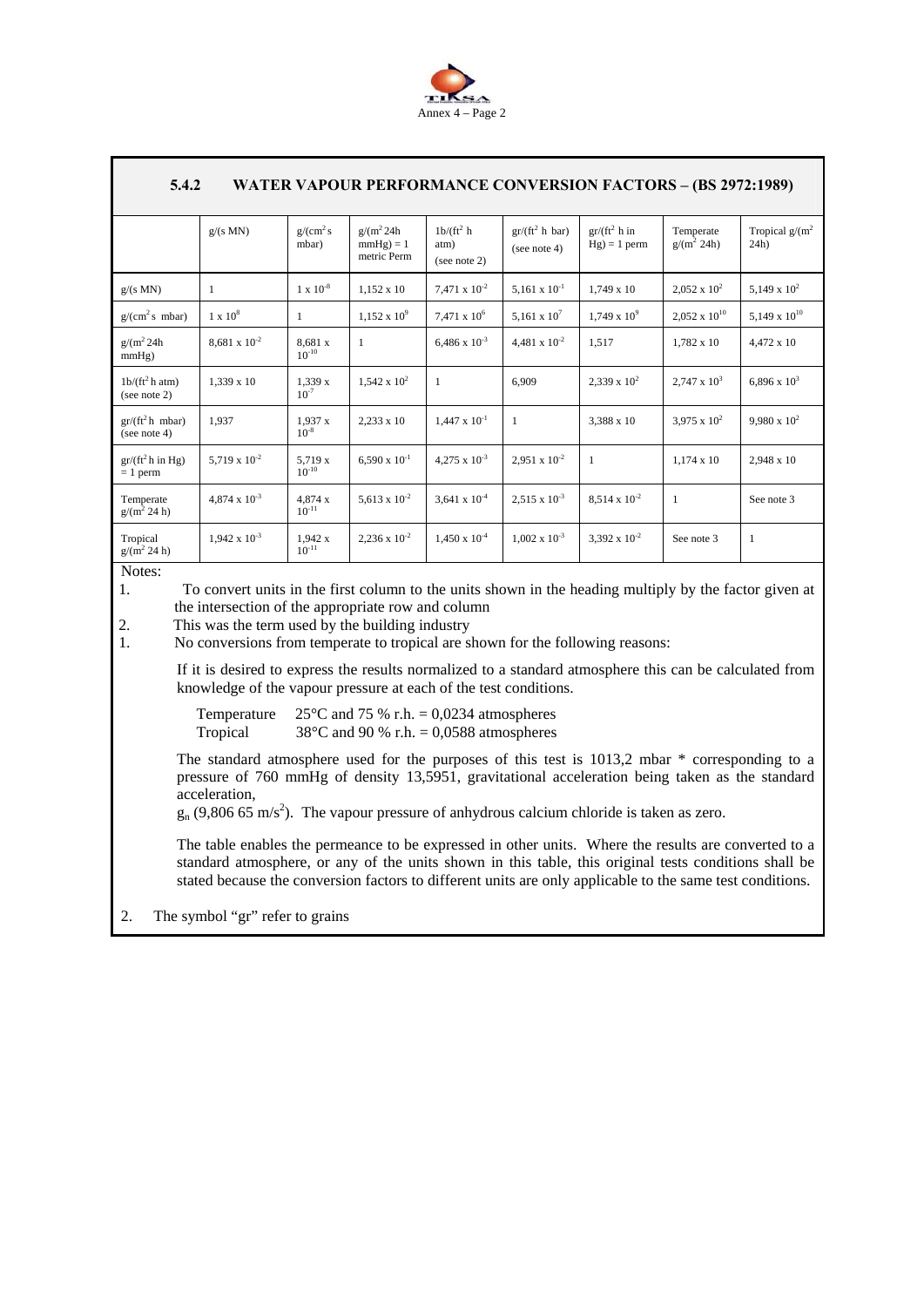## 5.4.2 WATER VAPOUR PERFORMANCE CONVERSION FACTORS – (BS 2972:1989)

| | g/(s MN) | g/(cm$^2$ s mbar) | g/(m$^2$ 24h mmHg) = 1 metric Perm | 1b/(ft$^2$ h atm) (see note 2) | gr/(ft$^2$ h bar) (see note 4) | gr/(ft$^2$ h in Hg) = 1 perm | Temperate g/(m$^2$ 24h) | Tropical g/(m$^2$ 24h) |
|---|---|---|---|---|---|---|---|---|
| g/(s MN) | 1 | 1 x $10^{-8}$ | 1,152 x 10 | 7,471 x $10^{-2}$ | 5,161 x $10^{-1}$ | 1,749 x 10 | 2,052 x $10^2$ | 5,149 x $10^2$ |
| g/(cm$^2$ s mbar) | 1 x $10^8$ | 1 | 1,152 x $10^9$ | 7,471 x $10^6$ | 5,161 x $10^7$ | 1,749 x $10^9$ | 2,052 x $10^{10}$ | 5,149 x $10^{10}$ |
| g/(m$^2$ 24h mmHg) | 8,681 x $10^{-2}$ | 8,681 x $10^{-10}$ | 1 | 6,486 x $10^{-3}$ | 4,481 x $10^{-2}$ | 1,517 | 1,782 x 10 | 4,472 x 10 |
| 1b/(ft$^2$ h atm) (see note 2) | 1,339 x 10 | 1,339 x $10^{-7}$ | 1,542 x $10^2$ | 1 | 6,909 | 2,339 x $10^2$ | 2,747 x $10^3$ | 6,896 x $10^3$ |
| gr/(ft$^2$ h mbar) (see note 4) | 1,937 | 1,937 x $10^{-8}$ | 2,233 x 10 | 1,447 x $10^{-1}$ | 1 | 3,388 x 10 | 3,975 x $10^2$ | 9,980 x $10^2$ |
| gr/(ft$^2$ h in Hg) = 1 perm | 5,719 x $10^{-2}$ | 5,719 x $10^{-10}$ | 6,590 x $10^{-1}$ | 4,275 x $10^{-3}$ | 2,951 x $10^{-2}$ | 1 | 1,174 x 10 | 2,948 x 10 |
| Temperate g/(m$^2$ 24 h) | 4,874 x $10^{-3}$ | 4,874 x $10^{-11}$ | 5,613 x $10^{-2}$ | 3,641 x $10^{-4}$ | 2,515 x $10^{-3}$ | 8,514 x $10^{-2}$ | 1 | See note 3 |
| Tropical g/(m$^2$ 24 h) | 1,942 x $10^{-3}$ | 1,942 x $10^{-11}$ | 2,236 x $10^{-2}$ | 1,450 x $10^{-4}$ | 1,002 x $10^{-3}$ | 3,392 x $10^{-2}$ | See note 3 | 1 |

Notes:

1. To convert units in the first column to the units shown in the heading multiply by the factor given at the intersection of the appropriate row and column
2. This was the term used by the building industry
1. No conversions from temperate to tropical are shown for the following reasons:

   If it is desired to express the results normalized to a standard atmosphere this can be calculated from knowledge of the vapour pressure at each of the test conditions.

   Temperature 25°C and 75 % r.h. = 0,0234 atmospheres
   Tropical 38°C and 90 % r.h. = 0,0588 atmospheres

   The standard atmosphere used for the purposes of this test is 1013,2 mbar * corresponding to a pressure of 760 mmHg of density 13,5951, gravitational acceleration being taken as the standard acceleration,
   $g_n$ (9,806 65 m/s$^2$). The vapour pressure of anhydrous calcium chloride is taken as zero.

   The table enables the permeance to be expressed in other units. Where the results are converted to a standard atmosphere, or any of the units shown in this table, this original tests conditions shall be stated because the conversion factors to different units are only applicable to the same test conditions.

2. The symbol "gr" refer to grains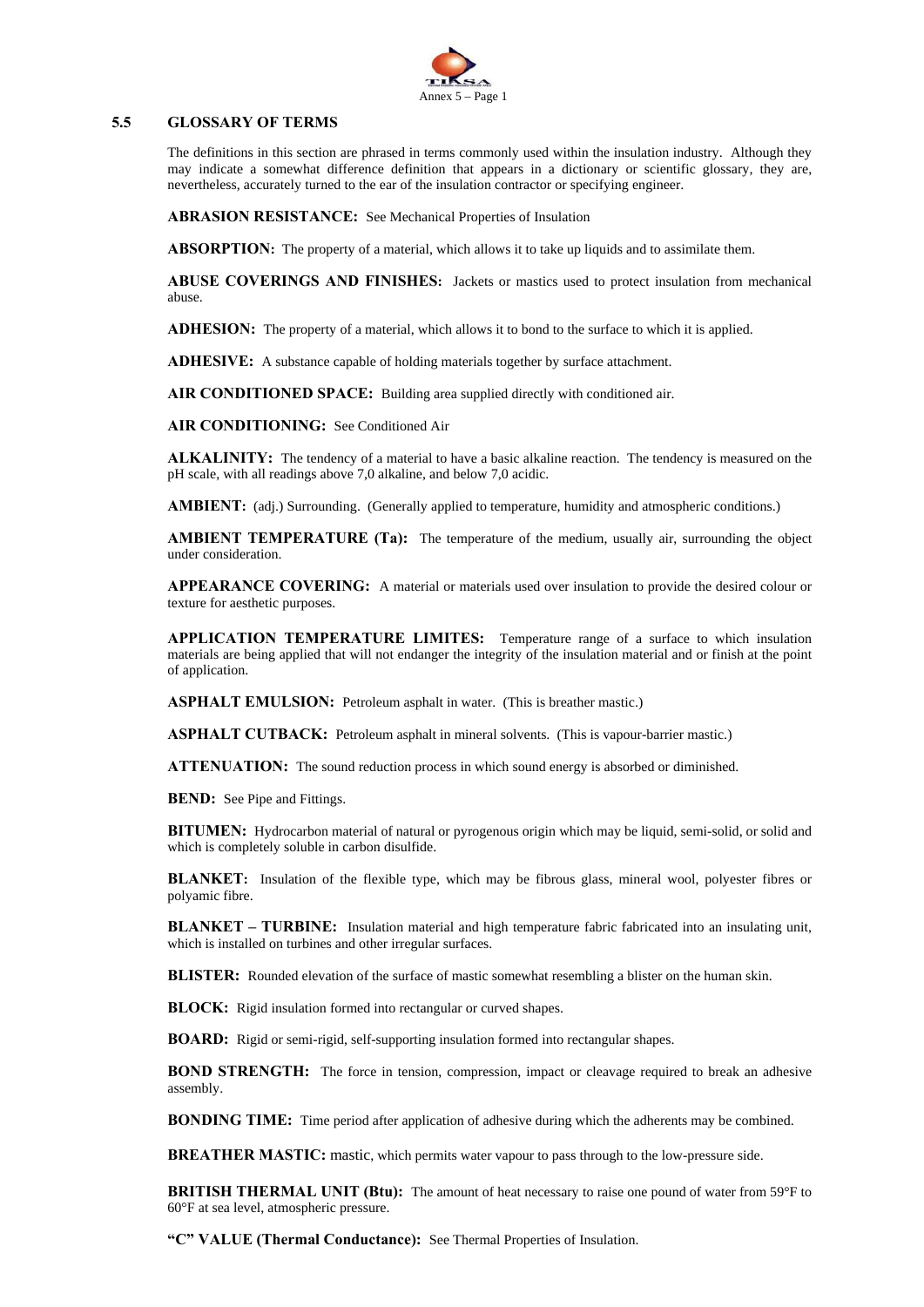## 5.5 GLOSSARY OF TERMS

The definitions in this section are phrased in terms commonly used within the insulation industry. Although they may indicate a somewhat difference definition that appears in a dictionary or scientific glossary, they are, nevertheless, accurately turned to the ear of the insulation contractor or specifying engineer.

**ABRASION RESISTANCE:** See Mechanical Properties of Insulation

**ABSORPTION:** The property of a material, which allows it to take up liquids and to assimilate them.

**ABUSE COVERINGS AND FINISHES:** Jackets or mastics used to protect insulation from mechanical abuse.

**ADHESION:** The property of a material, which allows it to bond to the surface to which it is applied.

**ADHESIVE:** A substance capable of holding materials together by surface attachment.

**AIR CONDITIONED SPACE:** Building area supplied directly with conditioned air.

**AIR CONDITIONING:** See Conditioned Air

**ALKALINITY:** The tendency of a material to have a basic alkaline reaction. The tendency is measured on the pH scale, with all readings above 7,0 alkaline, and below 7,0 acidic.

**AMBIENT:** (adj.) Surrounding. (Generally applied to temperature, humidity and atmospheric conditions.)

**AMBIENT TEMPERATURE (Ta):** The temperature of the medium, usually air, surrounding the object under consideration.

**APPEARANCE COVERING:** A material or materials used over insulation to provide the desired colour or texture for aesthetic purposes.

**APPLICATION TEMPERATURE LIMITES:** Temperature range of a surface to which insulation materials are being applied that will not endanger the integrity of the insulation material and or finish at the point of application.

**ASPHALT EMULSION:** Petroleum asphalt in water. (This is breather mastic.)

**ASPHALT CUTBACK:** Petroleum asphalt in mineral solvents. (This is vapour-barrier mastic.)

**ATTENUATION:** The sound reduction process in which sound energy is absorbed or diminished.

**BEND:** See Pipe and Fittings.

**BITUMEN:** Hydrocarbon material of natural or pyrogenous origin which may be liquid, semi-solid, or solid and which is completely soluble in carbon disulfide.

**BLANKET:** Insulation of the flexible type, which may be fibrous glass, mineral wool, polyester fibres or polyamic fibre.

**BLANKET – TURBINE:** Insulation material and high temperature fabric fabricated into an insulating unit, which is installed on turbines and other irregular surfaces.

**BLISTER:** Rounded elevation of the surface of mastic somewhat resembling a blister on the human skin.

**BLOCK:** Rigid insulation formed into rectangular or curved shapes.

**BOARD:** Rigid or semi-rigid, self-supporting insulation formed into rectangular shapes.

**BOND STRENGTH:** The force in tension, compression, impact or cleavage required to break an adhesive assembly.

**BONDING TIME:** Time period after application of adhesive during which the adherents may be combined.

**BREATHER MASTIC:** mastic, which permits water vapour to pass through to the low-pressure side.

**BRITISH THERMAL UNIT (Btu):** The amount of heat necessary to raise one pound of water from 59°F to 60°F at sea level, atmospheric pressure.

**"C" VALUE (Thermal Conductance):** See Thermal Properties of Insulation.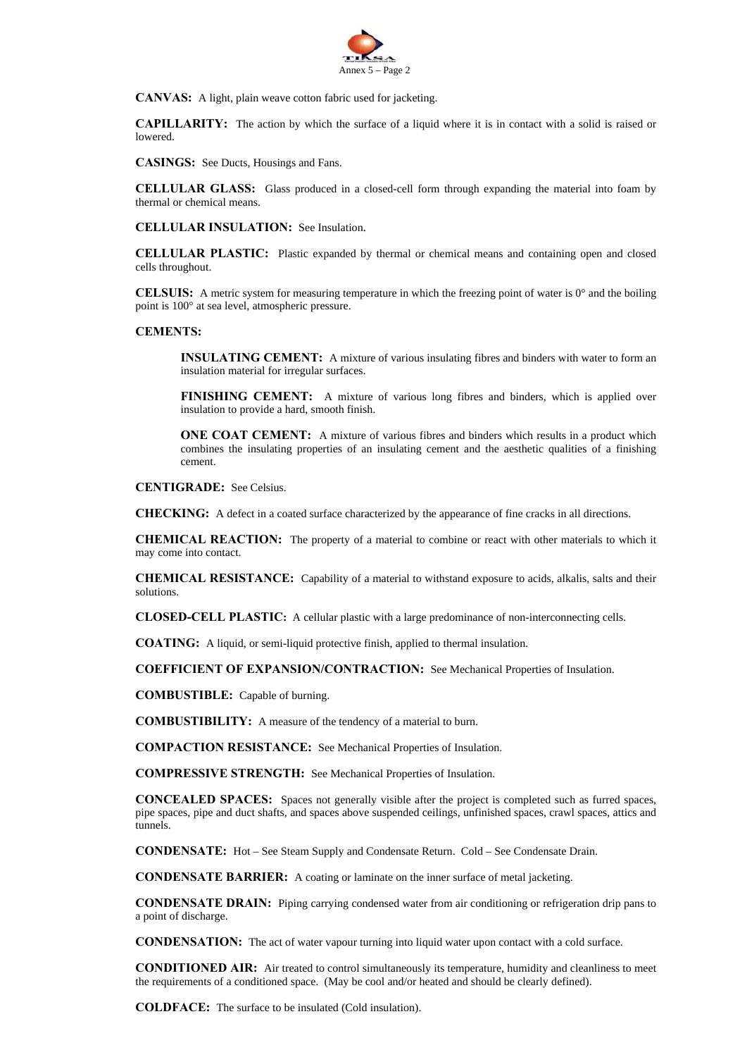**CANVAS:** A light, plain weave cotton fabric used for jacketing.

**CAPILLARITY:** The action by which the surface of a liquid where it is in contact with a solid is raised or lowered.

**CASINGS:** See Ducts, Housings and Fans.

**CELLULAR GLASS:** Glass produced in a closed-cell form through expanding the material into foam by thermal or chemical means.

**CELLULAR INSULATION:** See Insulation.

**CELLULAR PLASTIC:** Plastic expanded by thermal or chemical means and containing open and closed cells throughout.

**CELSUIS:** A metric system for measuring temperature in which the freezing point of water is 0° and the boiling point is 100° at sea level, atmospheric pressure.

**CEMENTS:**

> **INSULATING CEMENT:** A mixture of various insulating fibres and binders with water to form an insulation material for irregular surfaces.
>
> **FINISHING CEMENT:** A mixture of various long fibres and binders, which is applied over insulation to provide a hard, smooth finish.
>
> **ONE COAT CEMENT:** A mixture of various fibres and binders which results in a product which combines the insulating properties of an insulating cement and the aesthetic qualities of a finishing cement.

**CENTIGRADE:** See Celsius.

**CHECKING:** A defect in a coated surface characterized by the appearance of fine cracks in all directions.

**CHEMICAL REACTION:** The property of a material to combine or react with other materials to which it may come into contact.

**CHEMICAL RESISTANCE:** Capability of a material to withstand exposure to acids, alkalis, salts and their solutions.

**CLOSED-CELL PLASTIC:** A cellular plastic with a large predominance of non-interconnecting cells.

**COATING:** A liquid, or semi-liquid protective finish, applied to thermal insulation.

**COEFFICIENT OF EXPANSION/CONTRACTION:** See Mechanical Properties of Insulation.

**COMBUSTIBLE:** Capable of burning.

**COMBUSTIBILITY:** A measure of the tendency of a material to burn.

**COMPACTION RESISTANCE:** See Mechanical Properties of Insulation.

**COMPRESSIVE STRENGTH:** See Mechanical Properties of Insulation.

**CONCEALED SPACES:** Spaces not generally visible after the project is completed such as furred spaces, pipe spaces, pipe and duct shafts, and spaces above suspended ceilings, unfinished spaces, crawl spaces, attics and tunnels.

**CONDENSATE:** Hot – See Steam Supply and Condensate Return. Cold – See Condensate Drain.

**CONDENSATE BARRIER:** A coating or laminate on the inner surface of metal jacketing.

**CONDENSATE DRAIN:** Piping carrying condensed water from air conditioning or refrigeration drip pans to a point of discharge.

**CONDENSATION:** The act of water vapour turning into liquid water upon contact with a cold surface.

**CONDITIONED AIR:** Air treated to control simultaneously its temperature, humidity and cleanliness to meet the requirements of a conditioned space. (May be cool and/or heated and should be clearly defined).

**COLDFACE:** The surface to be insulated (Cold insulation).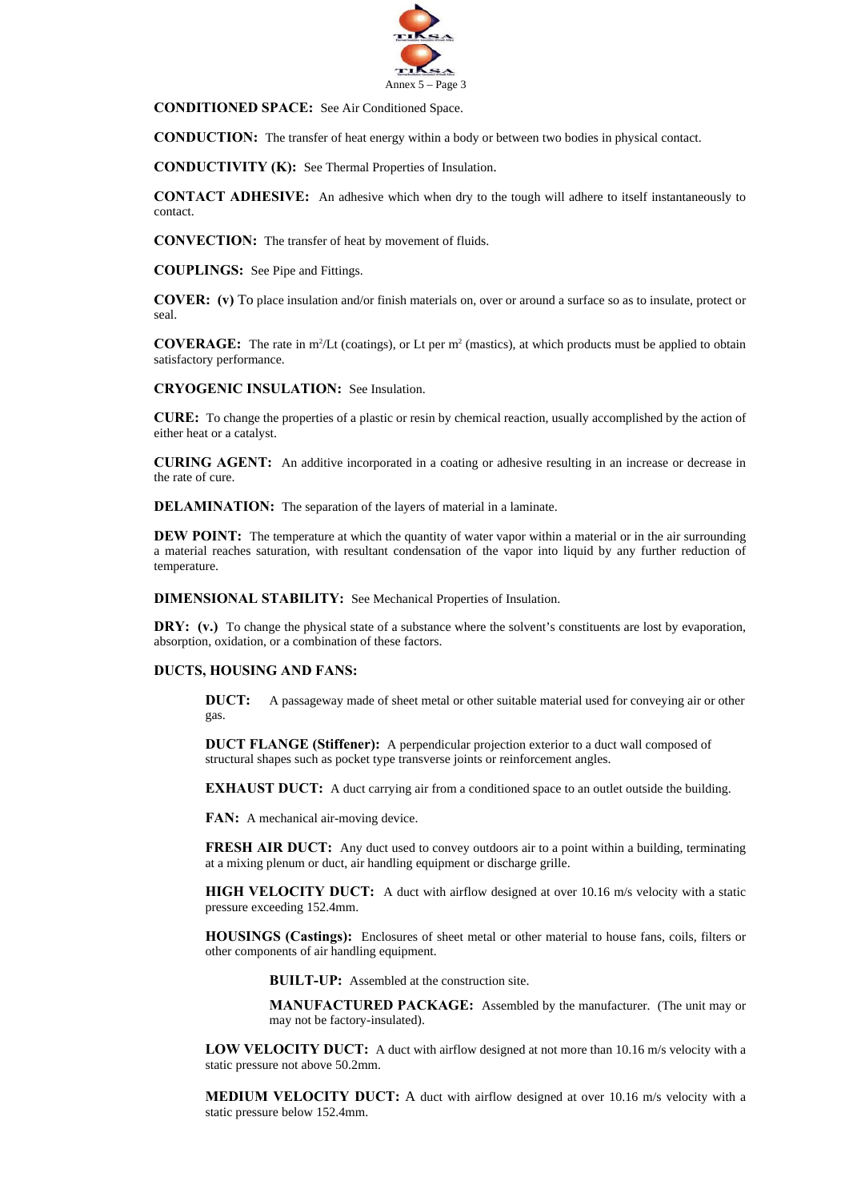**CONDITIONED SPACE:** See Air Conditioned Space.

**CONDUCTION:** The transfer of heat energy within a body or between two bodies in physical contact.

**CONDUCTIVITY (K):** See Thermal Properties of Insulation.

**CONTACT ADHESIVE:** An adhesive which when dry to the tough will adhere to itself instantaneously to contact.

**CONVECTION:** The transfer of heat by movement of fluids.

**COUPLINGS:** See Pipe and Fittings.

**COVER: (v)** To place insulation and/or finish materials on, over or around a surface so as to insulate, protect or seal.

**COVERAGE:** The rate in $m^2$/Lt (coatings), or Lt per $m^2$ (mastics), at which products must be applied to obtain satisfactory performance.

**CRYOGENIC INSULATION:** See Insulation.

**CURE:** To change the properties of a plastic or resin by chemical reaction, usually accomplished by the action of either heat or a catalyst.

**CURING AGENT:** An additive incorporated in a coating or adhesive resulting in an increase or decrease in the rate of cure.

**DELAMINATION:** The separation of the layers of material in a laminate.

**DEW POINT:** The temperature at which the quantity of water vapor within a material or in the air surrounding a material reaches saturation, with resultant condensation of the vapor into liquid by any further reduction of temperature.

**DIMENSIONAL STABILITY:** See Mechanical Properties of Insulation.

**DRY: (v.)** To change the physical state of a substance where the solvent's constituents are lost by evaporation, absorption, oxidation, or a combination of these factors.

**DUCTS, HOUSING AND FANS:**

> **DUCT:** A passageway made of sheet metal or other suitable material used for conveying air or other gas.
>
> **DUCT FLANGE (Stiffener):** A perpendicular projection exterior to a duct wall composed of structural shapes such as pocket type transverse joints or reinforcement angles.
>
> **EXHAUST DUCT:** A duct carrying air from a conditioned space to an outlet outside the building.
>
> **FAN:** A mechanical air-moving device.
>
> **FRESH AIR DUCT:** Any duct used to convey outdoors air to a point within a building, terminating at a mixing plenum or duct, air handling equipment or discharge grille.
>
> **HIGH VELOCITY DUCT:** A duct with airflow designed at over 10.16 m/s velocity with a static pressure exceeding 152.4mm.
>
> **HOUSINGS (Castings):** Enclosures of sheet metal or other material to house fans, coils, filters or other components of air handling equipment.
>
> > **BUILT-UP:** Assembled at the construction site.
> >
> > **MANUFACTURED PACKAGE:** Assembled by the manufacturer. (The unit may or may not be factory-insulated).
>
> **LOW VELOCITY DUCT:** A duct with airflow designed at not more than 10.16 m/s velocity with a static pressure not above 50.2mm.
>
> **MEDIUM VELOCITY DUCT:** A duct with airflow designed at over 10.16 m/s velocity with a static pressure below 152.4mm.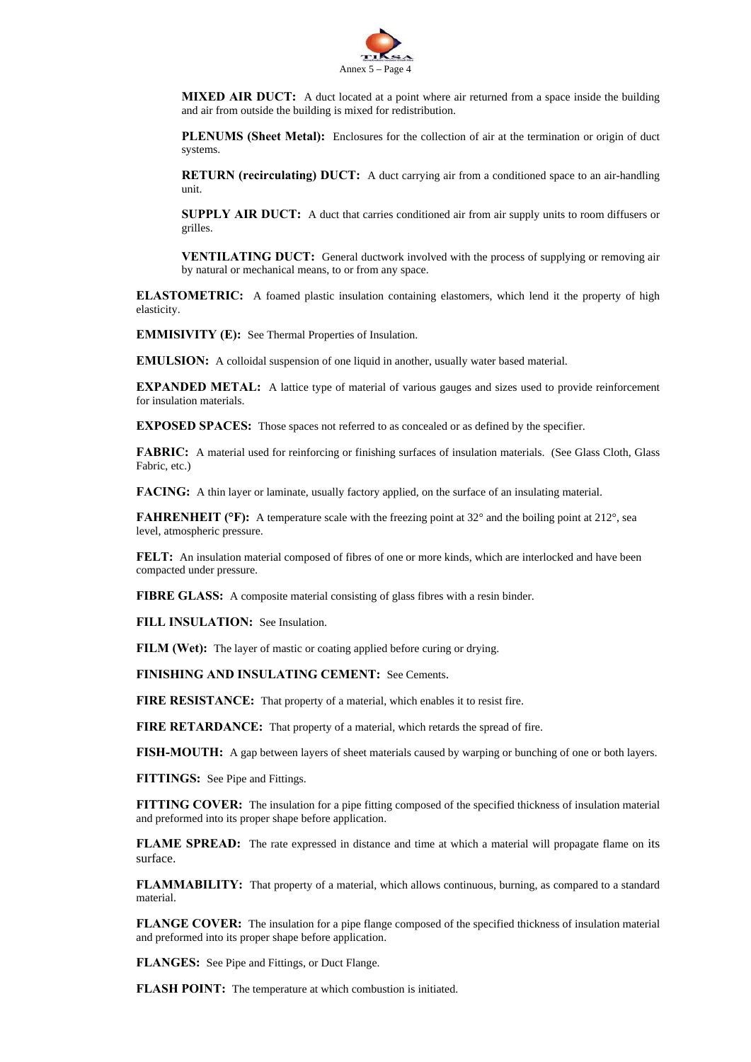**MIXED AIR DUCT:** A duct located at a point where air returned from a space inside the building and air from outside the building is mixed for redistribution.

**PLENUMS (Sheet Metal):** Enclosures for the collection of air at the termination or origin of duct systems.

**RETURN (recirculating) DUCT:** A duct carrying air from a conditioned space to an air-handling unit.

**SUPPLY AIR DUCT:** A duct that carries conditioned air from air supply units to room diffusers or grilles.

**VENTILATING DUCT:** General ductwork involved with the process of supplying or removing air by natural or mechanical means, to or from any space.

**ELASTOMETRIC:** A foamed plastic insulation containing elastomers, which lend it the property of high elasticity.

**EMMISIVITY (E):** See Thermal Properties of Insulation.

**EMULSION:** A colloidal suspension of one liquid in another, usually water based material.

**EXPANDED METAL:** A lattice type of material of various gauges and sizes used to provide reinforcement for insulation materials.

**EXPOSED SPACES:** Those spaces not referred to as concealed or as defined by the specifier.

**FABRIC:** A material used for reinforcing or finishing surfaces of insulation materials. (See Glass Cloth, Glass Fabric, etc.)

**FACING:** A thin layer or laminate, usually factory applied, on the surface of an insulating material.

**FAHRENHEIT (°F):** A temperature scale with the freezing point at 32° and the boiling point at 212°, sea level, atmospheric pressure.

**FELT:** An insulation material composed of fibres of one or more kinds, which are interlocked and have been compacted under pressure.

**FIBRE GLASS:** A composite material consisting of glass fibres with a resin binder.

**FILL INSULATION:** See Insulation.

**FILM (Wet):** The layer of mastic or coating applied before curing or drying.

**FINISHING AND INSULATING CEMENT:** See Cements.

**FIRE RESISTANCE:** That property of a material, which enables it to resist fire.

**FIRE RETARDANCE:** That property of a material, which retards the spread of fire.

**FISH-MOUTH:** A gap between layers of sheet materials caused by warping or bunching of one or both layers.

**FITTINGS:** See Pipe and Fittings.

**FITTING COVER:** The insulation for a pipe fitting composed of the specified thickness of insulation material and preformed into its proper shape before application.

**FLAME SPREAD:** The rate expressed in distance and time at which a material will propagate flame on its surface.

**FLAMMABILITY:** That property of a material, which allows continuous, burning, as compared to a standard material.

**FLANGE COVER:** The insulation for a pipe flange composed of the specified thickness of insulation material and preformed into its proper shape before application.

**FLANGES:** See Pipe and Fittings, or Duct Flange.

**FLASH POINT:** The temperature at which combustion is initiated.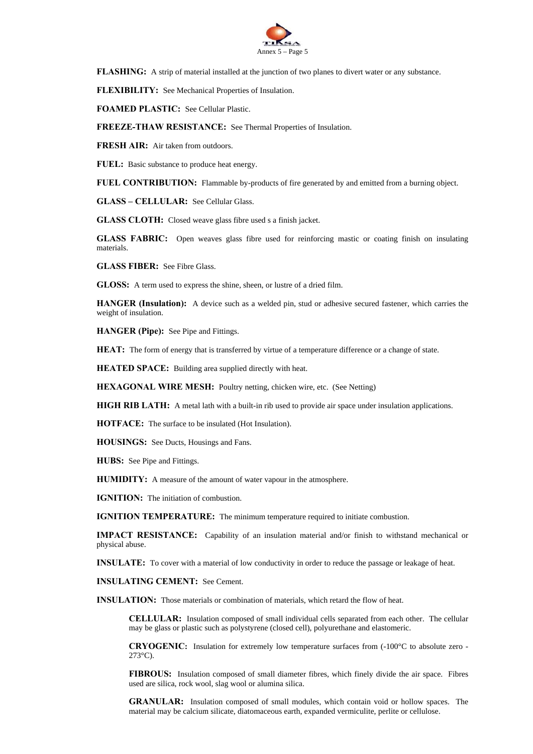**FLASHING:** A strip of material installed at the junction of two planes to divert water or any substance.

**FLEXIBILITY:** See Mechanical Properties of Insulation.

**FOAMED PLASTIC:** See Cellular Plastic.

**FREEZE-THAW RESISTANCE:** See Thermal Properties of Insulation.

**FRESH AIR:** Air taken from outdoors.

**FUEL:** Basic substance to produce heat energy.

**FUEL CONTRIBUTION:** Flammable by-products of fire generated by and emitted from a burning object.

**GLASS – CELLULAR:** See Cellular Glass.

**GLASS CLOTH:** Closed weave glass fibre used s a finish jacket.

**GLASS FABRIC:** Open weaves glass fibre used for reinforcing mastic or coating finish on insulating materials.

**GLASS FIBER:** See Fibre Glass.

**GLOSS:** A term used to express the shine, sheen, or lustre of a dried film.

**HANGER (Insulation):** A device such as a welded pin, stud or adhesive secured fastener, which carries the weight of insulation.

**HANGER (Pipe):** See Pipe and Fittings.

**HEAT:** The form of energy that is transferred by virtue of a temperature difference or a change of state.

**HEATED SPACE:** Building area supplied directly with heat.

**HEXAGONAL WIRE MESH:** Poultry netting, chicken wire, etc. (See Netting)

**HIGH RIB LATH:** A metal lath with a built-in rib used to provide air space under insulation applications.

**HOTFACE:** The surface to be insulated (Hot Insulation).

**HOUSINGS:** See Ducts, Housings and Fans.

**HUBS:** See Pipe and Fittings.

**HUMIDITY:** A measure of the amount of water vapour in the atmosphere.

**IGNITION:** The initiation of combustion.

**IGNITION TEMPERATURE:** The minimum temperature required to initiate combustion.

**IMPACT RESISTANCE:** Capability of an insulation material and/or finish to withstand mechanical or physical abuse.

**INSULATE:** To cover with a material of low conductivity in order to reduce the passage or leakage of heat.

**INSULATING CEMENT:** See Cement.

**INSULATION:** Those materials or combination of materials, which retard the flow of heat.

> **CELLULAR:** Insulation composed of small individual cells separated from each other. The cellular may be glass or plastic such as polystyrene (closed cell), polyurethane and elastomeric.
>
> **CRYOGENIC:** Insulation for extremely low temperature surfaces from (-100°C to absolute zero -273°C).
>
> **FIBROUS:** Insulation composed of small diameter fibres, which finely divide the air space. Fibres used are silica, rock wool, slag wool or alumina silica.
>
> **GRANULAR:** Insulation composed of small modules, which contain void or hollow spaces. The material may be calcium silicate, diatomaceous earth, expanded vermiculite, perlite or cellulose.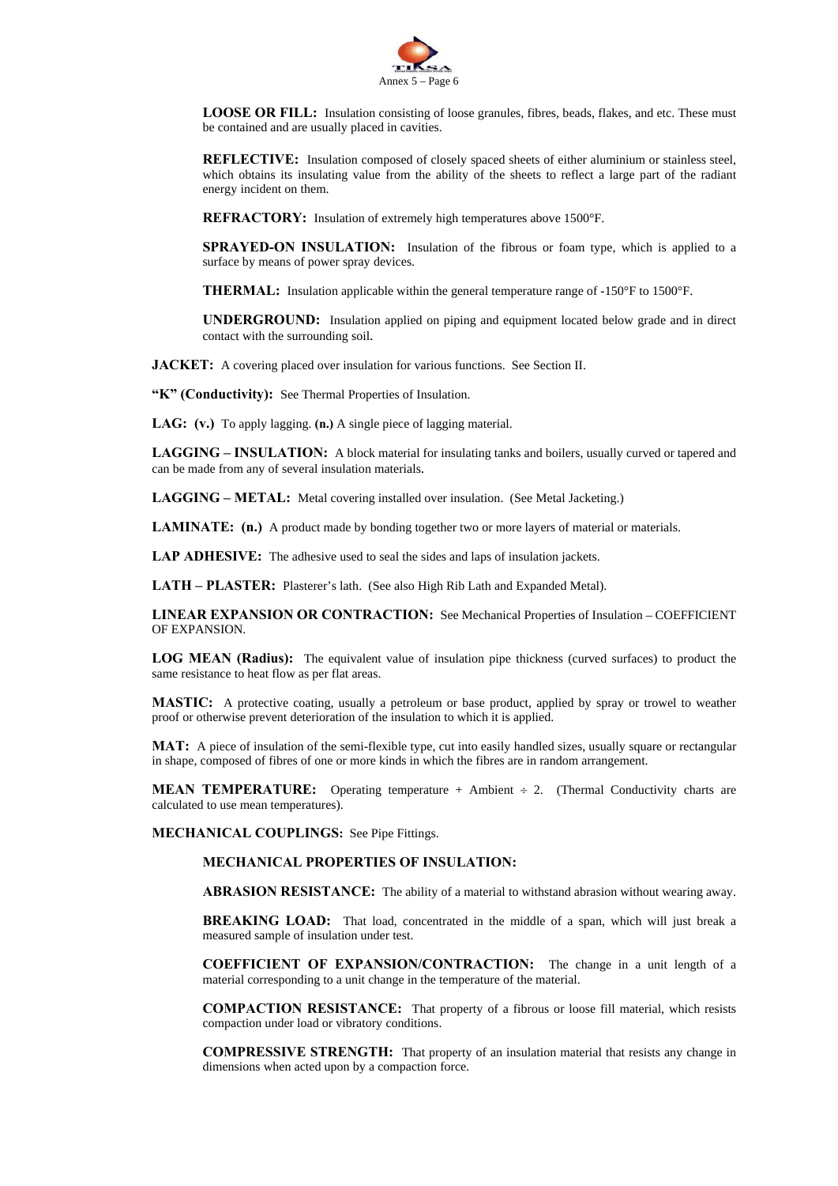**LOOSE OR FILL:** Insulation consisting of loose granules, fibres, beads, flakes, and etc. These must be contained and are usually placed in cavities.

**REFLECTIVE:** Insulation composed of closely spaced sheets of either aluminium or stainless steel, which obtains its insulating value from the ability of the sheets to reflect a large part of the radiant energy incident on them.

**REFRACTORY:** Insulation of extremely high temperatures above 1500°F.

**SPRAYED-ON INSULATION:** Insulation of the fibrous or foam type, which is applied to a surface by means of power spray devices.

**THERMAL:** Insulation applicable within the general temperature range of -150°F to 1500°F.

**UNDERGROUND:** Insulation applied on piping and equipment located below grade and in direct contact with the surrounding soil.

**JACKET:** A covering placed over insulation for various functions. See Section II.

**"K" (Conductivity):** See Thermal Properties of Insulation.

**LAG: (v.)** To apply lagging. **(n.)** A single piece of lagging material.

**LAGGING – INSULATION:** A block material for insulating tanks and boilers, usually curved or tapered and can be made from any of several insulation materials.

**LAGGING – METAL:** Metal covering installed over insulation. (See Metal Jacketing.)

**LAMINATE: (n.)** A product made by bonding together two or more layers of material or materials.

**LAP ADHESIVE:** The adhesive used to seal the sides and laps of insulation jackets.

**LATH – PLASTER:** Plasterer's lath. (See also High Rib Lath and Expanded Metal).

**LINEAR EXPANSION OR CONTRACTION:** See Mechanical Properties of Insulation – COEFFICIENT OF EXPANSION.

**LOG MEAN (Radius):** The equivalent value of insulation pipe thickness (curved surfaces) to product the same resistance to heat flow as per flat areas.

**MASTIC:** A protective coating, usually a petroleum or base product, applied by spray or trowel to weather proof or otherwise prevent deterioration of the insulation to which it is applied.

**MAT:** A piece of insulation of the semi-flexible type, cut into easily handled sizes, usually square or rectangular in shape, composed of fibres of one or more kinds in which the fibres are in random arrangement.

**MEAN TEMPERATURE:** Operating temperature + Ambient ÷ 2. (Thermal Conductivity charts are calculated to use mean temperatures).

**MECHANICAL COUPLINGS:** See Pipe Fittings.

**MECHANICAL PROPERTIES OF INSULATION:**

**ABRASION RESISTANCE:** The ability of a material to withstand abrasion without wearing away.

**BREAKING LOAD:** That load, concentrated in the middle of a span, which will just break a measured sample of insulation under test.

**COEFFICIENT OF EXPANSION/CONTRACTION:** The change in a unit length of a material corresponding to a unit change in the temperature of the material.

**COMPACTION RESISTANCE:** That property of a fibrous or loose fill material, which resists compaction under load or vibratory conditions.

**COMPRESSIVE STRENGTH:** That property of an insulation material that resists any change in dimensions when acted upon by a compaction force.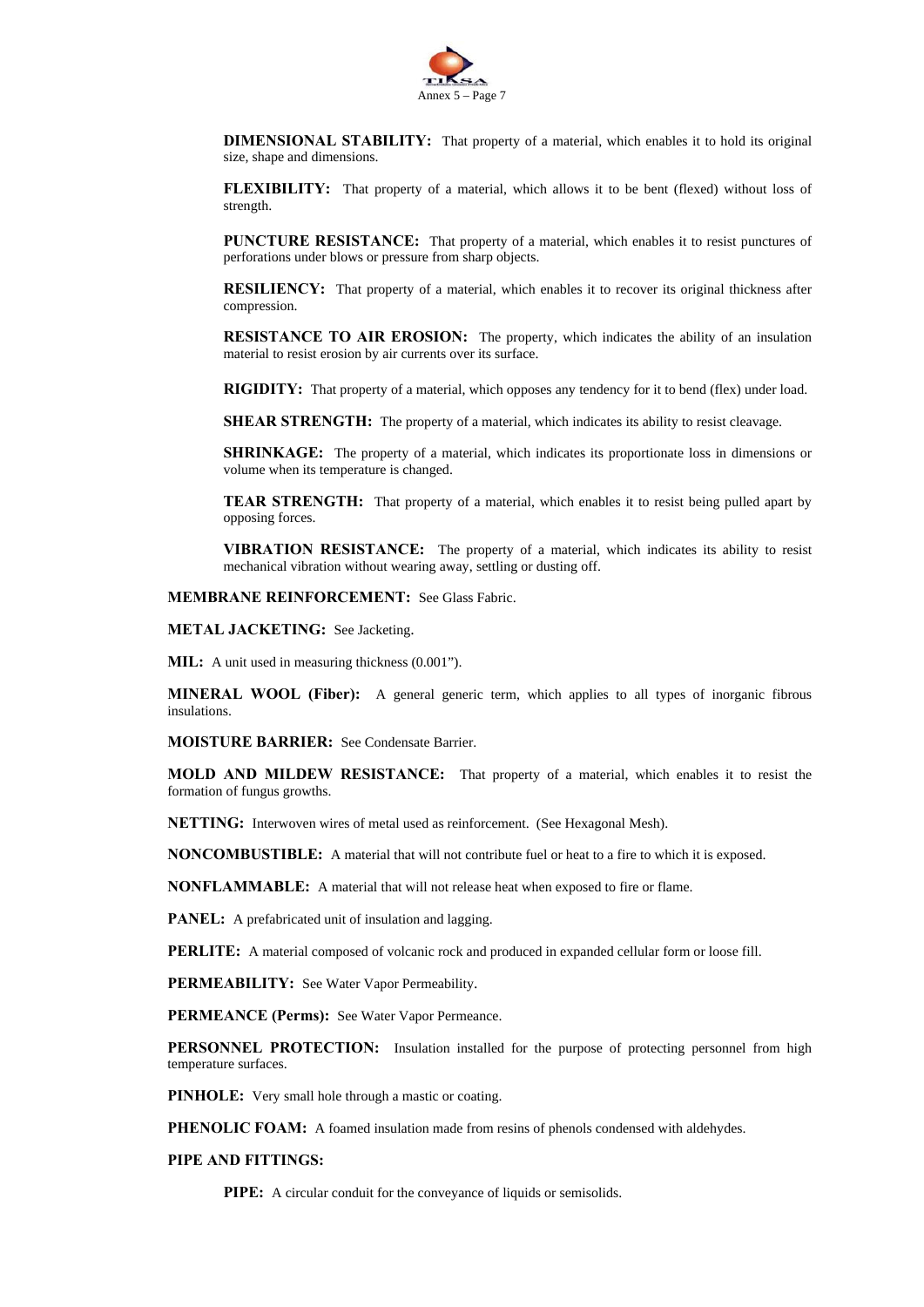**DIMENSIONAL STABILITY:** That property of a material, which enables it to hold its original size, shape and dimensions.

**FLEXIBILITY:** That property of a material, which allows it to be bent (flexed) without loss of strength.

**PUNCTURE RESISTANCE:** That property of a material, which enables it to resist punctures of perforations under blows or pressure from sharp objects.

**RESILIENCY:** That property of a material, which enables it to recover its original thickness after compression.

**RESISTANCE TO AIR EROSION:** The property, which indicates the ability of an insulation material to resist erosion by air currents over its surface.

**RIGIDITY:** That property of a material, which opposes any tendency for it to bend (flex) under load.

**SHEAR STRENGTH:** The property of a material, which indicates its ability to resist cleavage.

**SHRINKAGE:** The property of a material, which indicates its proportionate loss in dimensions or volume when its temperature is changed.

**TEAR STRENGTH:** That property of a material, which enables it to resist being pulled apart by opposing forces.

**VIBRATION RESISTANCE:** The property of a material, which indicates its ability to resist mechanical vibration without wearing away, settling or dusting off.

**MEMBRANE REINFORCEMENT:** See Glass Fabric.

**METAL JACKETING:** See Jacketing.

**MIL:** A unit used in measuring thickness (0.001").

**MINERAL WOOL (Fiber):** A general generic term, which applies to all types of inorganic fibrous insulations.

**MOISTURE BARRIER:** See Condensate Barrier.

**MOLD AND MILDEW RESISTANCE:** That property of a material, which enables it to resist the formation of fungus growths.

**NETTING:** Interwoven wires of metal used as reinforcement. (See Hexagonal Mesh).

**NONCOMBUSTIBLE:** A material that will not contribute fuel or heat to a fire to which it is exposed.

**NONFLAMMABLE:** A material that will not release heat when exposed to fire or flame.

**PANEL:** A prefabricated unit of insulation and lagging.

**PERLITE:** A material composed of volcanic rock and produced in expanded cellular form or loose fill.

**PERMEABILITY:** See Water Vapor Permeability.

**PERMEANCE (Perms):** See Water Vapor Permeance.

**PERSONNEL PROTECTION:** Insulation installed for the purpose of protecting personnel from high temperature surfaces.

**PINHOLE:** Very small hole through a mastic or coating.

**PHENOLIC FOAM:** A foamed insulation made from resins of phenols condensed with aldehydes.

**PIPE AND FITTINGS:**

**PIPE:** A circular conduit for the conveyance of liquids or semisolids.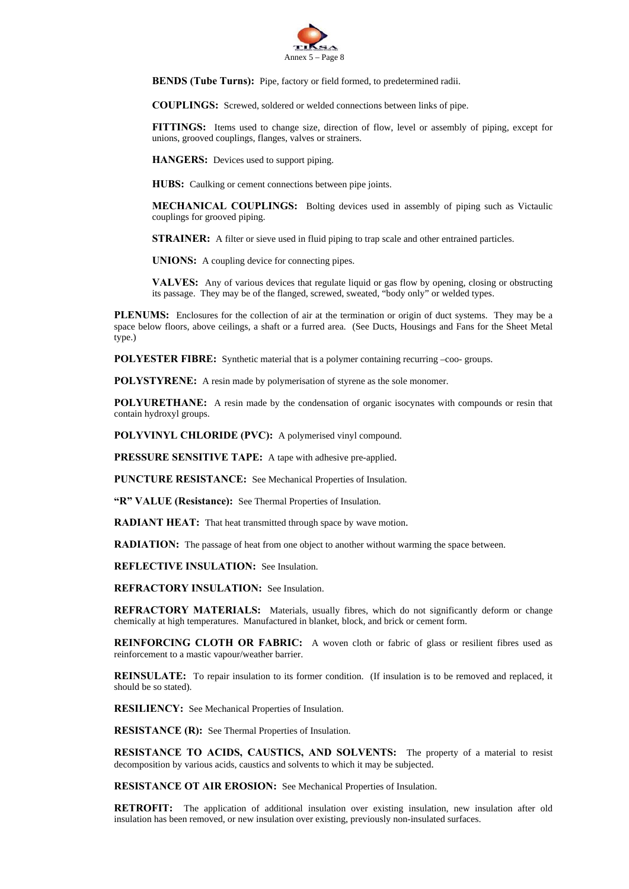**BENDS (Tube Turns):** Pipe, factory or field formed, to predetermined radii.

**COUPLINGS:** Screwed, soldered or welded connections between links of pipe.

**FITTINGS:** Items used to change size, direction of flow, level or assembly of piping, except for unions, grooved couplings, flanges, valves or strainers.

**HANGERS:** Devices used to support piping.

**HUBS:** Caulking or cement connections between pipe joints.

**MECHANICAL COUPLINGS:** Bolting devices used in assembly of piping such as Victaulic couplings for grooved piping.

**STRAINER:** A filter or sieve used in fluid piping to trap scale and other entrained particles.

**UNIONS:** A coupling device for connecting pipes.

**VALVES:** Any of various devices that regulate liquid or gas flow by opening, closing or obstructing its passage. They may be of the flanged, screwed, sweated, "body only" or welded types.

**PLENUMS:** Enclosures for the collection of air at the termination or origin of duct systems. They may be a space below floors, above ceilings, a shaft or a furred area. (See Ducts, Housings and Fans for the Sheet Metal type.)

**POLYESTER FIBRE:** Synthetic material that is a polymer containing recurring –coo- groups.

**POLYSTYRENE:** A resin made by polymerisation of styrene as the sole monomer.

**POLYURETHANE:** A resin made by the condensation of organic isocynates with compounds or resin that contain hydroxyl groups.

**POLYVINYL CHLORIDE (PVC):** A polymerised vinyl compound.

**PRESSURE SENSITIVE TAPE:** A tape with adhesive pre-applied.

**PUNCTURE RESISTANCE:** See Mechanical Properties of Insulation.

**"R" VALUE (Resistance):** See Thermal Properties of Insulation.

**RADIANT HEAT:** That heat transmitted through space by wave motion.

**RADIATION:** The passage of heat from one object to another without warming the space between.

**REFLECTIVE INSULATION:** See Insulation.

**REFRACTORY INSULATION:** See Insulation.

**REFRACTORY MATERIALS:** Materials, usually fibres, which do not significantly deform or change chemically at high temperatures. Manufactured in blanket, block, and brick or cement form.

**REINFORCING CLOTH OR FABRIC:** A woven cloth or fabric of glass or resilient fibres used as reinforcement to a mastic vapour/weather barrier.

**REINSULATE:** To repair insulation to its former condition. (If insulation is to be removed and replaced, it should be so stated).

**RESILIENCY:** See Mechanical Properties of Insulation.

**RESISTANCE (R):** See Thermal Properties of Insulation.

**RESISTANCE TO ACIDS, CAUSTICS, AND SOLVENTS:** The property of a material to resist decomposition by various acids, caustics and solvents to which it may be subjected.

**RESISTANCE OT AIR EROSION:** See Mechanical Properties of Insulation.

**RETROFIT:** The application of additional insulation over existing insulation, new insulation after old insulation has been removed, or new insulation over existing, previously non-insulated surfaces.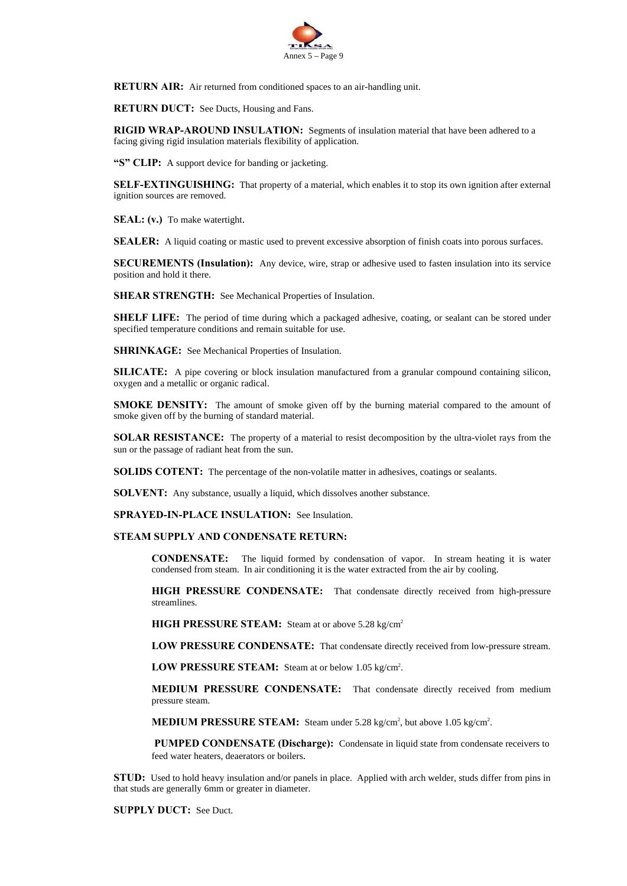**RETURN AIR:** Air returned from conditioned spaces to an air-handling unit.

**RETURN DUCT:** See Ducts, Housing and Fans.

**RIGID WRAP-AROUND INSULATION:** Segments of insulation material that have been adhered to a facing giving rigid insulation materials flexibility of application.

**"S" CLIP:** A support device for banding or jacketing.

**SELF-EXTINGUISHING:** That property of a material, which enables it to stop its own ignition after external ignition sources are removed.

**SEAL: (v.)** To make watertight.

**SEALER:** A liquid coating or mastic used to prevent excessive absorption of finish coats into porous surfaces.

**SECUREMENTS (Insulation):** Any device, wire, strap or adhesive used to fasten insulation into its service position and hold it there.

**SHEAR STRENGTH:** See Mechanical Properties of Insulation.

**SHELF LIFE:** The period of time during which a packaged adhesive, coating, or sealant can be stored under specified temperature conditions and remain suitable for use.

**SHRINKAGE:** See Mechanical Properties of Insulation.

**SILICATE:** A pipe covering or block insulation manufactured from a granular compound containing silicon, oxygen and a metallic or organic radical.

**SMOKE DENSITY:** The amount of smoke given off by the burning material compared to the amount of smoke given off by the burning of standard material.

**SOLAR RESISTANCE:** The property of a material to resist decomposition by the ultra-violet rays from the sun or the passage of radiant heat from the sun.

**SOLIDS COTENT:** The percentage of the non-volatile matter in adhesives, coatings or sealants.

**SOLVENT:** Any substance, usually a liquid, which dissolves another substance.

**SPRAYED-IN-PLACE INSULATION:** See Insulation.

**STEAM SUPPLY AND CONDENSATE RETURN:**

> **CONDENSATE:** The liquid formed by condensation of vapor. In stream heating it is water condensed from steam. In air conditioning it is the water extracted from the air by cooling.
>
> **HIGH PRESSURE CONDENSATE:** That condensate directly received from high-pressure streamlines.
>
> **HIGH PRESSURE STEAM:** Steam at or above 5.28 kg/cm$^2$
>
> **LOW PRESSURE CONDENSATE:** That condensate directly received from low-pressure stream.
>
> **LOW PRESSURE STEAM:** Steam at or below 1.05 kg/cm$^2$.
>
> **MEDIUM PRESSURE CONDENSATE:** That condensate directly received from medium pressure steam.
>
> **MEDIUM PRESSURE STEAM:** Steam under 5.28 kg/cm$^2$, but above 1.05 kg/cm$^2$.
>
> **PUMPED CONDENSATE (Discharge):** Condensate in liquid state from condensate receivers to feed water heaters, deaerators or boilers.

**STUD:** Used to hold heavy insulation and/or panels in place. Applied with arch welder, studs differ from pins in that studs are generally 6mm or greater in diameter.

**SUPPLY DUCT:** See Duct.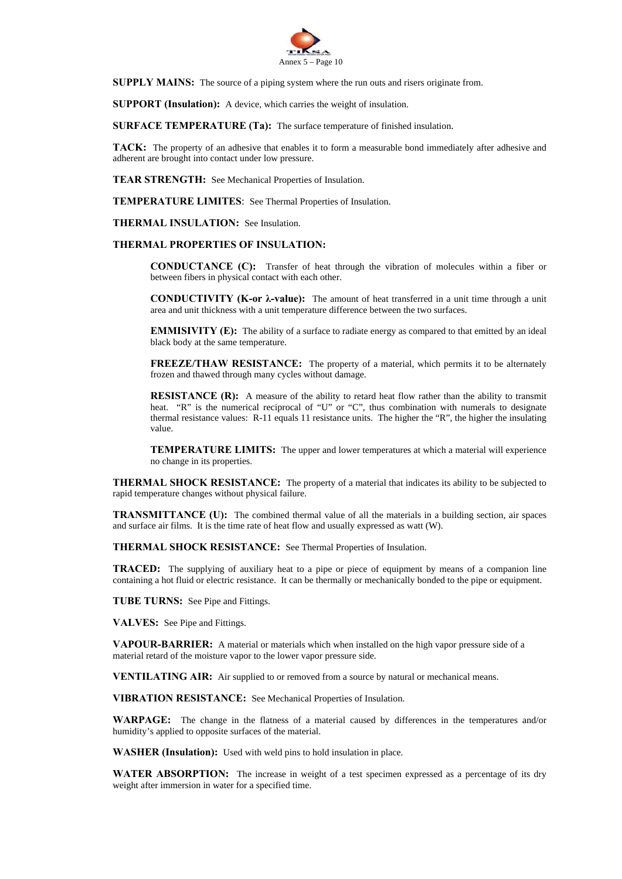**SUPPLY MAINS:** The source of a piping system where the run outs and risers originate from.

**SUPPORT (Insulation):** A device, which carries the weight of insulation.

**SURFACE TEMPERATURE (Ta):** The surface temperature of finished insulation.

**TACK:** The property of an adhesive that enables it to form a measurable bond immediately after adhesive and adherent are brought into contact under low pressure.

**TEAR STRENGTH:** See Mechanical Properties of Insulation.

**TEMPERATURE LIMITES**: See Thermal Properties of Insulation.

**THERMAL INSULATION:** See Insulation.

**THERMAL PROPERTIES OF INSULATION:**

> **CONDUCTANCE (C):** Transfer of heat through the vibration of molecules within a fiber or between fibers in physical contact with each other.
>
> **CONDUCTIVITY (K-or λ-value):** The amount of heat transferred in a unit time through a unit area and unit thickness with a unit temperature difference between the two surfaces.
>
> **EMMISIVITY (E):** The ability of a surface to radiate energy as compared to that emitted by an ideal black body at the same temperature.
>
> **FREEZE/THAW RESISTANCE:** The property of a material, which permits it to be alternately frozen and thawed through many cycles without damage.
>
> **RESISTANCE (R):** A measure of the ability to retard heat flow rather than the ability to transmit heat. "R" is the numerical reciprocal of "U" or "C", thus combination with numerals to designate thermal resistance values: R-11 equals 11 resistance units. The higher the "R", the higher the insulating value.
>
> **TEMPERATURE LIMITS:** The upper and lower temperatures at which a material will experience no change in its properties.

**THERMAL SHOCK RESISTANCE:** The property of a material that indicates its ability to be subjected to rapid temperature changes without physical failure.

**TRANSMITTANCE (U):** The combined thermal value of all the materials in a building section, air spaces and surface air films. It is the time rate of heat flow and usually expressed as watt (W).

**THERMAL SHOCK RESISTANCE:** See Thermal Properties of Insulation.

**TRACED:** The supplying of auxiliary heat to a pipe or piece of equipment by means of a companion line containing a hot fluid or electric resistance. It can be thermally or mechanically bonded to the pipe or equipment.

**TUBE TURNS:** See Pipe and Fittings.

**VALVES:** See Pipe and Fittings.

**VAPOUR-BARRIER:** A material or materials which when installed on the high vapor pressure side of a material retard of the moisture vapor to the lower vapor pressure side.

**VENTILATING AIR:** Air supplied to or removed from a source by natural or mechanical means.

**VIBRATION RESISTANCE:** See Mechanical Properties of Insulation.

**WARPAGE:** The change in the flatness of a material caused by differences in the temperatures and/or humidity's applied to opposite surfaces of the material.

**WASHER (Insulation):** Used with weld pins to hold insulation in place.

**WATER ABSORPTION:** The increase in weight of a test specimen expressed as a percentage of its dry weight after immersion in water for a specified time.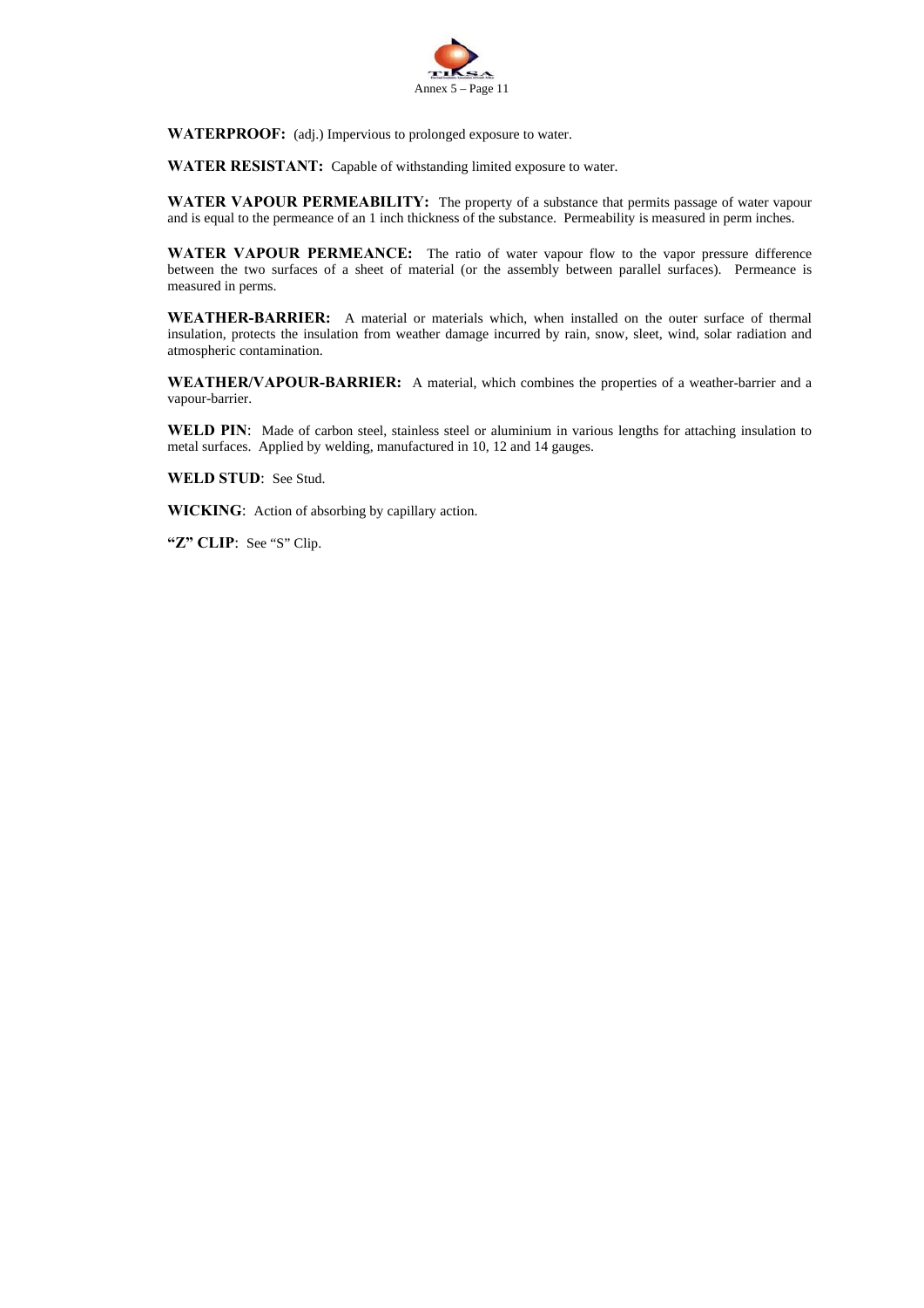**WATERPROOF:** (adj.) Impervious to prolonged exposure to water.

**WATER RESISTANT:** Capable of withstanding limited exposure to water.

**WATER VAPOUR PERMEABILITY:** The property of a substance that permits passage of water vapour and is equal to the permeance of an 1 inch thickness of the substance. Permeability is measured in perm inches.

**WATER VAPOUR PERMEANCE:** The ratio of water vapour flow to the vapor pressure difference between the two surfaces of a sheet of material (or the assembly between parallel surfaces). Permeance is measured in perms.

**WEATHER-BARRIER:** A material or materials which, when installed on the outer surface of thermal insulation, protects the insulation from weather damage incurred by rain, snow, sleet, wind, solar radiation and atmospheric contamination.

**WEATHER/VAPOUR-BARRIER:** A material, which combines the properties of a weather-barrier and a vapour-barrier.

**WELD PIN**: Made of carbon steel, stainless steel or aluminium in various lengths for attaching insulation to metal surfaces. Applied by welding, manufactured in 10, 12 and 14 gauges.

**WELD STUD**: See Stud.

**WICKING**: Action of absorbing by capillary action.

**"Z" CLIP**: See "S" Clip.